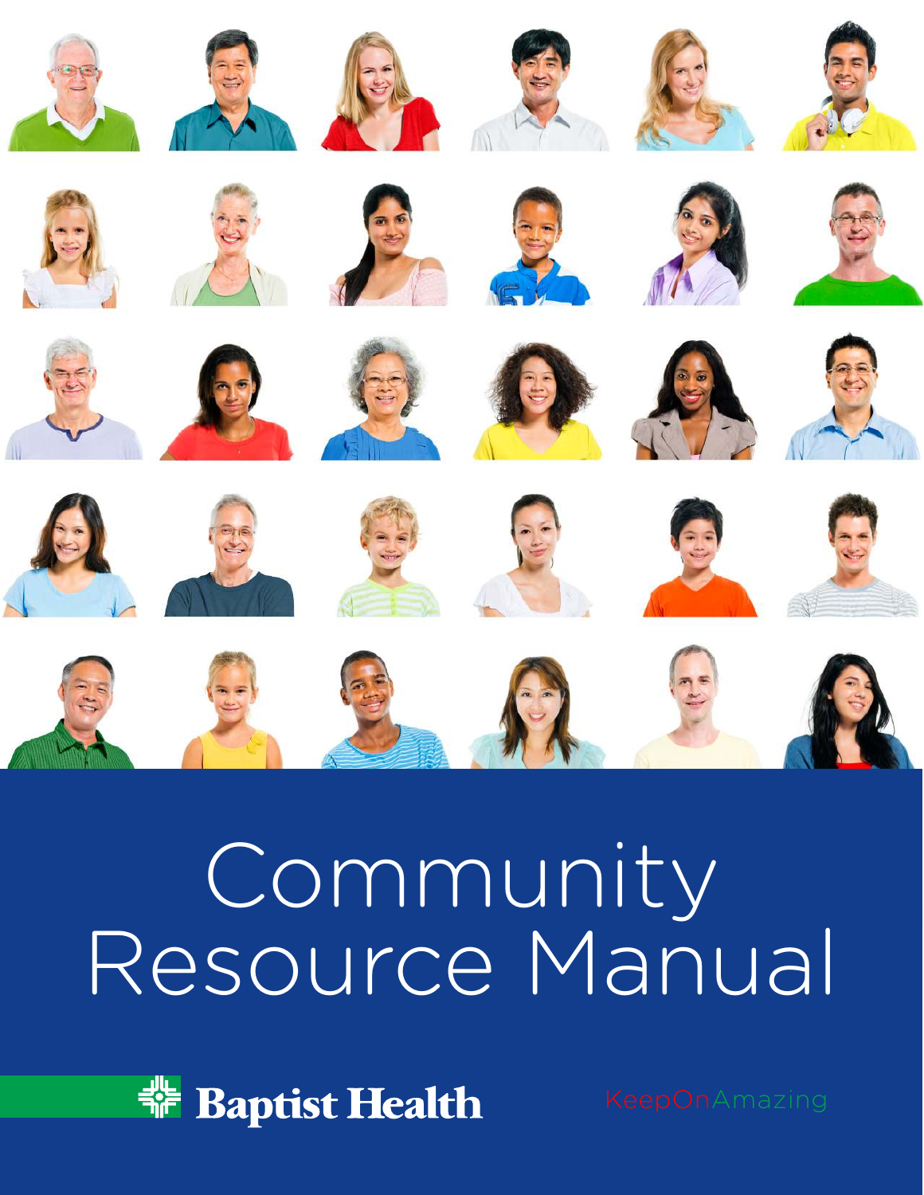# Community Resource Manual

Baptist Health

KeepOnAmazing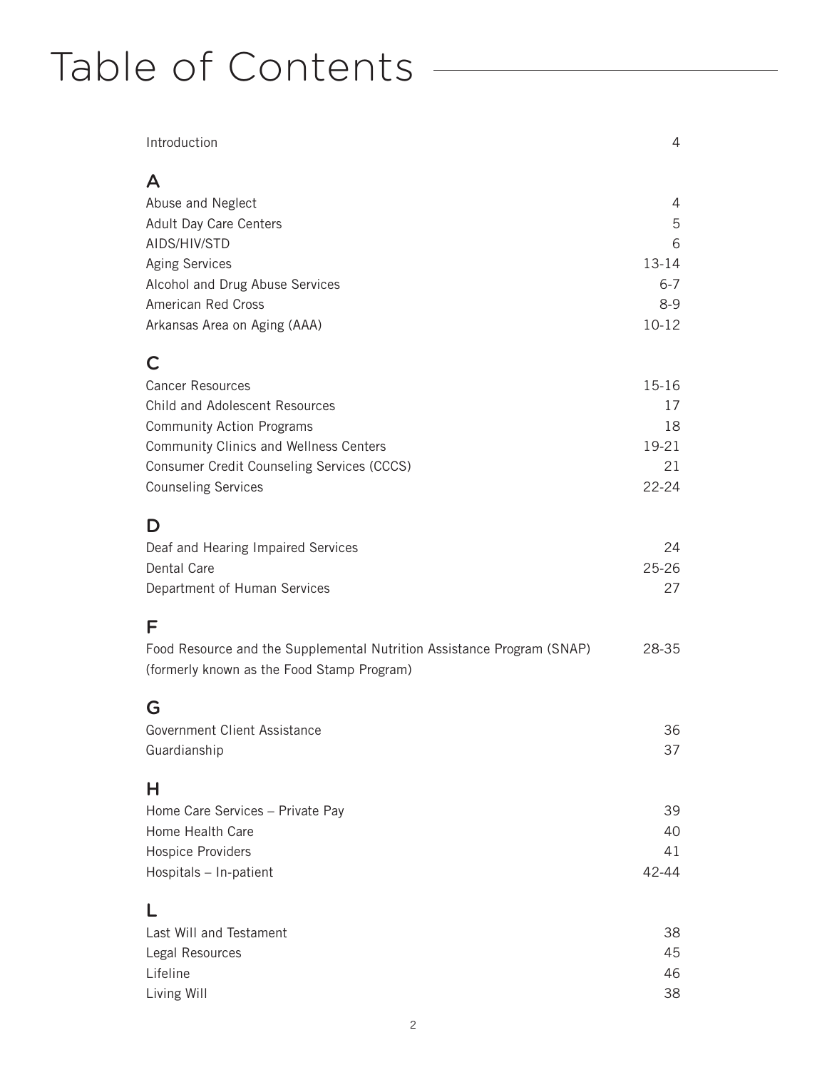# Table of Contents

| | |
|---|---|
| Introduction | 4 |

## A

| | |
|---|---|
| Abuse and Neglect | 4 |
| Adult Day Care Centers | 5 |
| AIDS/HIV/STD | 6 |
| Aging Services | 13-14 |
| Alcohol and Drug Abuse Services | 6-7 |
| American Red Cross | 8-9 |
| Arkansas Area on Aging (AAA) | 10-12 |

## C

| | |
|---|---|
| Cancer Resources | 15-16 |
| Child and Adolescent Resources | 17 |
| Community Action Programs | 18 |
| Community Clinics and Wellness Centers | 19-21 |
| Consumer Credit Counseling Services (CCCS) | 21 |
| Counseling Services | 22-24 |

## D

| | |
|---|---|
| Deaf and Hearing Impaired Services | 24 |
| Dental Care | 25-26 |
| Department of Human Services | 27 |

## F

| | |
|---|---|
| Food Resource and the Supplemental Nutrition Assistance Program (SNAP) (formerly known as the Food Stamp Program) | 28-35 |

## G

| | |
|---|---|
| Government Client Assistance | 36 |
| Guardianship | 37 |

## H

| | |
|---|---|
| Home Care Services – Private Pay | 39 |
| Home Health Care | 40 |
| Hospice Providers | 41 |
| Hospitals – In-patient | 42-44 |

## L

| | |
|---|---|
| Last Will and Testament | 38 |
| Legal Resources | 45 |
| Lifeline | 46 |
| Living Will | 38 |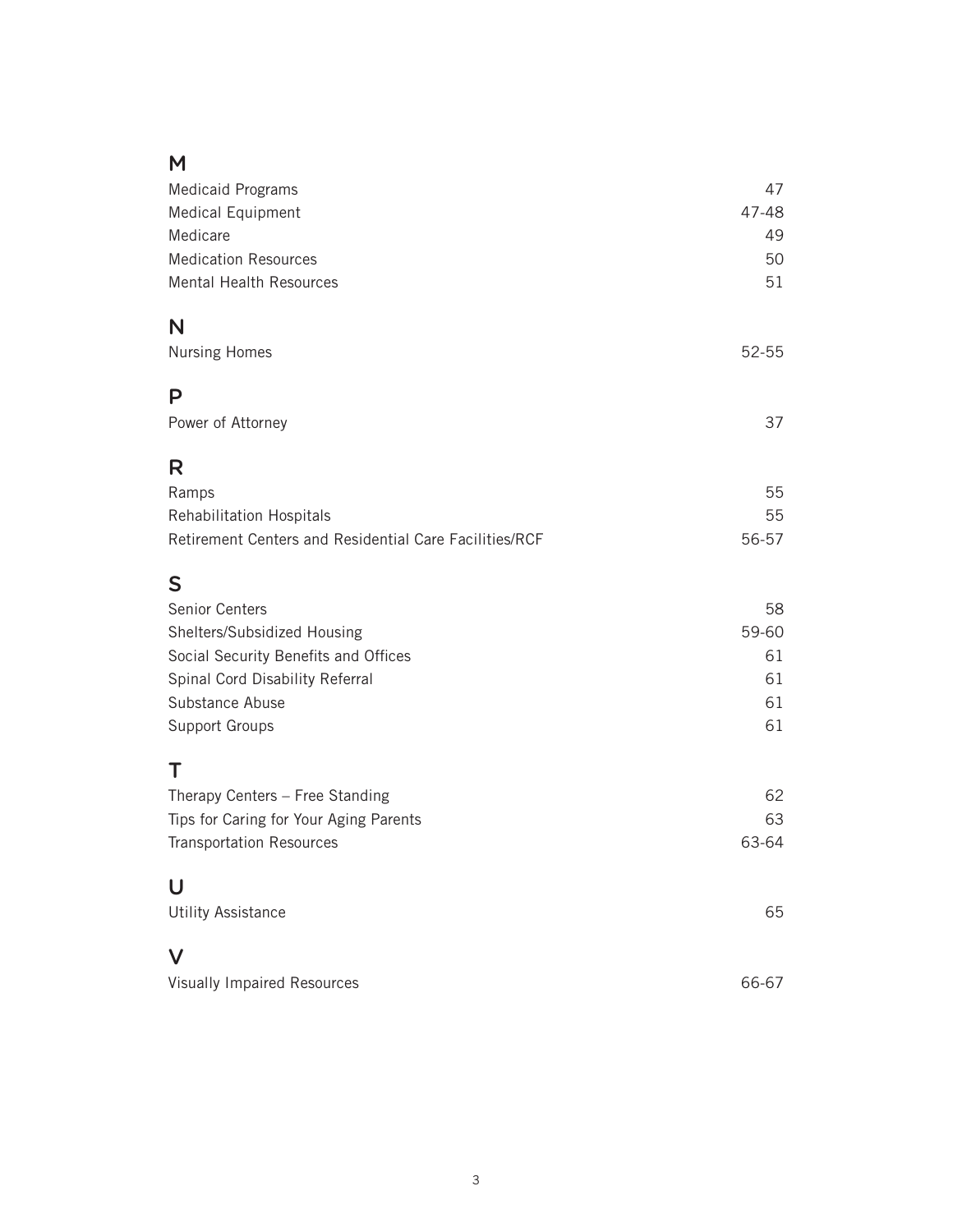## M

| | |
|---|---|
| Medicaid Programs | 47 |
| Medical Equipment | 47-48 |
| Medicare | 49 |
| Medication Resources | 50 |
| Mental Health Resources | 51 |

## N

| | |
|---|---|
| Nursing Homes | 52-55 |

## P

| | |
|---|---|
| Power of Attorney | 37 |

## R

| | |
|---|---|
| Ramps | 55 |
| Rehabilitation Hospitals | 55 |
| Retirement Centers and Residential Care Facilities/RCF | 56-57 |

## S

| | |
|---|---|
| Senior Centers | 58 |
| Shelters/Subsidized Housing | 59-60 |
| Social Security Benefits and Offices | 61 |
| Spinal Cord Disability Referral | 61 |
| Substance Abuse | 61 |
| Support Groups | 61 |

## T

| | |
|---|---|
| Therapy Centers – Free Standing | 62 |
| Tips for Caring for Your Aging Parents | 63 |
| Transportation Resources | 63-64 |

## U

| | |
|---|---|
| Utility Assistance | 65 |

## V

| | |
|---|---|
| Visually Impaired Resources | 66-67 |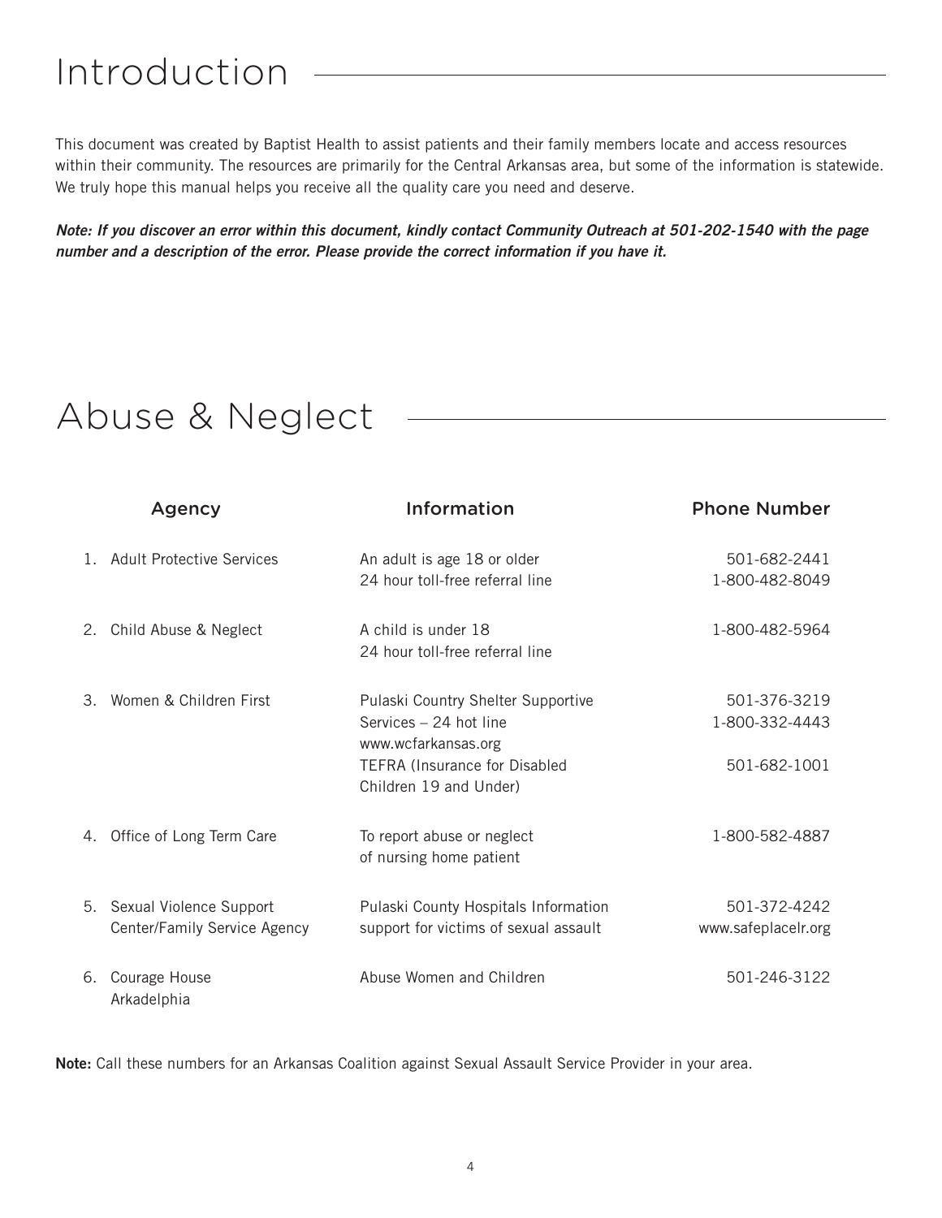# Introduction

This document was created by Baptist Health to assist patients and their family members locate and access resources within their community. The resources are primarily for the Central Arkansas area, but some of the information is statewide. We truly hope this manual helps you receive all the quality care you need and deserve.

***Note: If you discover an error within this document, kindly contact Community Outreach at 501-202-1540 with the page number and a description of the error. Please provide the correct information if you have it.***

# Abuse & Neglect

| | Agency | Information | Phone Number |
|---|---|---|---|
| 1. | Adult Protective Services | An adult is age 18 or older<br>24 hour toll-free referral line | 501-682-2441<br>1-800-482-8049 |
| 2. | Child Abuse & Neglect | A child is under 18<br>24 hour toll-free referral line | 1-800-482-5964 |
| 3. | Women & Children First | Pulaski Country Shelter Supportive Services – 24 hot line<br>www.wcfarkansas.org<br>TEFRA (Insurance for Disabled Children 19 and Under) | 501-376-3219<br>1-800-332-4443<br><br>501-682-1001 |
| 4. | Office of Long Term Care | To report abuse or neglect of nursing home patient | 1-800-582-4887 |
| 5. | Sexual Violence Support Center/Family Service Agency | Pulaski County Hospitals Information support for victims of sexual assault | 501-372-4242<br>www.safeplacelr.org |
| 6. | Courage House<br>Arkadelphia | Abuse Women and Children | 501-246-3122 |

**Note:** Call these numbers for an Arkansas Coalition against Sexual Assault Service Provider in your area.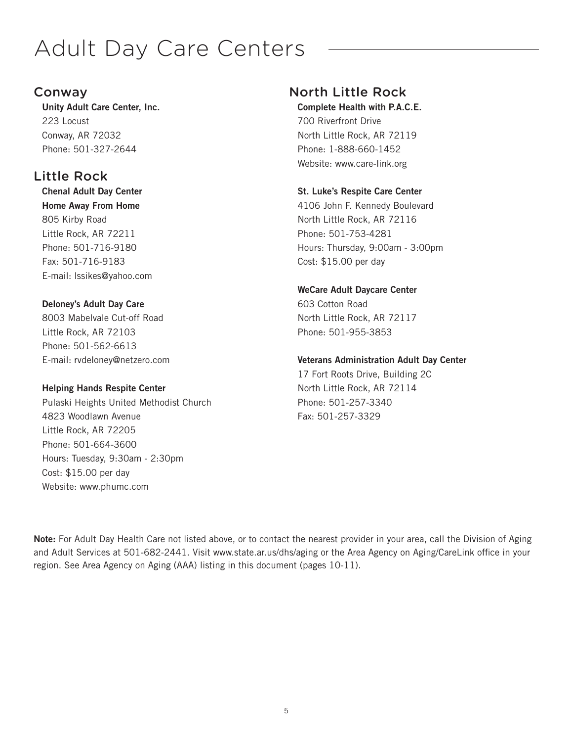# Adult Day Care Centers

## Conway

**Unity Adult Care Center, Inc.**
223 Locust
Conway, AR 72032
Phone: 501-327-2644

## Little Rock

**Chenal Adult Day Center**
**Home Away From Home**
805 Kirby Road
Little Rock, AR 72211
Phone: 501-716-9180
Fax: 501-716-9183
E-mail: lssikes@yahoo.com

**Deloney's Adult Day Care**
8003 Mabelvale Cut-off Road
Little Rock, AR 72103
Phone: 501-562-6613
E-mail: rvdeloney@netzero.com

**Helping Hands Respite Center**
Pulaski Heights United Methodist Church
4823 Woodlawn Avenue
Little Rock, AR 72205
Phone: 501-664-3600
Hours: Tuesday, 9:30am - 2:30pm
Cost: $15.00 per day
Website: www.phumc.com

## North Little Rock

**Complete Health with P.A.C.E.**
700 Riverfront Drive
North Little Rock, AR 72119
Phone: 1-888-660-1452
Website: www.care-link.org

**St. Luke's Respite Care Center**
4106 John F. Kennedy Boulevard
North Little Rock, AR 72116
Phone: 501-753-4281
Hours: Thursday, 9:00am - 3:00pm
Cost: $15.00 per day

**WeCare Adult Daycare Center**
603 Cotton Road
North Little Rock, AR 72117
Phone: 501-955-3853

**Veterans Administration Adult Day Center**
17 Fort Roots Drive, Building 2C
North Little Rock, AR 72114
Phone: 501-257-3340
Fax: 501-257-3329

**Note:** For Adult Day Health Care not listed above, or to contact the nearest provider in your area, call the Division of Aging and Adult Services at 501-682-2441. Visit www.state.ar.us/dhs/aging or the Area Agency on Aging/CareLink office in your region. See Area Agency on Aging (AAA) listing in this document (pages 10-11).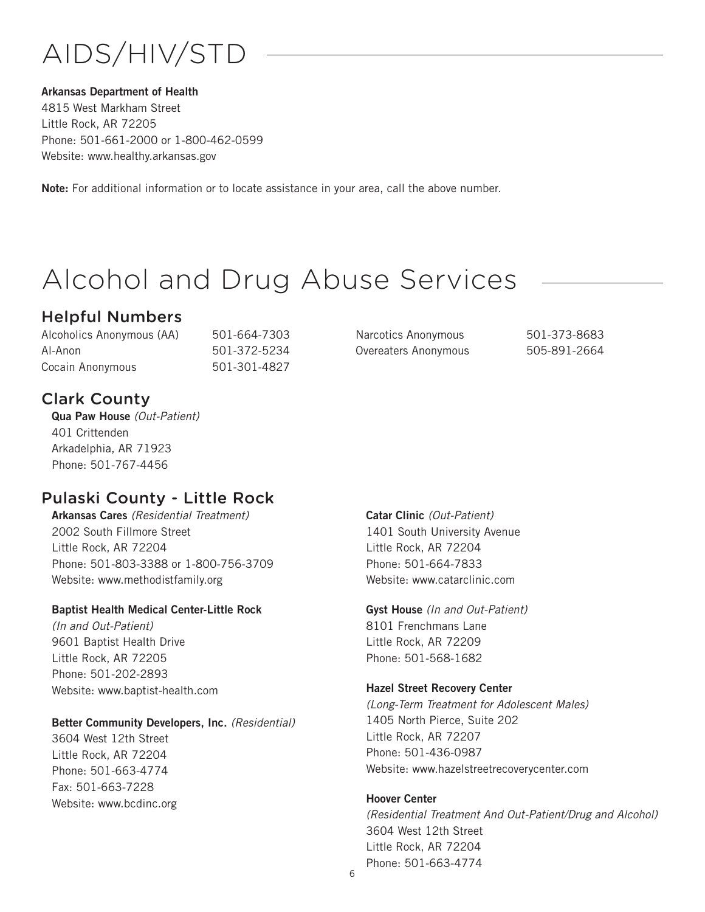# AIDS/HIV/STD

**Arkansas Department of Health**
4815 West Markham Street
Little Rock, AR 72205
Phone: 501-661-2000 or 1-800-462-0599
Website: www.healthy.arkansas.gov

**Note:** For additional information or to locate assistance in your area, call the above number.

# Alcohol and Drug Abuse Services

## Helpful Numbers

| | |
|---|---|
| Alcoholics Anonymous (AA) | 501-664-7303 |
| Al-Anon | 501-372-5234 |
| Cocain Anonymous | 501-301-4827 |
| Narcotics Anonymous | 501-373-8683 |
| Overeaters Anonymous | 505-891-2664 |

## Clark County

**Qua Paw House** *(Out-Patient)*
401 Crittenden
Arkadelphia, AR 71923
Phone: 501-767-4456

## Pulaski County - Little Rock

**Arkansas Cares** *(Residential Treatment)*
2002 South Fillmore Street
Little Rock, AR 72204
Phone: 501-803-3388 or 1-800-756-3709
Website: www.methodistfamily.org

**Baptist Health Medical Center-Little Rock**
*(In and Out-Patient)*
9601 Baptist Health Drive
Little Rock, AR 72205
Phone: 501-202-2893
Website: www.baptist-health.com

**Better Community Developers, Inc.** *(Residential)*
3604 West 12th Street
Little Rock, AR 72204
Phone: 501-663-4774
Fax: 501-663-7228
Website: www.bcdinc.org

**Catar Clinic** *(Out-Patient)*
1401 South University Avenue
Little Rock, AR 72204
Phone: 501-664-7833
Website: www.catarclinic.com

**Gyst House** *(In and Out-Patient)*
8101 Frenchmans Lane
Little Rock, AR 72209
Phone: 501-568-1682

**Hazel Street Recovery Center**
*(Long-Term Treatment for Adolescent Males)*
1405 North Pierce, Suite 202
Little Rock, AR 72207
Phone: 501-436-0987
Website: www.hazelstreetrecoverycenter.com

**Hoover Center**
*(Residential Treatment And Out-Patient/Drug and Alcohol)*
3604 West 12th Street
Little Rock, AR 72204
Phone: 501-663-4774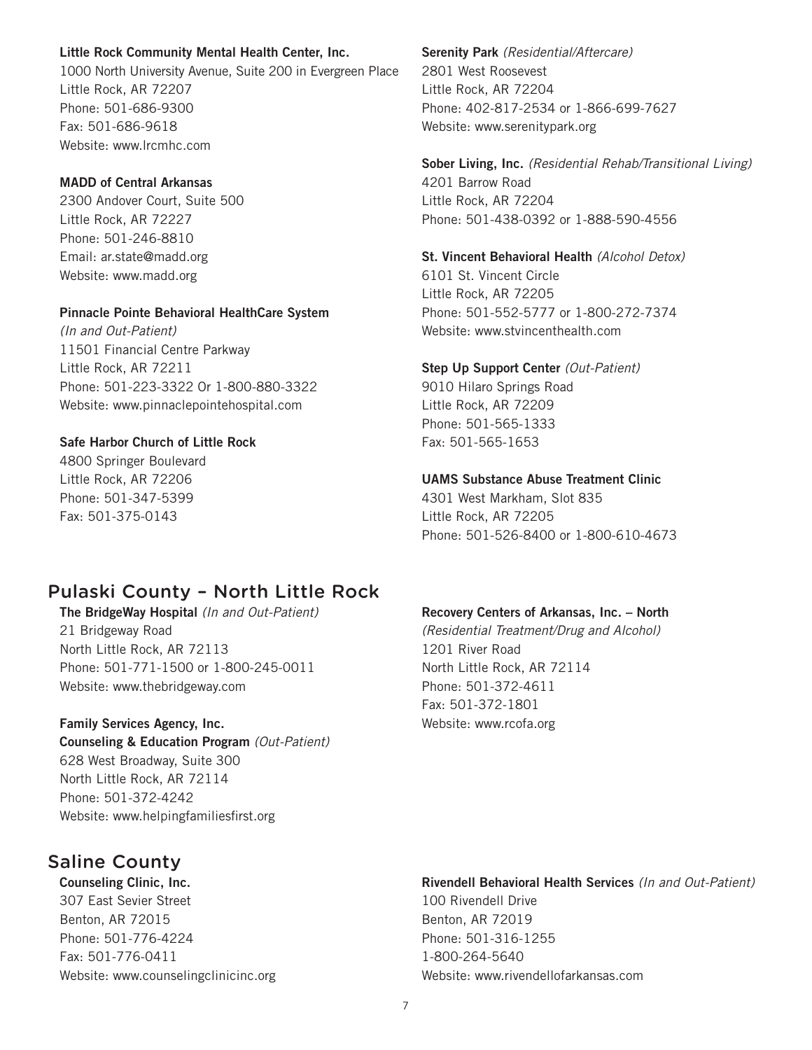**Little Rock Community Mental Health Center, Inc.**
1000 North University Avenue, Suite 200 in Evergreen Place
Little Rock, AR 72207
Phone: 501-686-9300
Fax: 501-686-9618
Website: www.lrcmhc.com

**MADD of Central Arkansas**
2300 Andover Court, Suite 500
Little Rock, AR 72227
Phone: 501-246-8810
Email: ar.state@madd.org
Website: www.madd.org

**Pinnacle Pointe Behavioral HealthCare System**
*(In and Out-Patient)*
11501 Financial Centre Parkway
Little Rock, AR 72211
Phone: 501-223-3322 Or 1-800-880-3322
Website: www.pinnaclepointehospital.com

**Safe Harbor Church of Little Rock**
4800 Springer Boulevard
Little Rock, AR 72206
Phone: 501-347-5399
Fax: 501-375-0143

**Serenity Park** *(Residential/Aftercare)*
2801 West Roosevest
Little Rock, AR 72204
Phone: 402-817-2534 or 1-866-699-7627
Website: www.serenitypark.org

**Sober Living, Inc.** *(Residential Rehab/Transitional Living)*
4201 Barrow Road
Little Rock, AR 72204
Phone: 501-438-0392 or 1-888-590-4556

**St. Vincent Behavioral Health** *(Alcohol Detox)*
6101 St. Vincent Circle
Little Rock, AR 72205
Phone: 501-552-5777 or 1-800-272-7374
Website: www.stvincenthealth.com

**Step Up Support Center** *(Out-Patient)*
9010 Hilaro Springs Road
Little Rock, AR 72209
Phone: 501-565-1333
Fax: 501-565-1653

**UAMS Substance Abuse Treatment Clinic**
4301 West Markham, Slot 835
Little Rock, AR 72205
Phone: 501-526-8400 or 1-800-610-4673

## Pulaski County – North Little Rock

**The BridgeWay Hospital** *(In and Out-Patient)*
21 Bridgeway Road
North Little Rock, AR 72113
Phone: 501-771-1500 or 1-800-245-0011
Website: www.thebridgeway.com

**Family Services Agency, Inc.**
**Counseling & Education Program** *(Out-Patient)*
628 West Broadway, Suite 300
North Little Rock, AR 72114
Phone: 501-372-4242
Website: www.helpingfamiliesfirst.org

**Recovery Centers of Arkansas, Inc. – North**
*(Residential Treatment/Drug and Alcohol)*
1201 River Road
North Little Rock, AR 72114
Phone: 501-372-4611
Fax: 501-372-1801
Website: www.rcofa.org

## Saline County

**Counseling Clinic, Inc.**
307 East Sevier Street
Benton, AR 72015
Phone: 501-776-4224
Fax: 501-776-0411
Website: www.counselingclinicinc.org

**Rivendell Behavioral Health Services** *(In and Out-Patient)*
100 Rivendell Drive
Benton, AR 72019
Phone: 501-316-1255
1-800-264-5640
Website: www.rivendellofarkansas.com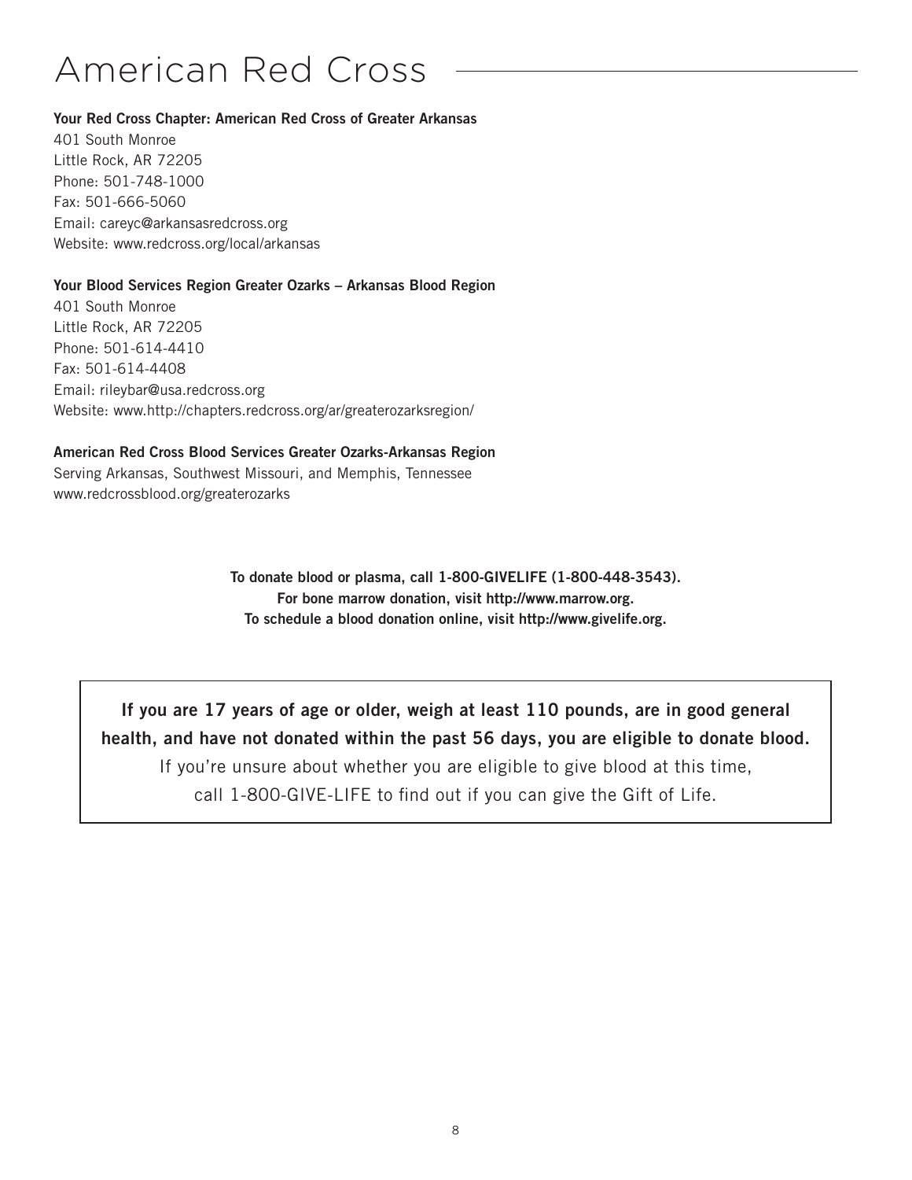# American Red Cross

**Your Red Cross Chapter: American Red Cross of Greater Arkansas**
401 South Monroe
Little Rock, AR 72205
Phone: 501-748-1000
Fax: 501-666-5060
Email: careyc@arkansasredcross.org
Website: www.redcross.org/local/arkansas

**Your Blood Services Region Greater Ozarks – Arkansas Blood Region**
401 South Monroe
Little Rock, AR 72205
Phone: 501-614-4410
Fax: 501-614-4408
Email: rileybar@usa.redcross.org
Website: www.http://chapters.redcross.org/ar/greaterozarksregion/

**American Red Cross Blood Services Greater Ozarks-Arkansas Region**
Serving Arkansas, Southwest Missouri, and Memphis, Tennessee
www.redcrossblood.org/greaterozarks

**To donate blood or plasma, call 1-800-GIVELIFE (1-800-448-3543).**
**For bone marrow donation, visit http://www.marrow.org.**
**To schedule a blood donation online, visit http://www.givelife.org.**

**If you are 17 years of age or older, weigh at least 110 pounds, are in good general health, and have not donated within the past 56 days, you are eligible to donate blood.**
If you're unsure about whether you are eligible to give blood at this time, call 1-800-GIVE-LIFE to find out if you can give the Gift of Life.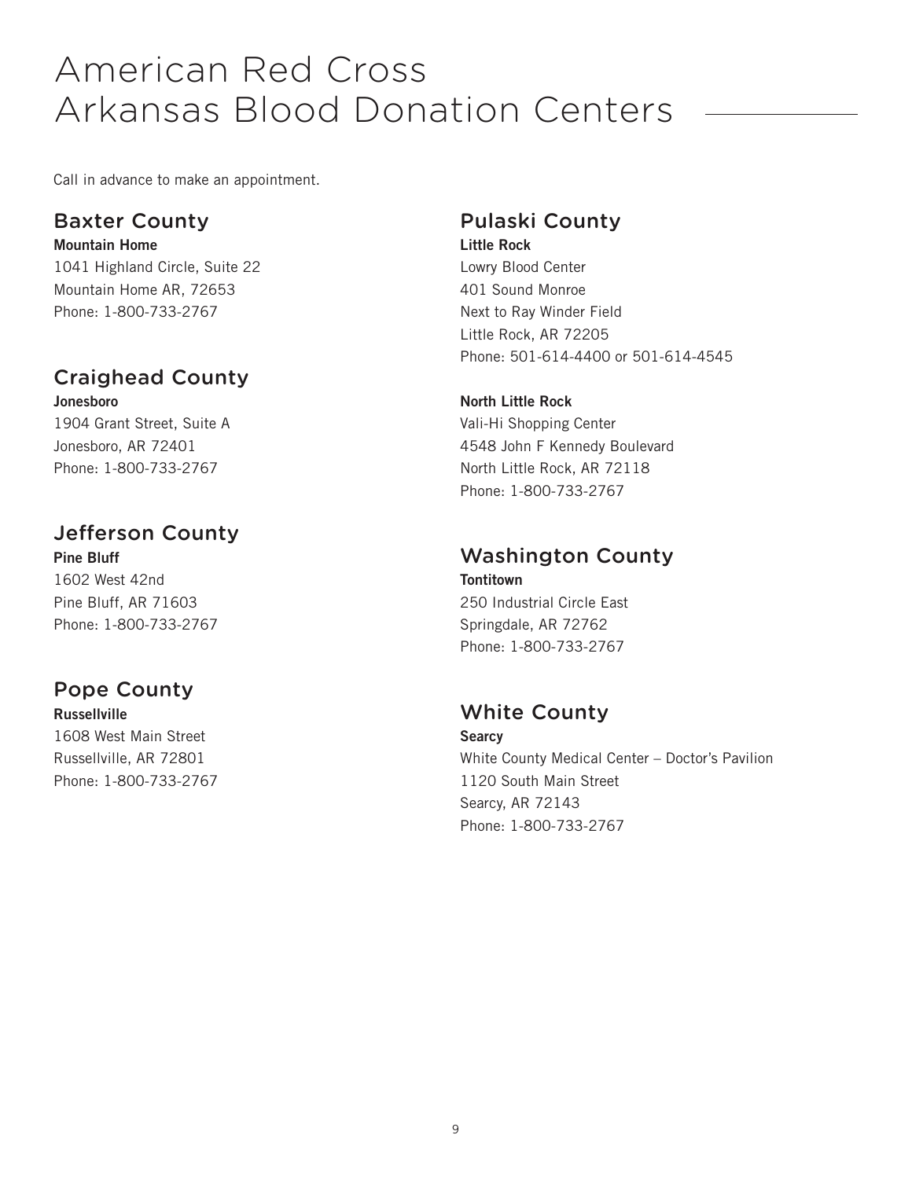# American Red Cross Arkansas Blood Donation Centers

Call in advance to make an appointment.

## Baxter County

**Mountain Home**
1041 Highland Circle, Suite 22
Mountain Home AR, 72653
Phone: 1-800-733-2767

## Craighead County

**Jonesboro**
1904 Grant Street, Suite A
Jonesboro, AR 72401
Phone: 1-800-733-2767

## Jefferson County

**Pine Bluff**
1602 West 42nd
Pine Bluff, AR 71603
Phone: 1-800-733-2767

## Pope County

**Russellville**
1608 West Main Street
Russellville, AR 72801
Phone: 1-800-733-2767

## Pulaski County

**Little Rock**
Lowry Blood Center
401 Sound Monroe
Next to Ray Winder Field
Little Rock, AR 72205
Phone: 501-614-4400 or 501-614-4545

**North Little Rock**
Vali-Hi Shopping Center
4548 John F Kennedy Boulevard
North Little Rock, AR 72118
Phone: 1-800-733-2767

## Washington County

**Tontitown**
250 Industrial Circle East
Springdale, AR 72762
Phone: 1-800-733-2767

## White County

**Searcy**
White County Medical Center – Doctor's Pavilion
1120 South Main Street
Searcy, AR 72143
Phone: 1-800-733-2767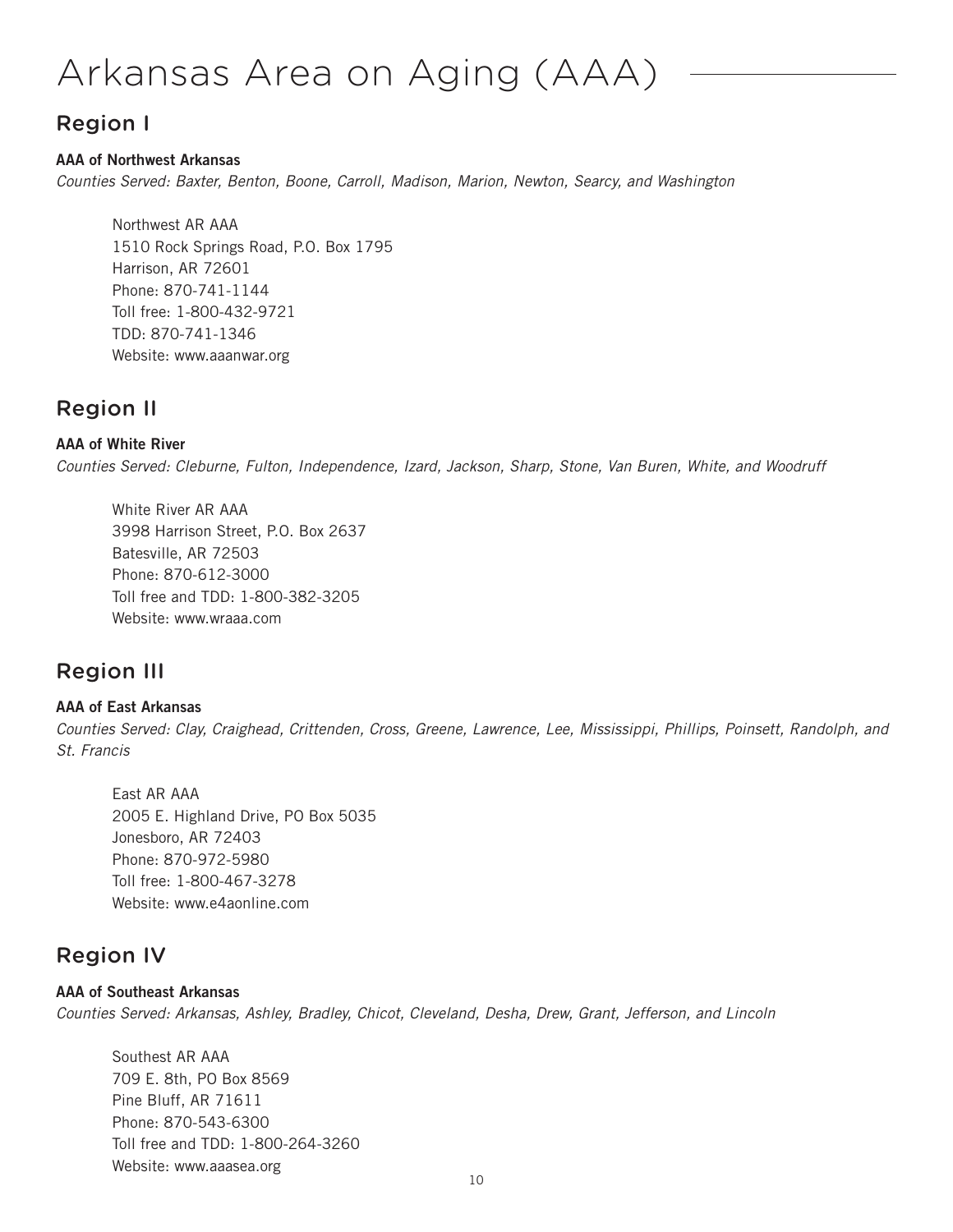# Arkansas Area on Aging (AAA)

## Region I

**AAA of Northwest Arkansas**

*Counties Served: Baxter, Benton, Boone, Carroll, Madison, Marion, Newton, Searcy, and Washington*

Northwest AR AAA
1510 Rock Springs Road, P.O. Box 1795
Harrison, AR 72601
Phone: 870-741-1144
Toll free: 1-800-432-9721
TDD: 870-741-1346
Website: www.aaanwar.org

## Region II

**AAA of White River**

*Counties Served: Cleburne, Fulton, Independence, Izard, Jackson, Sharp, Stone, Van Buren, White, and Woodruff*

White River AR AAA
3998 Harrison Street, P.O. Box 2637
Batesville, AR 72503
Phone: 870-612-3000
Toll free and TDD: 1-800-382-3205
Website: www.wraaa.com

## Region III

**AAA of East Arkansas**

*Counties Served: Clay, Craighead, Crittenden, Cross, Greene, Lawrence, Lee, Mississippi, Phillips, Poinsett, Randolph, and St. Francis*

East AR AAA
2005 E. Highland Drive, PO Box 5035
Jonesboro, AR 72403
Phone: 870-972-5980
Toll free: 1-800-467-3278
Website: www.e4aonline.com

## Region IV

**AAA of Southeast Arkansas**

*Counties Served: Arkansas, Ashley, Bradley, Chicot, Cleveland, Desha, Drew, Grant, Jefferson, and Lincoln*

Southest AR AAA
709 E. 8th, PO Box 8569
Pine Bluff, AR 71611
Phone: 870-543-6300
Toll free and TDD: 1-800-264-3260
Website: www.aaasea.org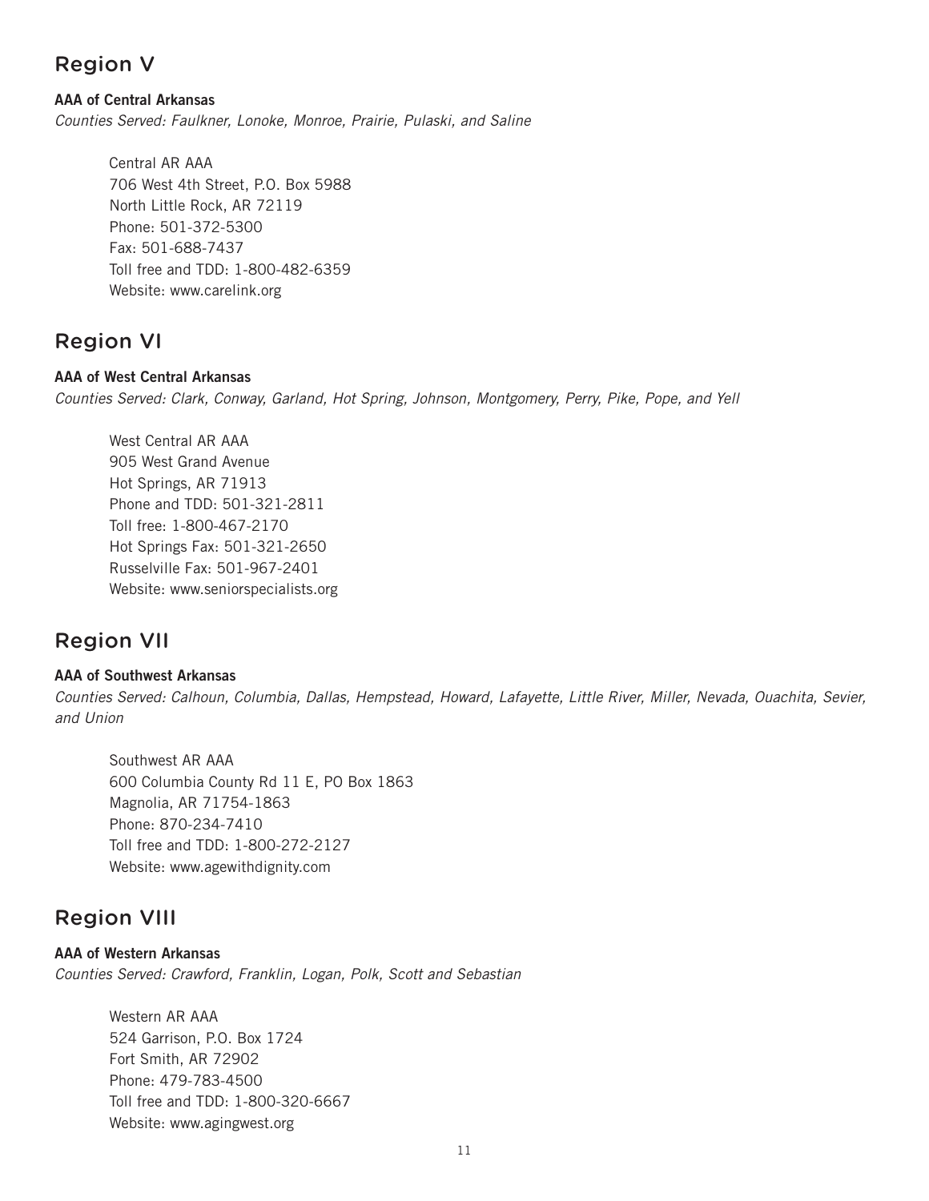## Region V

**AAA of Central Arkansas**

*Counties Served: Faulkner, Lonoke, Monroe, Prairie, Pulaski, and Saline*

Central AR AAA
706 West 4th Street, P.O. Box 5988
North Little Rock, AR 72119
Phone: 501-372-5300
Fax: 501-688-7437
Toll free and TDD: 1-800-482-6359
Website: www.carelink.org

## Region VI

**AAA of West Central Arkansas**

*Counties Served: Clark, Conway, Garland, Hot Spring, Johnson, Montgomery, Perry, Pike, Pope, and Yell*

West Central AR AAA
905 West Grand Avenue
Hot Springs, AR 71913
Phone and TDD: 501-321-2811
Toll free: 1-800-467-2170
Hot Springs Fax: 501-321-2650
Russelville Fax: 501-967-2401
Website: www.seniorspecialists.org

## Region VII

**AAA of Southwest Arkansas**

*Counties Served: Calhoun, Columbia, Dallas, Hempstead, Howard, Lafayette, Little River, Miller, Nevada, Ouachita, Sevier, and Union*

Southwest AR AAA
600 Columbia County Rd 11 E, PO Box 1863
Magnolia, AR 71754-1863
Phone: 870-234-7410
Toll free and TDD: 1-800-272-2127
Website: www.agewithdignity.com

## Region VIII

**AAA of Western Arkansas**

*Counties Served: Crawford, Franklin, Logan, Polk, Scott and Sebastian*

Western AR AAA
524 Garrison, P.O. Box 1724
Fort Smith, AR 72902
Phone: 479-783-4500
Toll free and TDD: 1-800-320-6667
Website: www.agingwest.org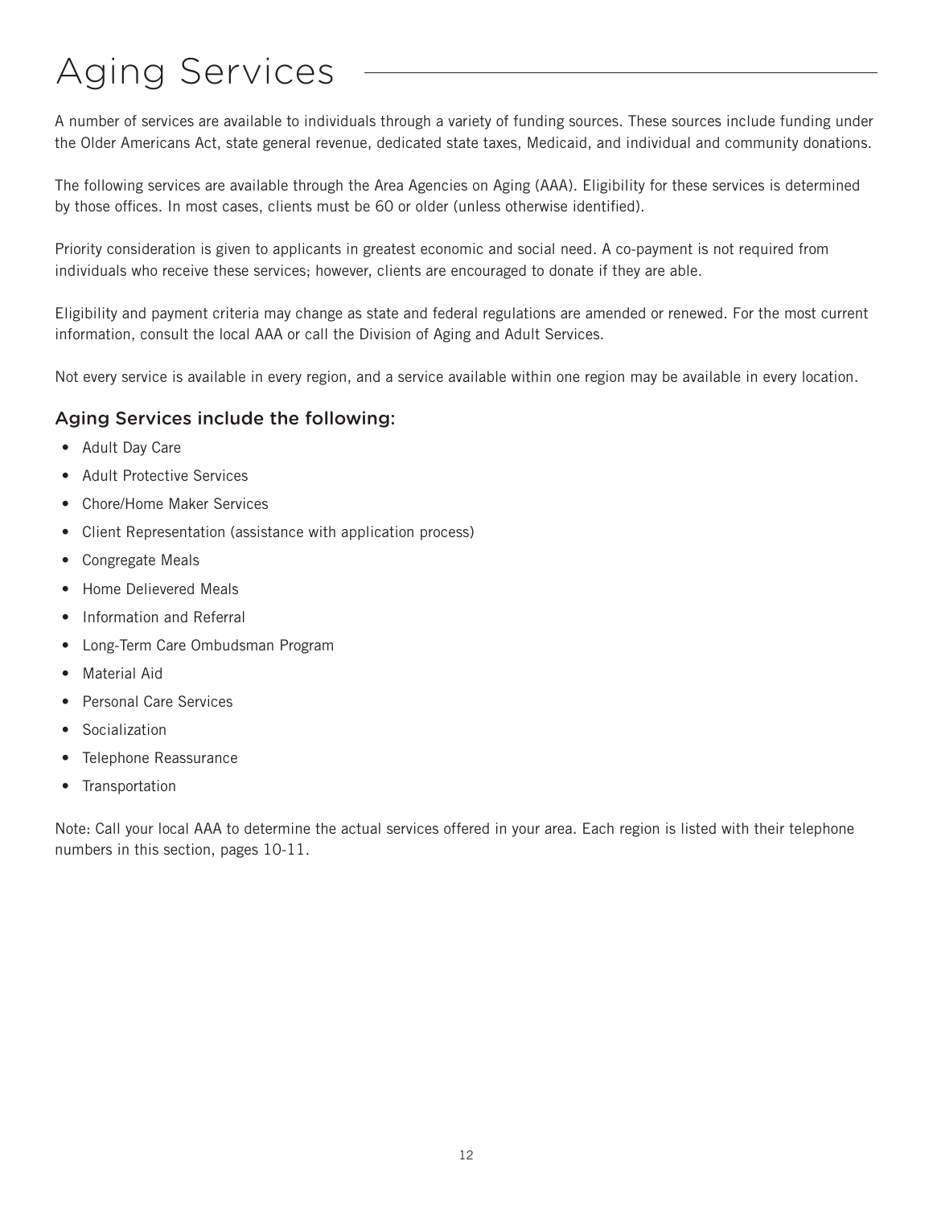# Aging Services

A number of services are available to individuals through a variety of funding sources. These sources include funding under the Older Americans Act, state general revenue, dedicated state taxes, Medicaid, and individual and community donations.

The following services are available through the Area Agencies on Aging (AAA). Eligibility for these services is determined by those offices. In most cases, clients must be 60 or older (unless otherwise identified).

Priority consideration is given to applicants in greatest economic and social need. A co-payment is not required from individuals who receive these services; however, clients are encouraged to donate if they are able.

Eligibility and payment criteria may change as state and federal regulations are amended or renewed. For the most current information, consult the local AAA or call the Division of Aging and Adult Services.

Not every service is available in every region, and a service available within one region may be available in every location.

## Aging Services include the following:

- Adult Day Care
- Adult Protective Services
- Chore/Home Maker Services
- Client Representation (assistance with application process)
- Congregate Meals
- Home Delievered Meals
- Information and Referral
- Long-Term Care Ombudsman Program
- Material Aid
- Personal Care Services
- Socialization
- Telephone Reassurance
- Transportation

Note: Call your local AAA to determine the actual services offered in your area. Each region is listed with their telephone numbers in this section, pages 10-11.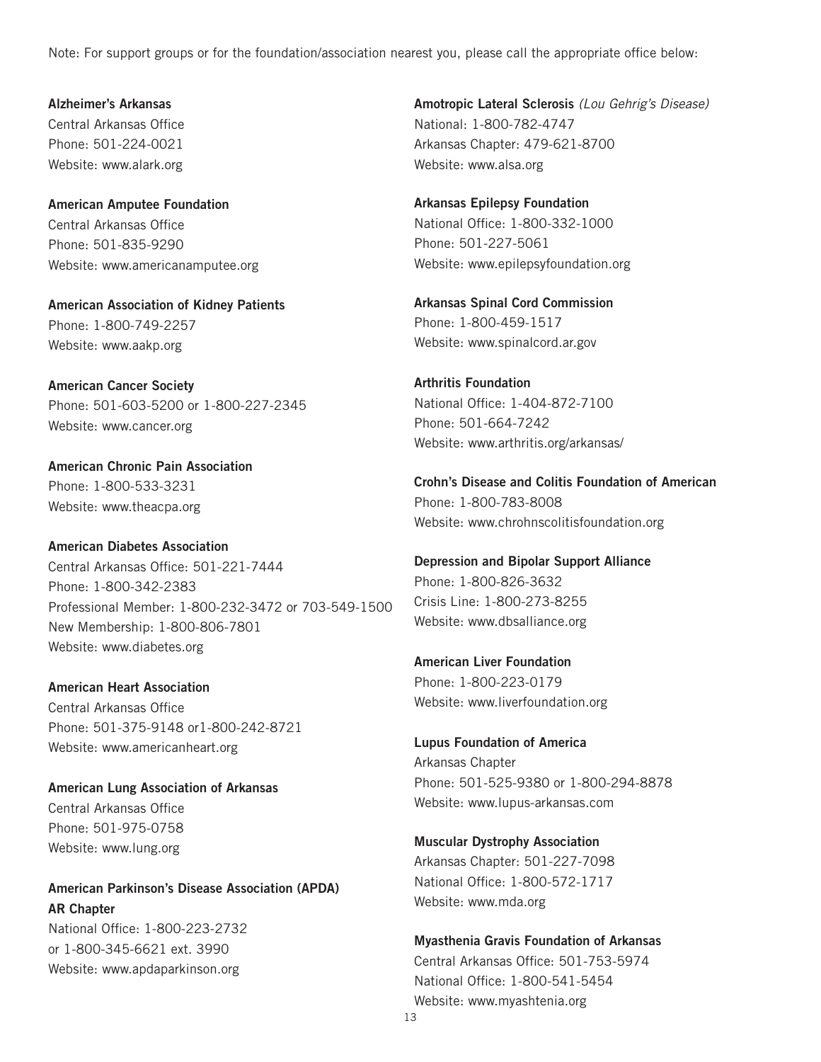Note: For support groups or for the foundation/association nearest you, please call the appropriate office below:

**Alzheimer's Arkansas**
Central Arkansas Office
Phone: 501-224-0021
Website: www.alark.org

**American Amputee Foundation**
Central Arkansas Office
Phone: 501-835-9290
Website: www.americanamputee.org

**American Association of Kidney Patients**
Phone: 1-800-749-2257
Website: www.aakp.org

**American Cancer Society**
Phone: 501-603-5200 or 1-800-227-2345
Website: www.cancer.org

**American Chronic Pain Association**
Phone: 1-800-533-3231
Website: www.theacpa.org

**American Diabetes Association**
Central Arkansas Office: 501-221-7444
Phone: 1-800-342-2383
Professional Member: 1-800-232-3472 or 703-549-1500
New Membership: 1-800-806-7801
Website: www.diabetes.org

**American Heart Association**
Central Arkansas Office
Phone: 501-375-9148 or1-800-242-8721
Website: www.americanheart.org

**American Lung Association of Arkansas**
Central Arkansas Office
Phone: 501-975-0758
Website: www.lung.org

**American Parkinson's Disease Association (APDA) AR Chapter**
National Office: 1-800-223-2732
or 1-800-345-6621 ext. 3990
Website: www.apdaparkinson.org

**Amotropic Lateral Sclerosis** *(Lou Gehrig's Disease)*
National: 1-800-782-4747
Arkansas Chapter: 479-621-8700
Website: www.alsa.org

**Arkansas Epilepsy Foundation**
National Office: 1-800-332-1000
Phone: 501-227-5061
Website: www.epilepsyfoundation.org

**Arkansas Spinal Cord Commission**
Phone: 1-800-459-1517
Website: www.spinalcord.ar.gov

**Arthritis Foundation**
National Office: 1-404-872-7100
Phone: 501-664-7242
Website: www.arthritis.org/arkansas/

**Crohn's Disease and Colitis Foundation of American**
Phone: 1-800-783-8008
Website: www.chrohnscolitisfoundation.org

**Depression and Bipolar Support Alliance**
Phone: 1-800-826-3632
Crisis Line: 1-800-273-8255
Website: www.dbsalliance.org

**American Liver Foundation**
Phone: 1-800-223-0179
Website: www.liverfoundation.org

**Lupus Foundation of America**
Arkansas Chapter
Phone: 501-525-9380 or 1-800-294-8878
Website: www.lupus-arkansas.com

**Muscular Dystrophy Association**
Arkansas Chapter: 501-227-7098
National Office: 1-800-572-1717
Website: www.mda.org

**Myasthenia Gravis Foundation of Arkansas**
Central Arkansas Office: 501-753-5974
National Office: 1-800-541-5454
Website: www.myashtenia.org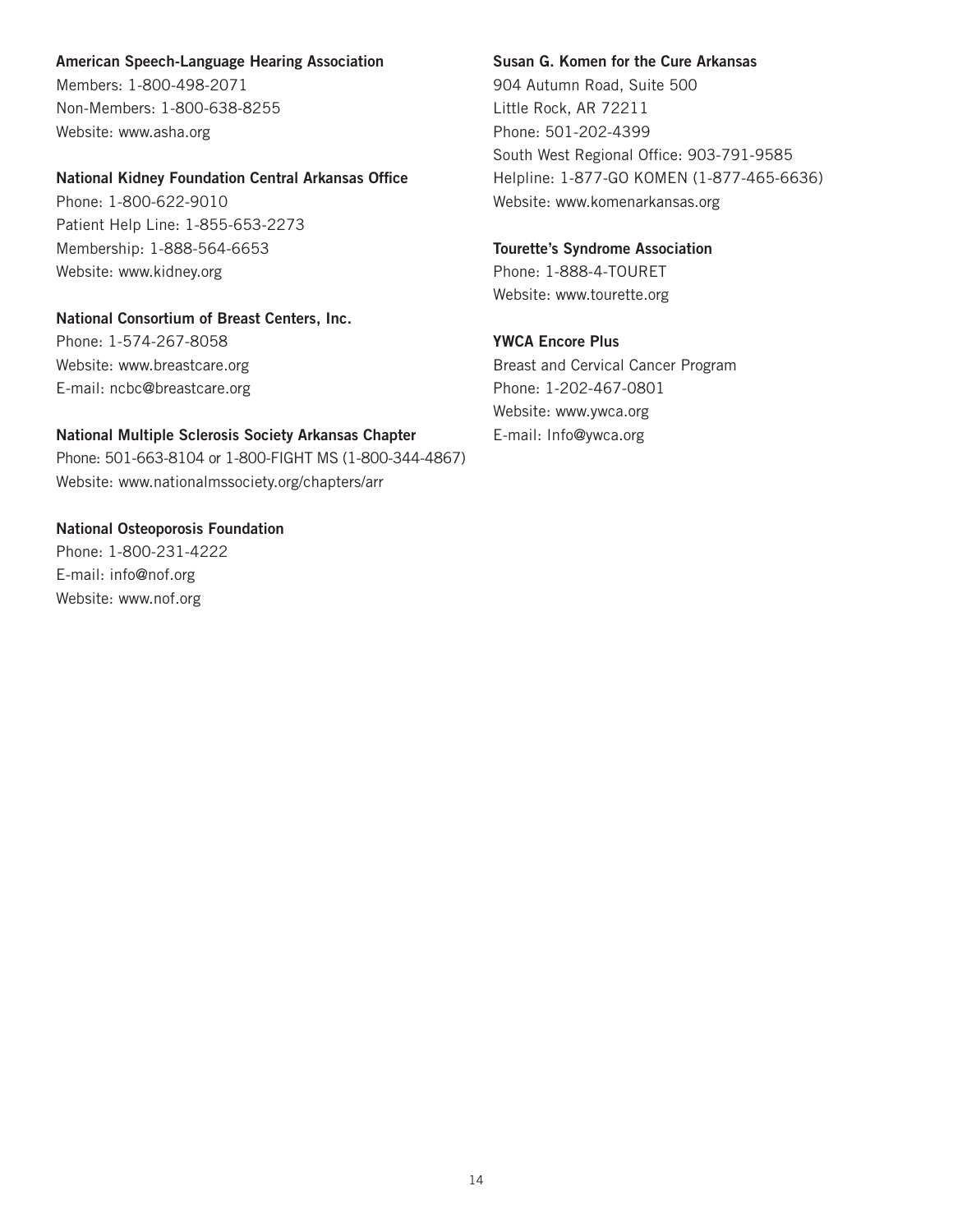**American Speech-Language Hearing Association**
Members: 1-800-498-2071
Non-Members: 1-800-638-8255
Website: www.asha.org

**National Kidney Foundation Central Arkansas Office**
Phone: 1-800-622-9010
Patient Help Line: 1-855-653-2273
Membership: 1-888-564-6653
Website: www.kidney.org

**National Consortium of Breast Centers, Inc.**
Phone: 1-574-267-8058
Website: www.breastcare.org
E-mail: ncbc@breastcare.org

**National Multiple Sclerosis Society Arkansas Chapter**
Phone: 501-663-8104 or 1-800-FIGHT MS (1-800-344-4867)
Website: www.nationalmssociety.org/chapters/arr

**National Osteoporosis Foundation**
Phone: 1-800-231-4222
E-mail: info@nof.org
Website: www.nof.org

**Susan G. Komen for the Cure Arkansas**
904 Autumn Road, Suite 500
Little Rock, AR 72211
Phone: 501-202-4399
South West Regional Office: 903-791-9585
Helpline: 1-877-GO KOMEN (1-877-465-6636)
Website: www.komenarkansas.org

**Tourette's Syndrome Association**
Phone: 1-888-4-TOURET
Website: www.tourette.org

**YWCA Encore Plus**
Breast and Cervical Cancer Program
Phone: 1-202-467-0801
Website: www.ywca.org
E-mail: Info@ywca.org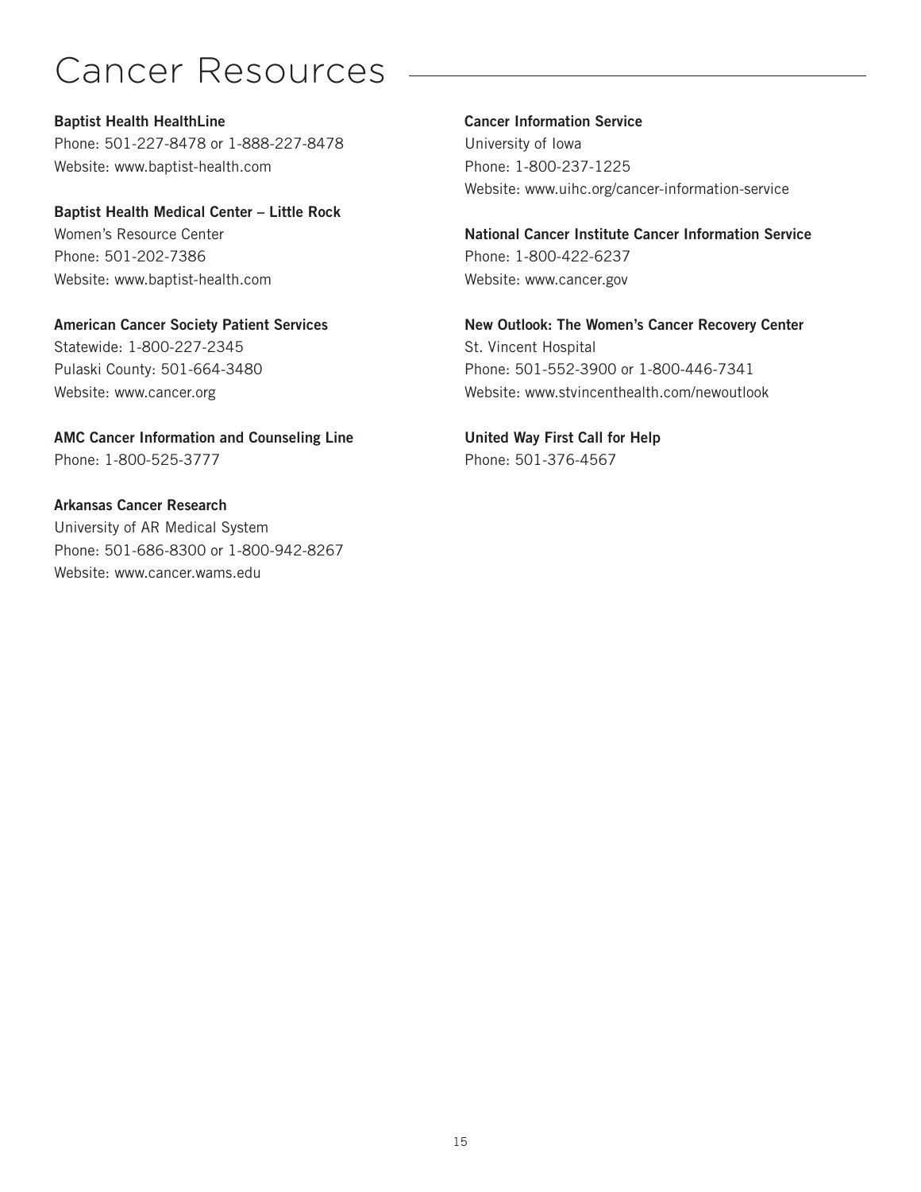# Cancer Resources

**Baptist Health HealthLine**
Phone: 501-227-8478 or 1-888-227-8478
Website: www.baptist-health.com

**Baptist Health Medical Center – Little Rock**
Women's Resource Center
Phone: 501-202-7386
Website: www.baptist-health.com

**American Cancer Society Patient Services**
Statewide: 1-800-227-2345
Pulaski County: 501-664-3480
Website: www.cancer.org

**AMC Cancer Information and Counseling Line**
Phone: 1-800-525-3777

**Arkansas Cancer Research**
University of AR Medical System
Phone: 501-686-8300 or 1-800-942-8267
Website: www.cancer.wams.edu

**Cancer Information Service**
University of Iowa
Phone: 1-800-237-1225
Website: www.uihc.org/cancer-information-service

**National Cancer Institute Cancer Information Service**
Phone: 1-800-422-6237
Website: www.cancer.gov

**New Outlook: The Women's Cancer Recovery Center**
St. Vincent Hospital
Phone: 501-552-3900 or 1-800-446-7341
Website: www.stvincenthealth.com/newoutlook

**United Way First Call for Help**
Phone: 501-376-4567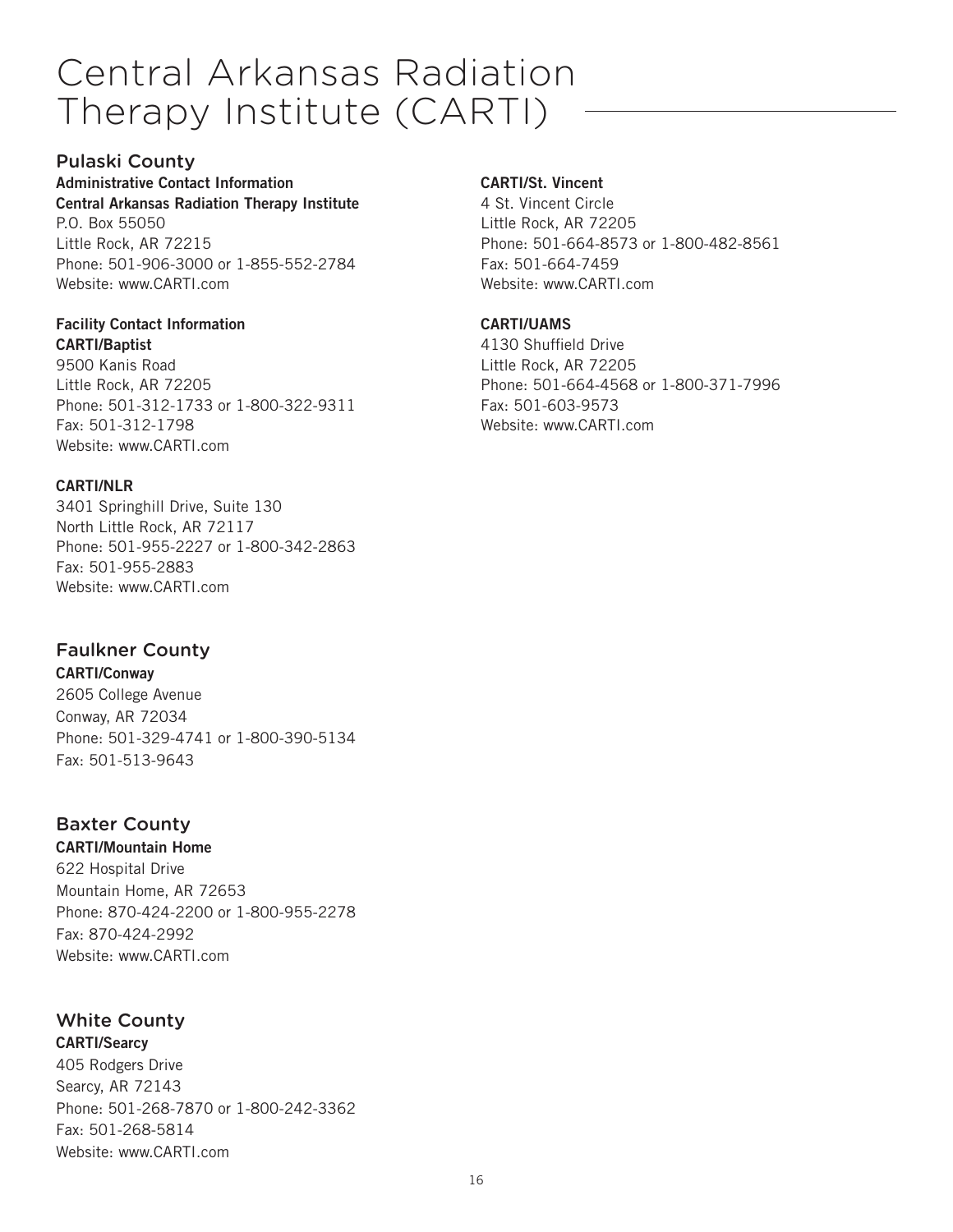# Central Arkansas Radiation Therapy Institute (CARTI)

## Pulaski County

**Administrative Contact Information**
**Central Arkansas Radiation Therapy Institute**
P.O. Box 55050
Little Rock, AR 72215
Phone: 501-906-3000 or 1-855-552-2784
Website: www.CARTI.com

**Facility Contact Information**
**CARTI/Baptist**
9500 Kanis Road
Little Rock, AR 72205
Phone: 501-312-1733 or 1-800-322-9311
Fax: 501-312-1798
Website: www.CARTI.com

**CARTI/NLR**
3401 Springhill Drive, Suite 130
North Little Rock, AR 72117
Phone: 501-955-2227 or 1-800-342-2863
Fax: 501-955-2883
Website: www.CARTI.com

**CARTI/St. Vincent**
4 St. Vincent Circle
Little Rock, AR 72205
Phone: 501-664-8573 or 1-800-482-8561
Fax: 501-664-7459
Website: www.CARTI.com

**CARTI/UAMS**
4130 Shuffield Drive
Little Rock, AR 72205
Phone: 501-664-4568 or 1-800-371-7996
Fax: 501-603-9573
Website: www.CARTI.com

## Faulkner County

**CARTI/Conway**
2605 College Avenue
Conway, AR 72034
Phone: 501-329-4741 or 1-800-390-5134
Fax: 501-513-9643

## Baxter County

**CARTI/Mountain Home**
622 Hospital Drive
Mountain Home, AR 72653
Phone: 870-424-2200 or 1-800-955-2278
Fax: 870-424-2992
Website: www.CARTI.com

## White County

**CARTI/Searcy**
405 Rodgers Drive
Searcy, AR 72143
Phone: 501-268-7870 or 1-800-242-3362
Fax: 501-268-5814
Website: www.CARTI.com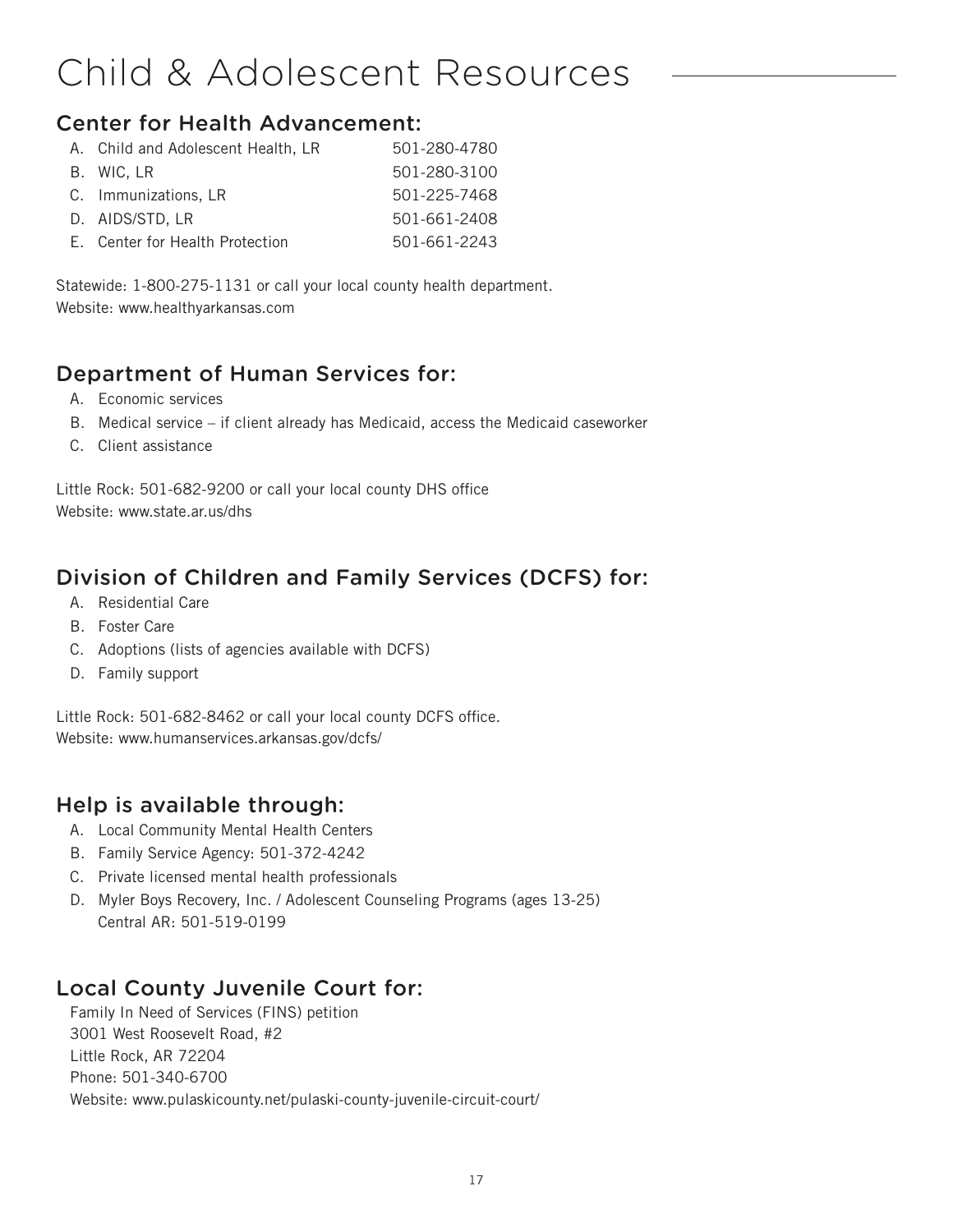# Child & Adolescent Resources

## Center for Health Advancement:

| | |
|---|---|
| A. Child and Adolescent Health, LR | 501-280-4780 |
| B. WIC, LR | 501-280-3100 |
| C. Immunizations, LR | 501-225-7468 |
| D. AIDS/STD, LR | 501-661-2408 |
| E. Center for Health Protection | 501-661-2243 |

Statewide: 1-800-275-1131 or call your local county health department.
Website: www.healthyarkansas.com

## Department of Human Services for:

A. Economic services
B. Medical service – if client already has Medicaid, access the Medicaid caseworker
C. Client assistance

Little Rock: 501-682-9200 or call your local county DHS office
Website: www.state.ar.us/dhs

## Division of Children and Family Services (DCFS) for:

A. Residential Care
B. Foster Care
C. Adoptions (lists of agencies available with DCFS)
D. Family support

Little Rock: 501-682-8462 or call your local county DCFS office.
Website: www.humanservices.arkansas.gov/dcfs/

## Help is available through:

A. Local Community Mental Health Centers
B. Family Service Agency: 501-372-4242
C. Private licensed mental health professionals
D. Myler Boys Recovery, Inc. / Adolescent Counseling Programs (ages 13-25)
Central AR: 501-519-0199

## Local County Juvenile Court for:

Family In Need of Services (FINS) petition
3001 West Roosevelt Road, #2
Little Rock, AR 72204
Phone: 501-340-6700
Website: www.pulaskicounty.net/pulaski-county-juvenile-circuit-court/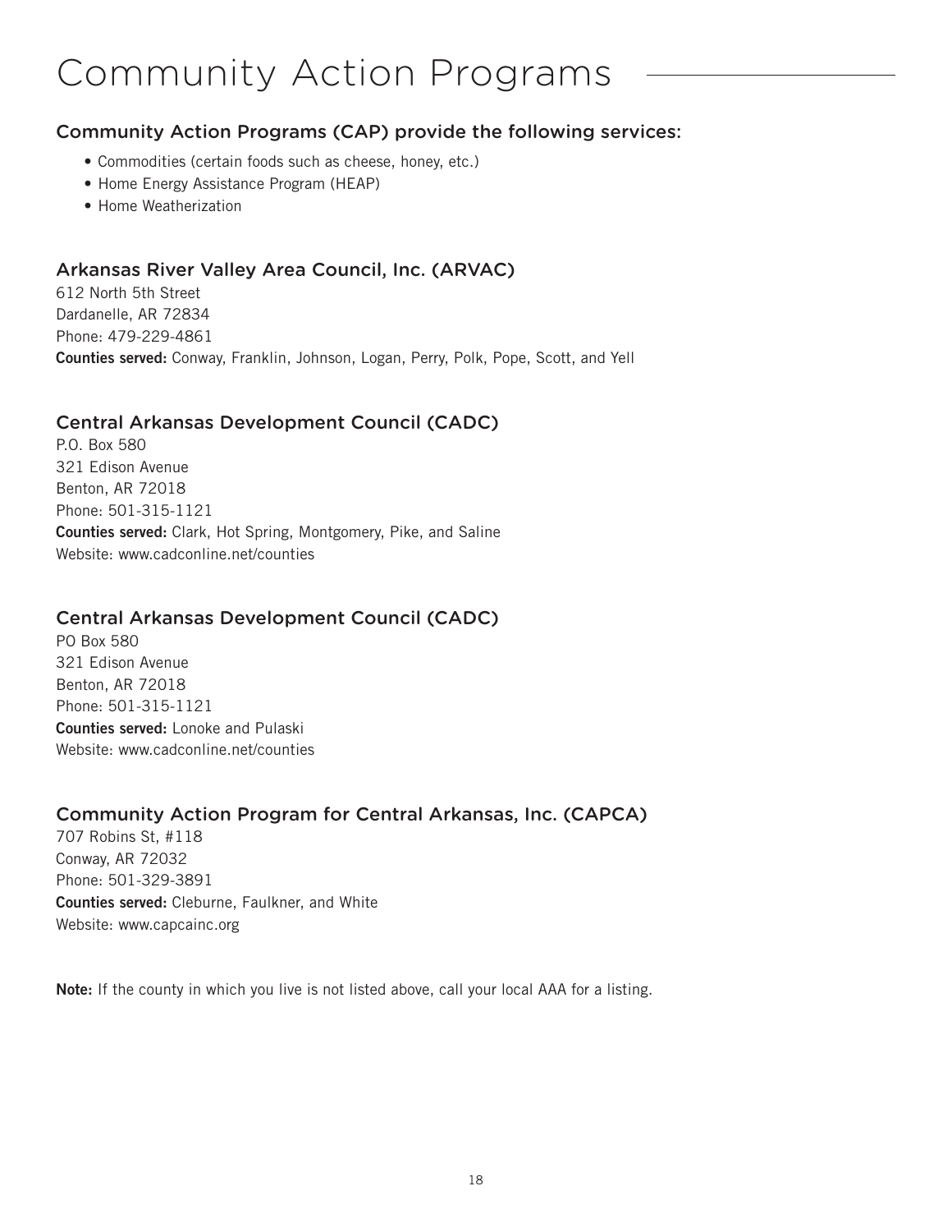# Community Action Programs

### Community Action Programs (CAP) provide the following services:

- Commodities (certain foods such as cheese, honey, etc.)
- Home Energy Assistance Program (HEAP)
- Home Weatherization

### Arkansas River Valley Area Council, Inc. (ARVAC)

612 North 5th Street
Dardanelle, AR 72834
Phone: 479-229-4861
**Counties served:** Conway, Franklin, Johnson, Logan, Perry, Polk, Pope, Scott, and Yell

### Central Arkansas Development Council (CADC)

P.O. Box 580
321 Edison Avenue
Benton, AR 72018
Phone: 501-315-1121
**Counties served:** Clark, Hot Spring, Montgomery, Pike, and Saline
Website: www.cadconline.net/counties

### Central Arkansas Development Council (CADC)

PO Box 580
321 Edison Avenue
Benton, AR 72018
Phone: 501-315-1121
**Counties served:** Lonoke and Pulaski
Website: www.cadconline.net/counties

### Community Action Program for Central Arkansas, Inc. (CAPCA)

707 Robins St, #118
Conway, AR 72032
Phone: 501-329-3891
**Counties served:** Cleburne, Faulkner, and White
Website: www.capcainc.org

**Note:** If the county in which you live is not listed above, call your local AAA for a listing.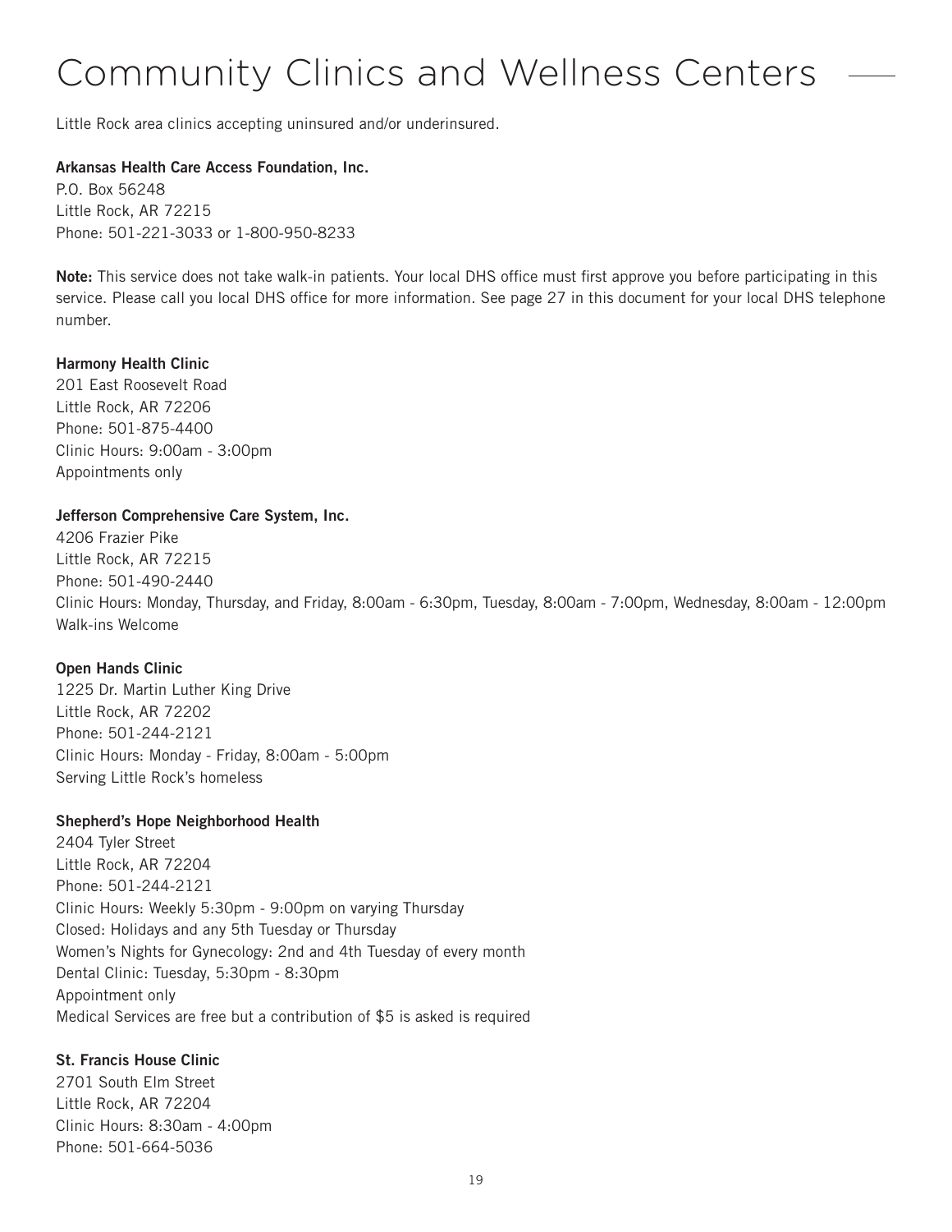# Community Clinics and Wellness Centers

Little Rock area clinics accepting uninsured and/or underinsured.

**Arkansas Health Care Access Foundation, Inc.**
P.O. Box 56248
Little Rock, AR 72215
Phone: 501-221-3033 or 1-800-950-8233

**Note:** This service does not take walk-in patients. Your local DHS office must first approve you before participating in this service. Please call you local DHS office for more information. See page 27 in this document for your local DHS telephone number.

**Harmony Health Clinic**
201 East Roosevelt Road
Little Rock, AR 72206
Phone: 501-875-4400
Clinic Hours: 9:00am - 3:00pm
Appointments only

**Jefferson Comprehensive Care System, Inc.**
4206 Frazier Pike
Little Rock, AR 72215
Phone: 501-490-2440
Clinic Hours: Monday, Thursday, and Friday, 8:00am - 6:30pm, Tuesday, 8:00am - 7:00pm, Wednesday, 8:00am - 12:00pm
Walk-ins Welcome

**Open Hands Clinic**
1225 Dr. Martin Luther King Drive
Little Rock, AR 72202
Phone: 501-244-2121
Clinic Hours: Monday - Friday, 8:00am - 5:00pm
Serving Little Rock's homeless

**Shepherd's Hope Neighborhood Health**
2404 Tyler Street
Little Rock, AR 72204
Phone: 501-244-2121
Clinic Hours: Weekly 5:30pm - 9:00pm on varying Thursday
Closed: Holidays and any 5th Tuesday or Thursday
Women's Nights for Gynecology: 2nd and 4th Tuesday of every month
Dental Clinic: Tuesday, 5:30pm - 8:30pm
Appointment only
Medical Services are free but a contribution of $5 is asked is required

**St. Francis House Clinic**
2701 South Elm Street
Little Rock, AR 72204
Clinic Hours: 8:30am - 4:00pm
Phone: 501-664-5036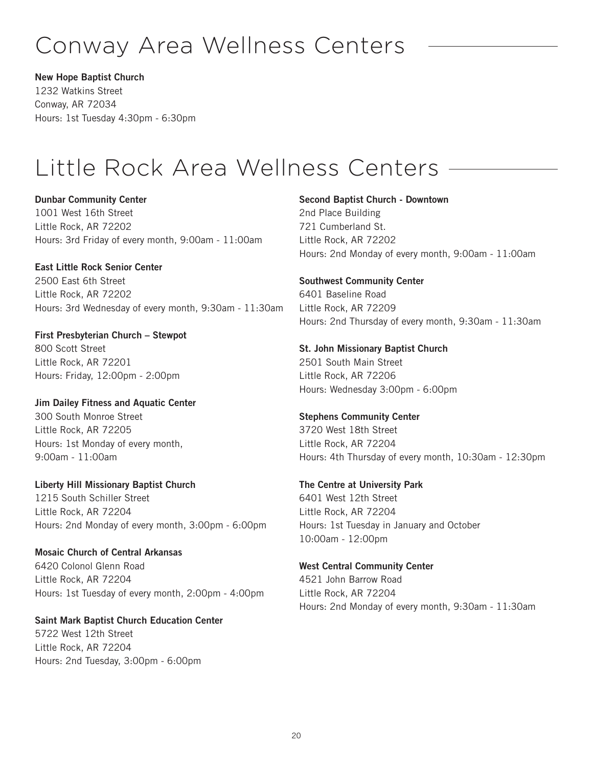# Conway Area Wellness Centers

**New Hope Baptist Church**
1232 Watkins Street
Conway, AR 72034
Hours: 1st Tuesday 4:30pm - 6:30pm

# Little Rock Area Wellness Centers

**Dunbar Community Center**
1001 West 16th Street
Little Rock, AR 72202
Hours: 3rd Friday of every month, 9:00am - 11:00am

**East Little Rock Senior Center**
2500 East 6th Street
Little Rock, AR 72202
Hours: 3rd Wednesday of every month, 9:30am - 11:30am

**First Presbyterian Church – Stewpot**
800 Scott Street
Little Rock, AR 72201
Hours: Friday, 12:00pm - 2:00pm

**Jim Dailey Fitness and Aquatic Center**
300 South Monroe Street
Little Rock, AR 72205
Hours: 1st Monday of every month,
9:00am - 11:00am

**Liberty Hill Missionary Baptist Church**
1215 South Schiller Street
Little Rock, AR 72204
Hours: 2nd Monday of every month, 3:00pm - 6:00pm

**Mosaic Church of Central Arkansas**
6420 Colonol Glenn Road
Little Rock, AR 72204
Hours: 1st Tuesday of every month, 2:00pm - 4:00pm

**Saint Mark Baptist Church Education Center**
5722 West 12th Street
Little Rock, AR 72204
Hours: 2nd Tuesday, 3:00pm - 6:00pm

**Second Baptist Church - Downtown**
2nd Place Building
721 Cumberland St.
Little Rock, AR 72202
Hours: 2nd Monday of every month, 9:00am - 11:00am

**Southwest Community Center**
6401 Baseline Road
Little Rock, AR 72209
Hours: 2nd Thursday of every month, 9:30am - 11:30am

**St. John Missionary Baptist Church**
2501 South Main Street
Little Rock, AR 72206
Hours: Wednesday 3:00pm - 6:00pm

**Stephens Community Center**
3720 West 18th Street
Little Rock, AR 72204
Hours: 4th Thursday of every month, 10:30am - 12:30pm

**The Centre at University Park**
6401 West 12th Street
Little Rock, AR 72204
Hours: 1st Tuesday in January and October
10:00am - 12:00pm

**West Central Community Center**
4521 John Barrow Road
Little Rock, AR 72204
Hours: 2nd Monday of every month, 9:30am - 11:30am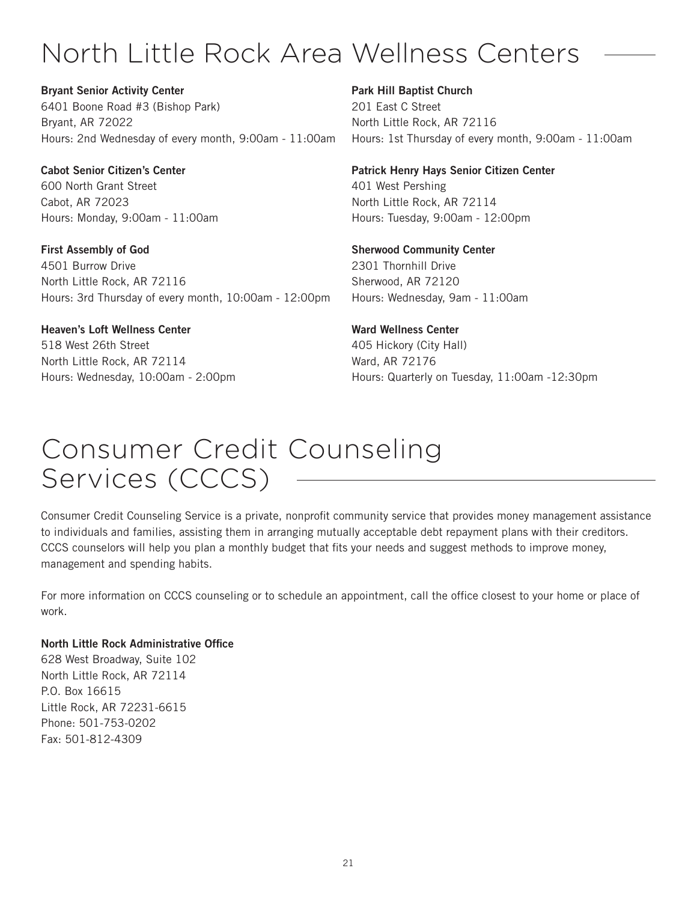# North Little Rock Area Wellness Centers

**Bryant Senior Activity Center**
6401 Boone Road #3 (Bishop Park)
Bryant, AR 72022
Hours: 2nd Wednesday of every month, 9:00am - 11:00am

**Cabot Senior Citizen's Center**
600 North Grant Street
Cabot, AR 72023
Hours: Monday, 9:00am - 11:00am

**First Assembly of God**
4501 Burrow Drive
North Little Rock, AR 72116
Hours: 3rd Thursday of every month, 10:00am - 12:00pm

**Heaven's Loft Wellness Center**
518 West 26th Street
North Little Rock, AR 72114
Hours: Wednesday, 10:00am - 2:00pm

**Park Hill Baptist Church**
201 East C Street
North Little Rock, AR 72116
Hours: 1st Thursday of every month, 9:00am - 11:00am

**Patrick Henry Hays Senior Citizen Center**
401 West Pershing
North Little Rock, AR 72114
Hours: Tuesday, 9:00am - 12:00pm

**Sherwood Community Center**
2301 Thornhill Drive
Sherwood, AR 72120
Hours: Wednesday, 9am - 11:00am

**Ward Wellness Center**
405 Hickory (City Hall)
Ward, AR 72176
Hours: Quarterly on Tuesday, 11:00am -12:30pm

# Consumer Credit Counseling Services (CCCS)

Consumer Credit Counseling Service is a private, nonprofit community service that provides money management assistance to individuals and families, assisting them in arranging mutually acceptable debt repayment plans with their creditors. CCCS counselors will help you plan a monthly budget that fits your needs and suggest methods to improve money, management and spending habits.

For more information on CCCS counseling or to schedule an appointment, call the office closest to your home or place of work.

**North Little Rock Administrative Office**
628 West Broadway, Suite 102
North Little Rock, AR 72114
P.O. Box 16615
Little Rock, AR 72231-6615
Phone: 501-753-0202
Fax: 501-812-4309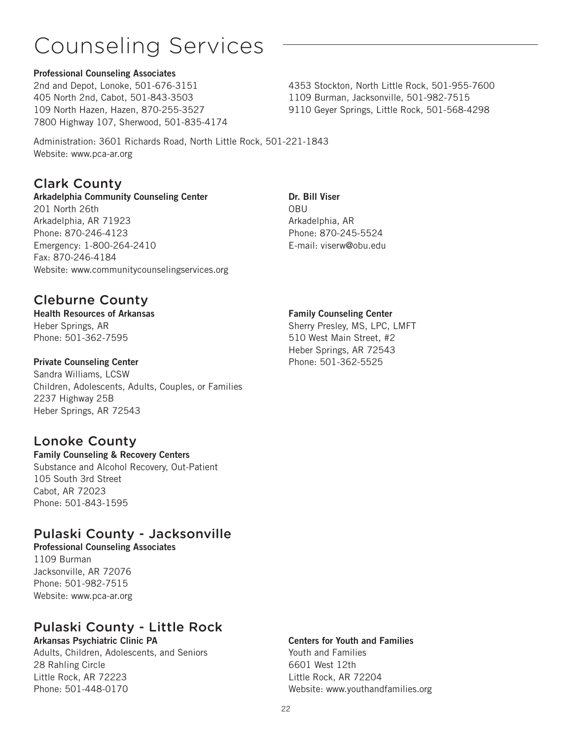# Counseling Services

**Professional Counseling Associates**
2nd and Depot, Lonoke, 501-676-3151
405 North 2nd, Cabot, 501-843-3503
109 North Hazen, Hazen, 870-255-3527
7800 Highway 107, Sherwood, 501-835-4174
4353 Stockton, North Little Rock, 501-955-7600
1109 Burman, Jacksonville, 501-982-7515
9110 Geyer Springs, Little Rock, 501-568-4298

Administration: 3601 Richards Road, North Little Rock, 501-221-1843
Website: www.pca-ar.org

## Clark County

**Arkadelphia Community Counseling Center**
201 North 26th
Arkadelphia, AR 71923
Phone: 870-246-4123
Emergency: 1-800-264-2410
Fax: 870-246-4184
Website: www.communitycounselingservices.org

**Dr. Bill Viser**
OBU
Arkadelphia, AR
Phone: 870-245-5524
E-mail: viserw@obu.edu

## Cleburne County

**Health Resources of Arkansas**
Heber Springs, AR
Phone: 501-362-7595

**Private Counseling Center**
Sandra Williams, LCSW
Children, Adolescents, Adults, Couples, or Families
2237 Highway 25B
Heber Springs, AR 72543

**Family Counseling Center**
Sherry Presley, MS, LPC, LMFT
510 West Main Street, #2
Heber Springs, AR 72543
Phone: 501-362-5525

## Lonoke County

**Family Counseling & Recovery Centers**
Substance and Alcohol Recovery, Out-Patient
105 South 3rd Street
Cabot, AR 72023
Phone: 501-843-1595

## Pulaski County - Jacksonville

**Professional Counseling Associates**
1109 Burman
Jacksonville, AR 72076
Phone: 501-982-7515
Website: www.pca-ar.org

## Pulaski County - Little Rock

**Arkansas Psychiatric Clinic PA**
Adults, Children, Adolescents, and Seniors
28 Rahling Circle
Little Rock, AR 72223
Phone: 501-448-0170

**Centers for Youth and Families**
Youth and Families
6601 West 12th
Little Rock, AR 72204
Website: www.youthandfamilies.org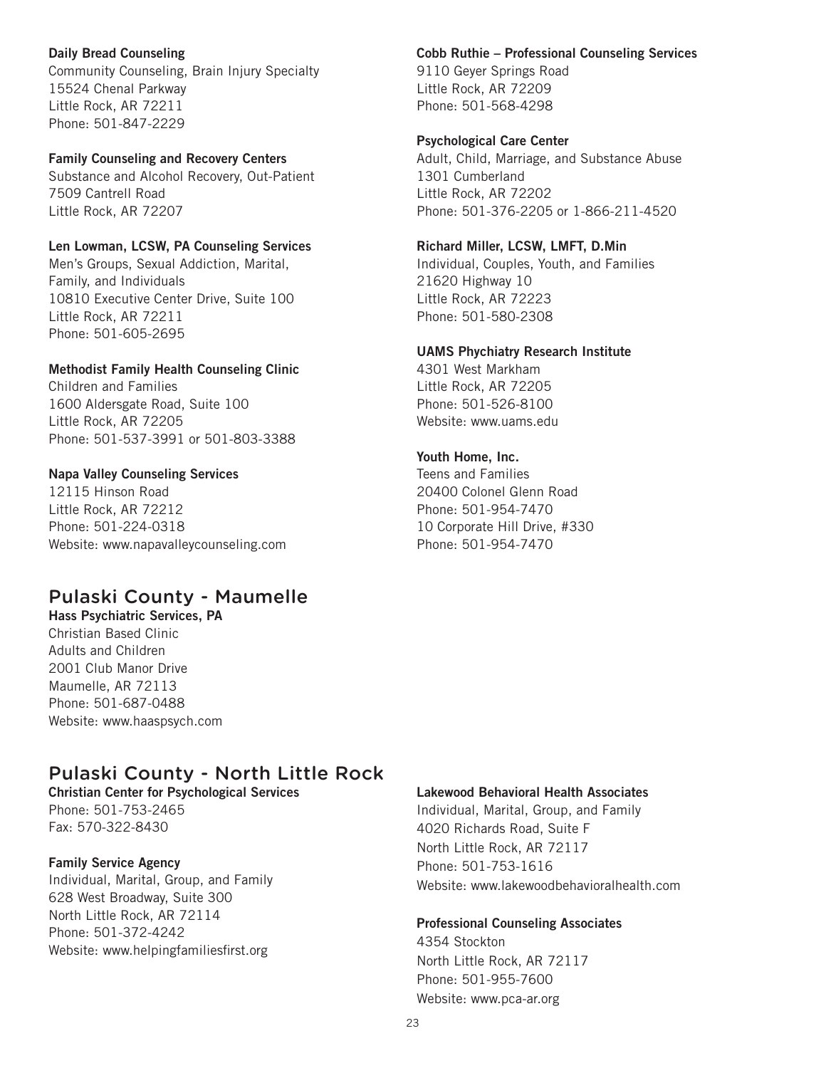**Daily Bread Counseling**
Community Counseling, Brain Injury Specialty
15524 Chenal Parkway
Little Rock, AR 72211
Phone: 501-847-2229

**Family Counseling and Recovery Centers**
Substance and Alcohol Recovery, Out-Patient
7509 Cantrell Road
Little Rock, AR 72207

**Len Lowman, LCSW, PA Counseling Services**
Men's Groups, Sexual Addiction, Marital, Family, and Individuals
10810 Executive Center Drive, Suite 100
Little Rock, AR 72211
Phone: 501-605-2695

**Methodist Family Health Counseling Clinic**
Children and Families
1600 Aldersgate Road, Suite 100
Little Rock, AR 72205
Phone: 501-537-3991 or 501-803-3388

**Napa Valley Counseling Services**
12115 Hinson Road
Little Rock, AR 72212
Phone: 501-224-0318
Website: www.napavalleycounseling.com

**Cobb Ruthie – Professional Counseling Services**
9110 Geyer Springs Road
Little Rock, AR 72209
Phone: 501-568-4298

**Psychological Care Center**
Adult, Child, Marriage, and Substance Abuse
1301 Cumberland
Little Rock, AR 72202
Phone: 501-376-2205 or 1-866-211-4520

**Richard Miller, LCSW, LMFT, D.Min**
Individual, Couples, Youth, and Families
21620 Highway 10
Little Rock, AR 72223
Phone: 501-580-2308

**UAMS Phychiatry Research Institute**
4301 West Markham
Little Rock, AR 72205
Phone: 501-526-8100
Website: www.uams.edu

**Youth Home, Inc.**
Teens and Families
20400 Colonel Glenn Road
Phone: 501-954-7470
10 Corporate Hill Drive, #330
Phone: 501-954-7470

## Pulaski County - Maumelle

**Hass Psychiatric Services, PA**
Christian Based Clinic
Adults and Children
2001 Club Manor Drive
Maumelle, AR 72113
Phone: 501-687-0488
Website: www.haaspsych.com

## Pulaski County - North Little Rock

**Christian Center for Psychological Services**
Phone: 501-753-2465
Fax: 570-322-8430

**Family Service Agency**
Individual, Marital, Group, and Family
628 West Broadway, Suite 300
North Little Rock, AR 72114
Phone: 501-372-4242
Website: www.helpingfamiliesfirst.org

**Lakewood Behavioral Health Associates**
Individual, Marital, Group, and Family
4020 Richards Road, Suite F
North Little Rock, AR 72117
Phone: 501-753-1616
Website: www.lakewoodbehavioralhealth.com

**Professional Counseling Associates**
4354 Stockton
North Little Rock, AR 72117
Phone: 501-955-7600
Website: www.pca-ar.org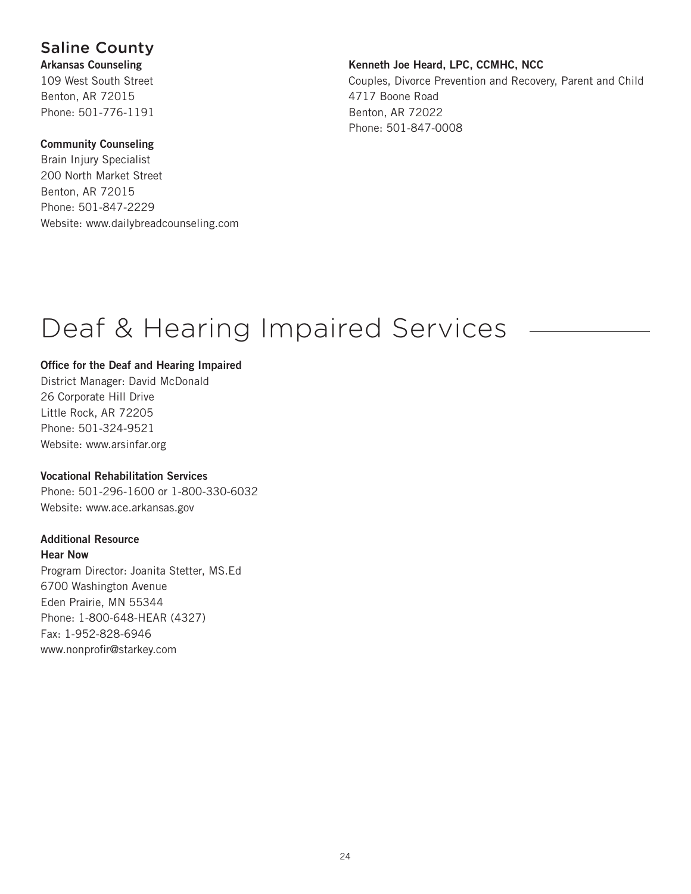## Saline County

**Arkansas Counseling**
109 West South Street
Benton, AR 72015
Phone: 501-776-1191

**Community Counseling**
Brain Injury Specialist
200 North Market Street
Benton, AR 72015
Phone: 501-847-2229
Website: www.dailybreadcounseling.com

**Kenneth Joe Heard, LPC, CCMHC, NCC**
Couples, Divorce Prevention and Recovery, Parent and Child
4717 Boone Road
Benton, AR 72022
Phone: 501-847-0008

# Deaf & Hearing Impaired Services

**Office for the Deaf and Hearing Impaired**
District Manager: David McDonald
26 Corporate Hill Drive
Little Rock, AR 72205
Phone: 501-324-9521
Website: www.arsinfar.org

**Vocational Rehabilitation Services**
Phone: 501-296-1600 or 1-800-330-6032
Website: www.ace.arkansas.gov

**Additional Resource**
**Hear Now**
Program Director: Joanita Stetter, MS.Ed
6700 Washington Avenue
Eden Prairie, MN 55344
Phone: 1-800-648-HEAR (4327)
Fax: 1-952-828-6946
www.nonprofir@starkey.com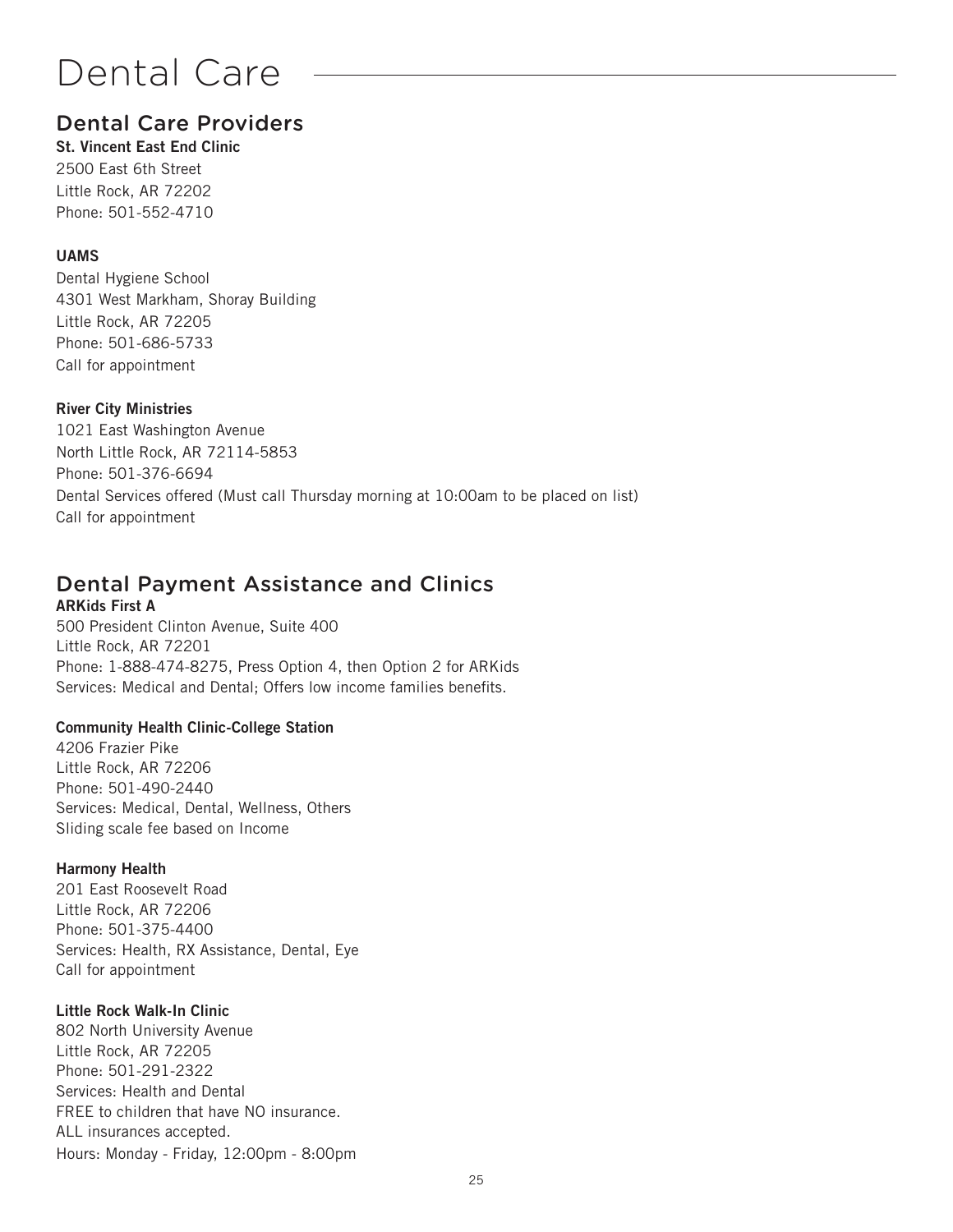# Dental Care

## Dental Care Providers

**St. Vincent East End Clinic**
2500 East 6th Street
Little Rock, AR 72202
Phone: 501-552-4710

**UAMS**
Dental Hygiene School
4301 West Markham, Shoray Building
Little Rock, AR 72205
Phone: 501-686-5733
Call for appointment

**River City Ministries**
1021 East Washington Avenue
North Little Rock, AR 72114-5853
Phone: 501-376-6694
Dental Services offered (Must call Thursday morning at 10:00am to be placed on list)
Call for appointment

## Dental Payment Assistance and Clinics

**ARKids First A**
500 President Clinton Avenue, Suite 400
Little Rock, AR 72201
Phone: 1-888-474-8275, Press Option 4, then Option 2 for ARKids
Services: Medical and Dental; Offers low income families benefits.

**Community Health Clinic-College Station**
4206 Frazier Pike
Little Rock, AR 72206
Phone: 501-490-2440
Services: Medical, Dental, Wellness, Others
Sliding scale fee based on Income

**Harmony Health**
201 East Roosevelt Road
Little Rock, AR 72206
Phone: 501-375-4400
Services: Health, RX Assistance, Dental, Eye
Call for appointment

**Little Rock Walk-In Clinic**
802 North University Avenue
Little Rock, AR 72205
Phone: 501-291-2322
Services: Health and Dental
FREE to children that have NO insurance.
ALL insurances accepted.
Hours: Monday - Friday, 12:00pm - 8:00pm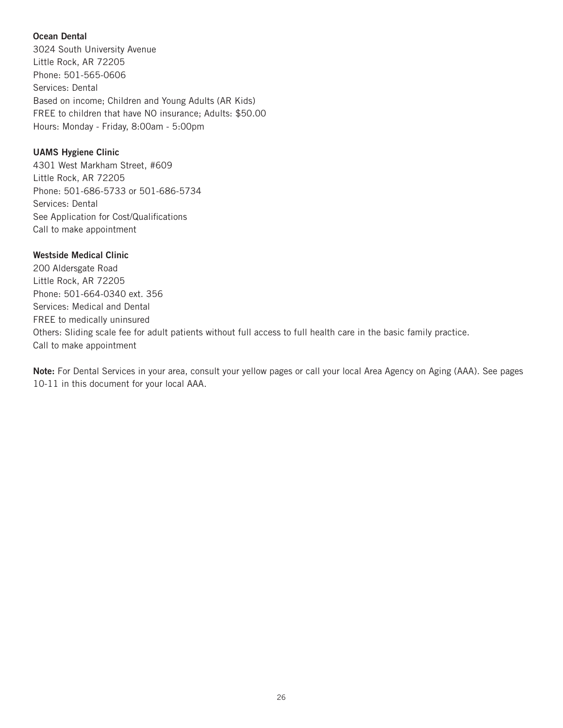**Ocean Dental**
3024 South University Avenue
Little Rock, AR 72205
Phone: 501-565-0606
Services: Dental
Based on income; Children and Young Adults (AR Kids)
FREE to children that have NO insurance; Adults: $50.00
Hours: Monday - Friday, 8:00am - 5:00pm

**UAMS Hygiene Clinic**
4301 West Markham Street, #609
Little Rock, AR 72205
Phone: 501-686-5733 or 501-686-5734
Services: Dental
See Application for Cost/Qualifications
Call to make appointment

**Westside Medical Clinic**
200 Aldersgate Road
Little Rock, AR 72205
Phone: 501-664-0340 ext. 356
Services: Medical and Dental
FREE to medically uninsured
Others: Sliding scale fee for adult patients without full access to full health care in the basic family practice.
Call to make appointment

**Note:** For Dental Services in your area, consult your yellow pages or call your local Area Agency on Aging (AAA). See pages 10-11 in this document for your local AAA.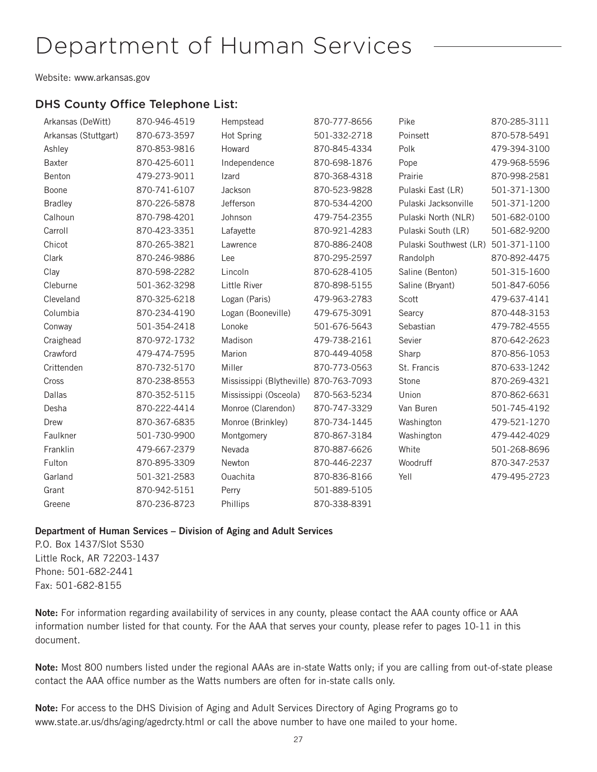# Department of Human Services

Website: www.arkansas.gov

## DHS County Office Telephone List:

| County | Phone | County | Phone | County | Phone |
|---|---|---|---|---|---|
| Arkansas (DeWitt) | 870-946-4519 | Hempstead | 870-777-8656 | Pike | 870-285-3111 |
| Arkansas (Stuttgart) | 870-673-3597 | Hot Spring | 501-332-2718 | Poinsett | 870-578-5491 |
| Ashley | 870-853-9816 | Howard | 870-845-4334 | Polk | 479-394-3100 |
| Baxter | 870-425-6011 | Independence | 870-698-1876 | Pope | 479-968-5596 |
| Benton | 479-273-9011 | Izard | 870-368-4318 | Prairie | 870-998-2581 |
| Boone | 870-741-6107 | Jackson | 870-523-9828 | Pulaski East (LR) | 501-371-1300 |
| Bradley | 870-226-5878 | Jefferson | 870-534-4200 | Pulaski Jacksonville | 501-371-1200 |
| Calhoun | 870-798-4201 | Johnson | 479-754-2355 | Pulaski North (NLR) | 501-682-0100 |
| Carroll | 870-423-3351 | Lafayette | 870-921-4283 | Pulaski South (LR) | 501-682-9200 |
| Chicot | 870-265-3821 | Lawrence | 870-886-2408 | Pulaski Southwest (LR) | 501-371-1100 |
| Clark | 870-246-9886 | Lee | 870-295-2597 | Randolph | 870-892-4475 |
| Clay | 870-598-2282 | Lincoln | 870-628-4105 | Saline (Benton) | 501-315-1600 |
| Cleburne | 501-362-3298 | Little River | 870-898-5155 | Saline (Bryant) | 501-847-6056 |
| Cleveland | 870-325-6218 | Logan (Paris) | 479-963-2783 | Scott | 479-637-4141 |
| Columbia | 870-234-4190 | Logan (Booneville) | 479-675-3091 | Searcy | 870-448-3153 |
| Conway | 501-354-2418 | Lonoke | 501-676-5643 | Sebastian | 479-782-4555 |
| Craighead | 870-972-1732 | Madison | 479-738-2161 | Sevier | 870-642-2623 |
| Crawford | 479-474-7595 | Marion | 870-449-4058 | Sharp | 870-856-1053 |
| Crittenden | 870-732-5170 | Miller | 870-773-0563 | St. Francis | 870-633-1242 |
| Cross | 870-238-8553 | Mississippi (Blytheville) | 870-763-7093 | Stone | 870-269-4321 |
| Dallas | 870-352-5115 | Mississippi (Osceola) | 870-563-5234 | Union | 870-862-6631 |
| Desha | 870-222-4414 | Monroe (Clarendon) | 870-747-3329 | Van Buren | 501-745-4192 |
| Drew | 870-367-6835 | Monroe (Brinkley) | 870-734-1445 | Washington | 479-521-1270 |
| Faulkner | 501-730-9900 | Montgomery | 870-867-3184 | Washington | 479-442-4029 |
| Franklin | 479-667-2379 | Nevada | 870-887-6626 | White | 501-268-8696 |
| Fulton | 870-895-3309 | Newton | 870-446-2237 | Woodruff | 870-347-2537 |
| Garland | 501-321-2583 | Ouachita | 870-836-8166 | Yell | 479-495-2723 |
| Grant | 870-942-5151 | Perry | 501-889-5105 | | |
| Greene | 870-236-8723 | Phillips | 870-338-8391 | | |

**Department of Human Services – Division of Aging and Adult Services**
P.O. Box 1437/Slot S530
Little Rock, AR 72203-1437
Phone: 501-682-2441
Fax: 501-682-8155

**Note:** For information regarding availability of services in any county, please contact the AAA county office or AAA information number listed for that county. For the AAA that serves your county, please refer to pages 10-11 in this document.

**Note:** Most 800 numbers listed under the regional AAAs are in-state Watts only; if you are calling from out-of-state please contact the AAA office number as the Watts numbers are often for in-state calls only.

**Note:** For access to the DHS Division of Aging and Adult Services Directory of Aging Programs go to www.state.ar.us/dhs/aging/agedrcty.html or call the above number to have one mailed to your home.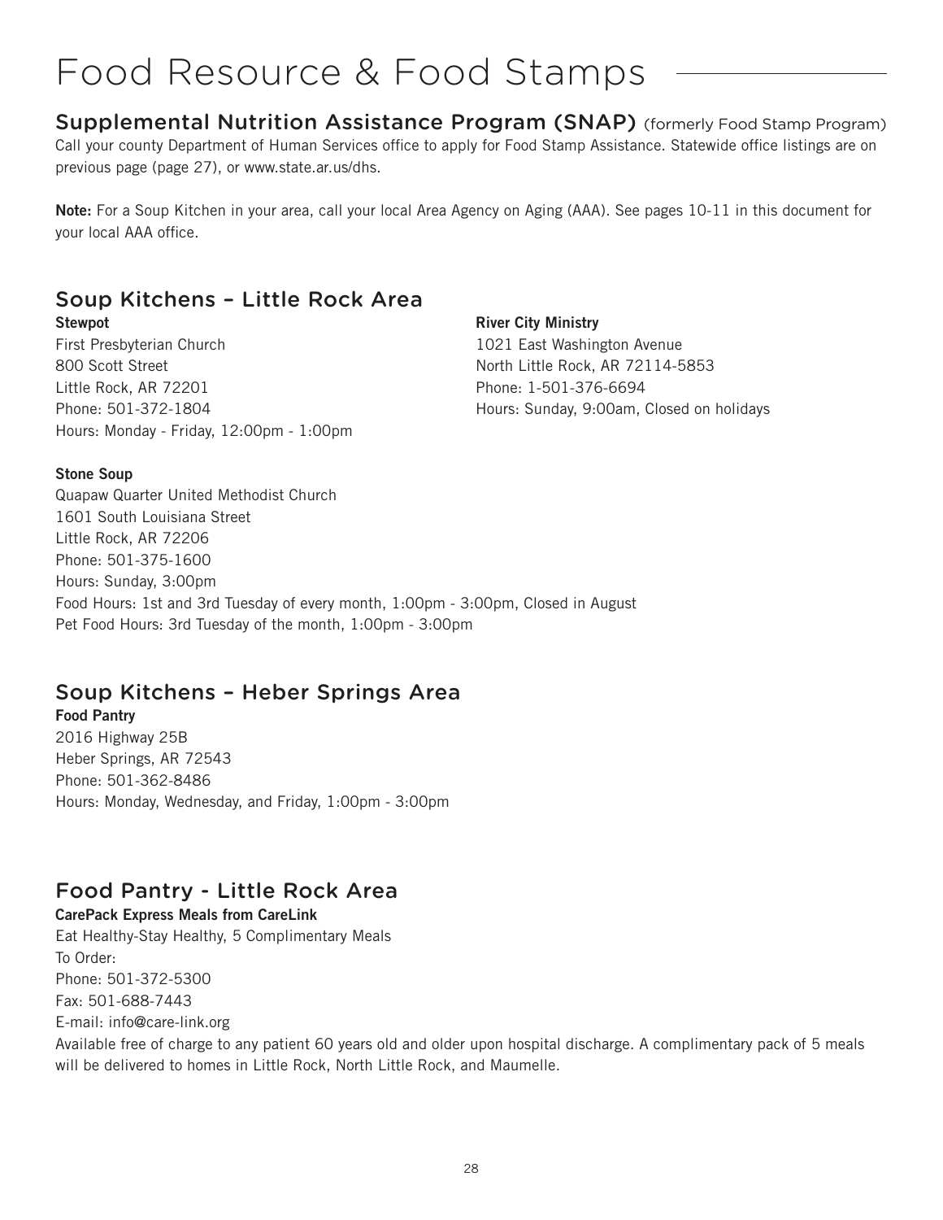# Food Resource & Food Stamps

## Supplemental Nutrition Assistance Program (SNAP) (formerly Food Stamp Program)

Call your county Department of Human Services office to apply for Food Stamp Assistance. Statewide office listings are on previous page (page 27), or www.state.ar.us/dhs.

**Note:** For a Soup Kitchen in your area, call your local Area Agency on Aging (AAA). See pages 10-11 in this document for your local AAA office.

## Soup Kitchens – Little Rock Area

**Stewpot**
First Presbyterian Church
800 Scott Street
Little Rock, AR 72201
Phone: 501-372-1804
Hours: Monday - Friday, 12:00pm - 1:00pm

**River City Ministry**
1021 East Washington Avenue
North Little Rock, AR 72114-5853
Phone: 1-501-376-6694
Hours: Sunday, 9:00am, Closed on holidays

**Stone Soup**
Quapaw Quarter United Methodist Church
1601 South Louisiana Street
Little Rock, AR 72206
Phone: 501-375-1600
Hours: Sunday, 3:00pm
Food Hours: 1st and 3rd Tuesday of every month, 1:00pm - 3:00pm, Closed in August
Pet Food Hours: 3rd Tuesday of the month, 1:00pm - 3:00pm

## Soup Kitchens – Heber Springs Area

**Food Pantry**
2016 Highway 25B
Heber Springs, AR 72543
Phone: 501-362-8486
Hours: Monday, Wednesday, and Friday, 1:00pm - 3:00pm

## Food Pantry - Little Rock Area

**CarePack Express Meals from CareLink**
Eat Healthy-Stay Healthy, 5 Complimentary Meals
To Order:
Phone: 501-372-5300
Fax: 501-688-7443
E-mail: info@care-link.org
Available free of charge to any patient 60 years old and older upon hospital discharge. A complimentary pack of 5 meals will be delivered to homes in Little Rock, North Little Rock, and Maumelle.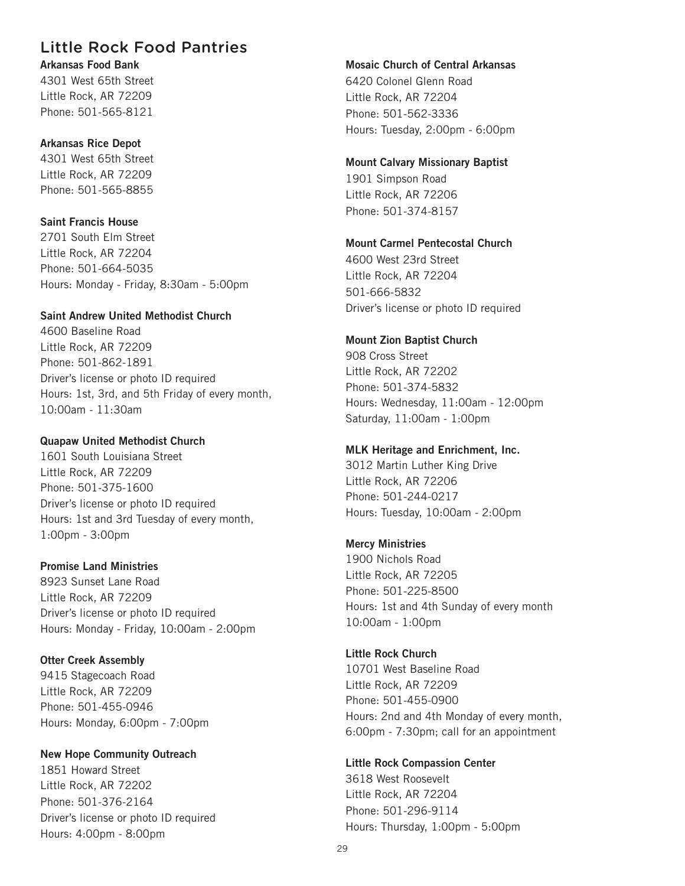## Little Rock Food Pantries

**Arkansas Food Bank**
4301 West 65th Street
Little Rock, AR 72209
Phone: 501-565-8121

**Arkansas Rice Depot**
4301 West 65th Street
Little Rock, AR 72209
Phone: 501-565-8855

**Saint Francis House**
2701 South Elm Street
Little Rock, AR 72204
Phone: 501-664-5035
Hours: Monday - Friday, 8:30am - 5:00pm

**Saint Andrew United Methodist Church**
4600 Baseline Road
Little Rock, AR 72209
Phone: 501-862-1891
Driver's license or photo ID required
Hours: 1st, 3rd, and 5th Friday of every month, 10:00am - 11:30am

**Quapaw United Methodist Church**
1601 South Louisiana Street
Little Rock, AR 72209
Phone: 501-375-1600
Driver's license or photo ID required
Hours: 1st and 3rd Tuesday of every month, 1:00pm - 3:00pm

**Promise Land Ministries**
8923 Sunset Lane Road
Little Rock, AR 72209
Driver's license or photo ID required
Hours: Monday - Friday, 10:00am - 2:00pm

**Otter Creek Assembly**
9415 Stagecoach Road
Little Rock, AR 72209
Phone: 501-455-0946
Hours: Monday, 6:00pm - 7:00pm

**New Hope Community Outreach**
1851 Howard Street
Little Rock, AR 72202
Phone: 501-376-2164
Driver's license or photo ID required
Hours: 4:00pm - 8:00pm

**Mosaic Church of Central Arkansas**
6420 Colonel Glenn Road
Little Rock, AR 72204
Phone: 501-562-3336
Hours: Tuesday, 2:00pm - 6:00pm

**Mount Calvary Missionary Baptist**
1901 Simpson Road
Little Rock, AR 72206
Phone: 501-374-8157

**Mount Carmel Pentecostal Church**
4600 West 23rd Street
Little Rock, AR 72204
501-666-5832
Driver's license or photo ID required

**Mount Zion Baptist Church**
908 Cross Street
Little Rock, AR 72202
Phone: 501-374-5832
Hours: Wednesday, 11:00am - 12:00pm
Saturday, 11:00am - 1:00pm

**MLK Heritage and Enrichment, Inc.**
3012 Martin Luther King Drive
Little Rock, AR 72206
Phone: 501-244-0217
Hours: Tuesday, 10:00am - 2:00pm

**Mercy Ministries**
1900 Nichols Road
Little Rock, AR 72205
Phone: 501-225-8500
Hours: 1st and 4th Sunday of every month
10:00am - 1:00pm

**Little Rock Church**
10701 West Baseline Road
Little Rock, AR 72209
Phone: 501-455-0900
Hours: 2nd and 4th Monday of every month, 6:00pm - 7:30pm; call for an appointment

**Little Rock Compassion Center**
3618 West Roosevelt
Little Rock, AR 72204
Phone: 501-296-9114
Hours: Thursday, 1:00pm - 5:00pm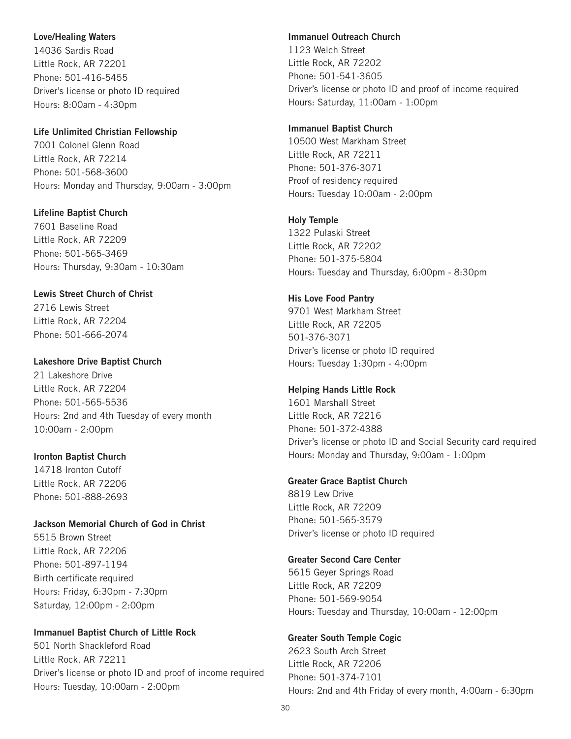**Love/Healing Waters**
14036 Sardis Road
Little Rock, AR 72201
Phone: 501-416-5455
Driver's license or photo ID required
Hours: 8:00am - 4:30pm

**Life Unlimited Christian Fellowship**
7001 Colonel Glenn Road
Little Rock, AR 72214
Phone: 501-568-3600
Hours: Monday and Thursday, 9:00am - 3:00pm

**Lifeline Baptist Church**
7601 Baseline Road
Little Rock, AR 72209
Phone: 501-565-3469
Hours: Thursday, 9:30am - 10:30am

**Lewis Street Church of Christ**
2716 Lewis Street
Little Rock, AR 72204
Phone: 501-666-2074

**Lakeshore Drive Baptist Church**
21 Lakeshore Drive
Little Rock, AR 72204
Phone: 501-565-5536
Hours: 2nd and 4th Tuesday of every month
10:00am - 2:00pm

**Ironton Baptist Church**
14718 Ironton Cutoff
Little Rock, AR 72206
Phone: 501-888-2693

**Jackson Memorial Church of God in Christ**
5515 Brown Street
Little Rock, AR 72206
Phone: 501-897-1194
Birth certificate required
Hours: Friday, 6:30pm - 7:30pm
Saturday, 12:00pm - 2:00pm

**Immanuel Baptist Church of Little Rock**
501 North Shackleford Road
Little Rock, AR 72211
Driver's license or photo ID and proof of income required
Hours: Tuesday, 10:00am - 2:00pm

**Immanuel Outreach Church**
1123 Welch Street
Little Rock, AR 72202
Phone: 501-541-3605
Driver's license or photo ID and proof of income required
Hours: Saturday, 11:00am - 1:00pm

**Immanuel Baptist Church**
10500 West Markham Street
Little Rock, AR 72211
Phone: 501-376-3071
Proof of residency required
Hours: Tuesday 10:00am - 2:00pm

**Holy Temple**
1322 Pulaski Street
Little Rock, AR 72202
Phone: 501-375-5804
Hours: Tuesday and Thursday, 6:00pm - 8:30pm

**His Love Food Pantry**
9701 West Markham Street
Little Rock, AR 72205
501-376-3071
Driver's license or photo ID required
Hours: Tuesday 1:30pm - 4:00pm

**Helping Hands Little Rock**
1601 Marshall Street
Little Rock, AR 72216
Phone: 501-372-4388
Driver's license or photo ID and Social Security card required
Hours: Monday and Thursday, 9:00am - 1:00pm

**Greater Grace Baptist Church**
8819 Lew Drive
Little Rock, AR 72209
Phone: 501-565-3579
Driver's license or photo ID required

**Greater Second Care Center**
5615 Geyer Springs Road
Little Rock, AR 72209
Phone: 501-569-9054
Hours: Tuesday and Thursday, 10:00am - 12:00pm

**Greater South Temple Cogic**
2623 South Arch Street
Little Rock, AR 72206
Phone: 501-374-7101
Hours: 2nd and 4th Friday of every month, 4:00am - 6:30pm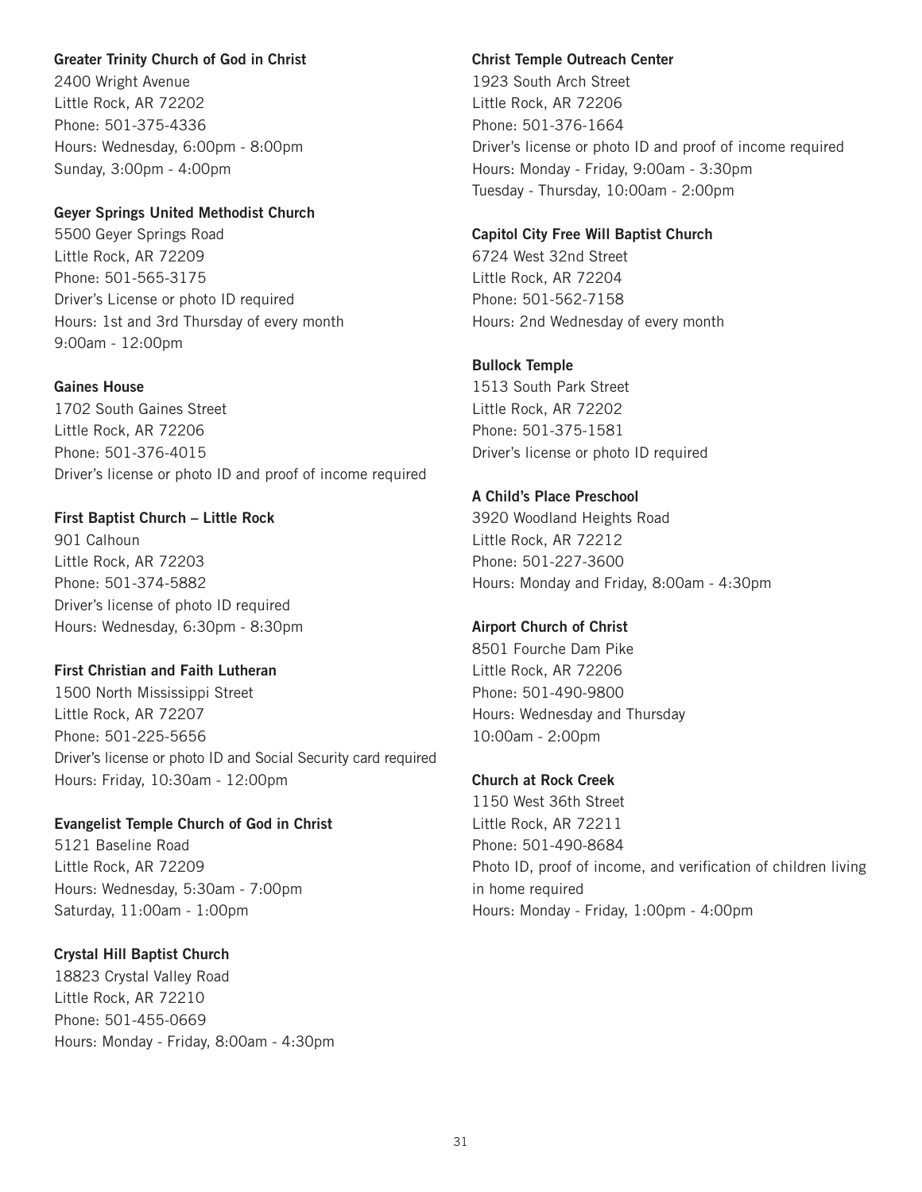**Greater Trinity Church of God in Christ**
2400 Wright Avenue
Little Rock, AR 72202
Phone: 501-375-4336
Hours: Wednesday, 6:00pm - 8:00pm
Sunday, 3:00pm - 4:00pm

**Geyer Springs United Methodist Church**
5500 Geyer Springs Road
Little Rock, AR 72209
Phone: 501-565-3175
Driver's License or photo ID required
Hours: 1st and 3rd Thursday of every month
9:00am - 12:00pm

**Gaines House**
1702 South Gaines Street
Little Rock, AR 72206
Phone: 501-376-4015
Driver's license or photo ID and proof of income required

**First Baptist Church – Little Rock**
901 Calhoun
Little Rock, AR 72203
Phone: 501-374-5882
Driver's license of photo ID required
Hours: Wednesday, 6:30pm - 8:30pm

**First Christian and Faith Lutheran**
1500 North Mississippi Street
Little Rock, AR 72207
Phone: 501-225-5656
Driver's license or photo ID and Social Security card required
Hours: Friday, 10:30am - 12:00pm

**Evangelist Temple Church of God in Christ**
5121 Baseline Road
Little Rock, AR 72209
Hours: Wednesday, 5:30am - 7:00pm
Saturday, 11:00am - 1:00pm

**Crystal Hill Baptist Church**
18823 Crystal Valley Road
Little Rock, AR 72210
Phone: 501-455-0669
Hours: Monday - Friday, 8:00am - 4:30pm

**Christ Temple Outreach Center**
1923 South Arch Street
Little Rock, AR 72206
Phone: 501-376-1664
Driver's license or photo ID and proof of income required
Hours: Monday - Friday, 9:00am - 3:30pm
Tuesday - Thursday, 10:00am - 2:00pm

**Capitol City Free Will Baptist Church**
6724 West 32nd Street
Little Rock, AR 72204
Phone: 501-562-7158
Hours: 2nd Wednesday of every month

**Bullock Temple**
1513 South Park Street
Little Rock, AR 72202
Phone: 501-375-1581
Driver's license or photo ID required

**A Child's Place Preschool**
3920 Woodland Heights Road
Little Rock, AR 72212
Phone: 501-227-3600
Hours: Monday and Friday, 8:00am - 4:30pm

**Airport Church of Christ**
8501 Fourche Dam Pike
Little Rock, AR 72206
Phone: 501-490-9800
Hours: Wednesday and Thursday
10:00am - 2:00pm

**Church at Rock Creek**
1150 West 36th Street
Little Rock, AR 72211
Phone: 501-490-8684
Photo ID, proof of income, and verification of children living in home required
Hours: Monday - Friday, 1:00pm - 4:00pm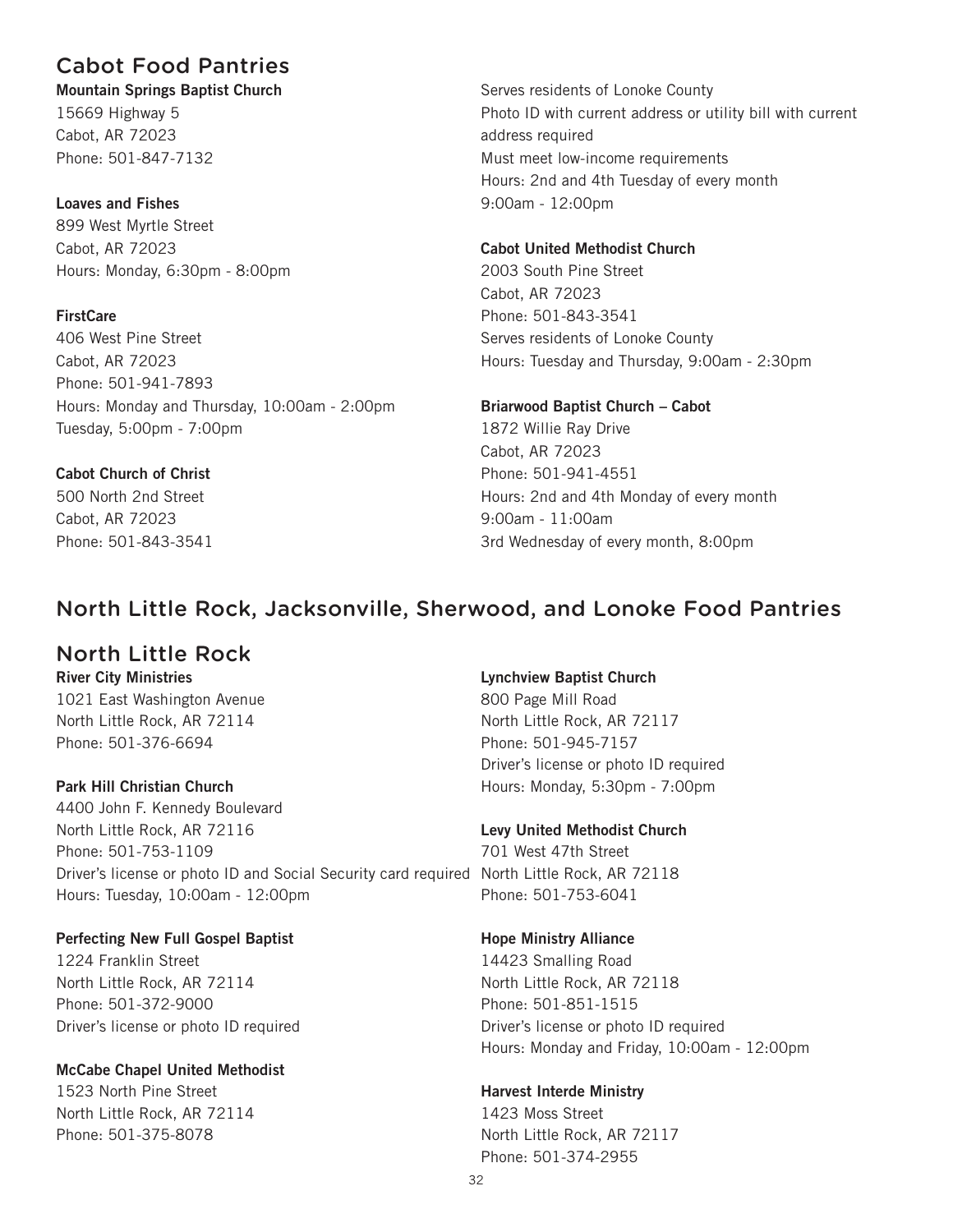## Cabot Food Pantries

**Mountain Springs Baptist Church**
15669 Highway 5
Cabot, AR 72023
Phone: 501-847-7132
Serves residents of Lonoke County
Photo ID with current address or utility bill with current address required
Must meet low-income requirements
Hours: 2nd and 4th Tuesday of every month
9:00am - 12:00pm

**Loaves and Fishes**
899 West Myrtle Street
Cabot, AR 72023
Hours: Monday, 6:30pm - 8:00pm

**FirstCare**
406 West Pine Street
Cabot, AR 72023
Phone: 501-941-7893
Hours: Monday and Thursday, 10:00am - 2:00pm
Tuesday, 5:00pm - 7:00pm

**Cabot Church of Christ**
500 North 2nd Street
Cabot, AR 72023
Phone: 501-843-3541

**Cabot United Methodist Church**
2003 South Pine Street
Cabot, AR 72023
Phone: 501-843-3541
Serves residents of Lonoke County
Hours: Tuesday and Thursday, 9:00am - 2:30pm

**Briarwood Baptist Church – Cabot**
1872 Willie Ray Drive
Cabot, AR 72023
Phone: 501-941-4551
Hours: 2nd and 4th Monday of every month
9:00am - 11:00am
3rd Wednesday of every month, 8:00pm

## North Little Rock, Jacksonville, Sherwood, and Lonoke Food Pantries

### North Little Rock

**River City Ministries**
1021 East Washington Avenue
North Little Rock, AR 72114
Phone: 501-376-6694

**Park Hill Christian Church**
4400 John F. Kennedy Boulevard
North Little Rock, AR 72116
Phone: 501-753-1109
Driver's license or photo ID and Social Security card required
Hours: Tuesday, 10:00am - 12:00pm

**Perfecting New Full Gospel Baptist**
1224 Franklin Street
North Little Rock, AR 72114
Phone: 501-372-9000
Driver's license or photo ID required

**McCabe Chapel United Methodist**
1523 North Pine Street
North Little Rock, AR 72114
Phone: 501-375-8078

**Lynchview Baptist Church**
800 Page Mill Road
North Little Rock, AR 72117
Phone: 501-945-7157
Driver's license or photo ID required
Hours: Monday, 5:30pm - 7:00pm

**Levy United Methodist Church**
701 West 47th Street
North Little Rock, AR 72118
Phone: 501-753-6041

**Hope Ministry Alliance**
14423 Smalling Road
North Little Rock, AR 72118
Phone: 501-851-1515
Driver's license or photo ID required
Hours: Monday and Friday, 10:00am - 12:00pm

**Harvest Interde Ministry**
1423 Moss Street
North Little Rock, AR 72117
Phone: 501-374-2955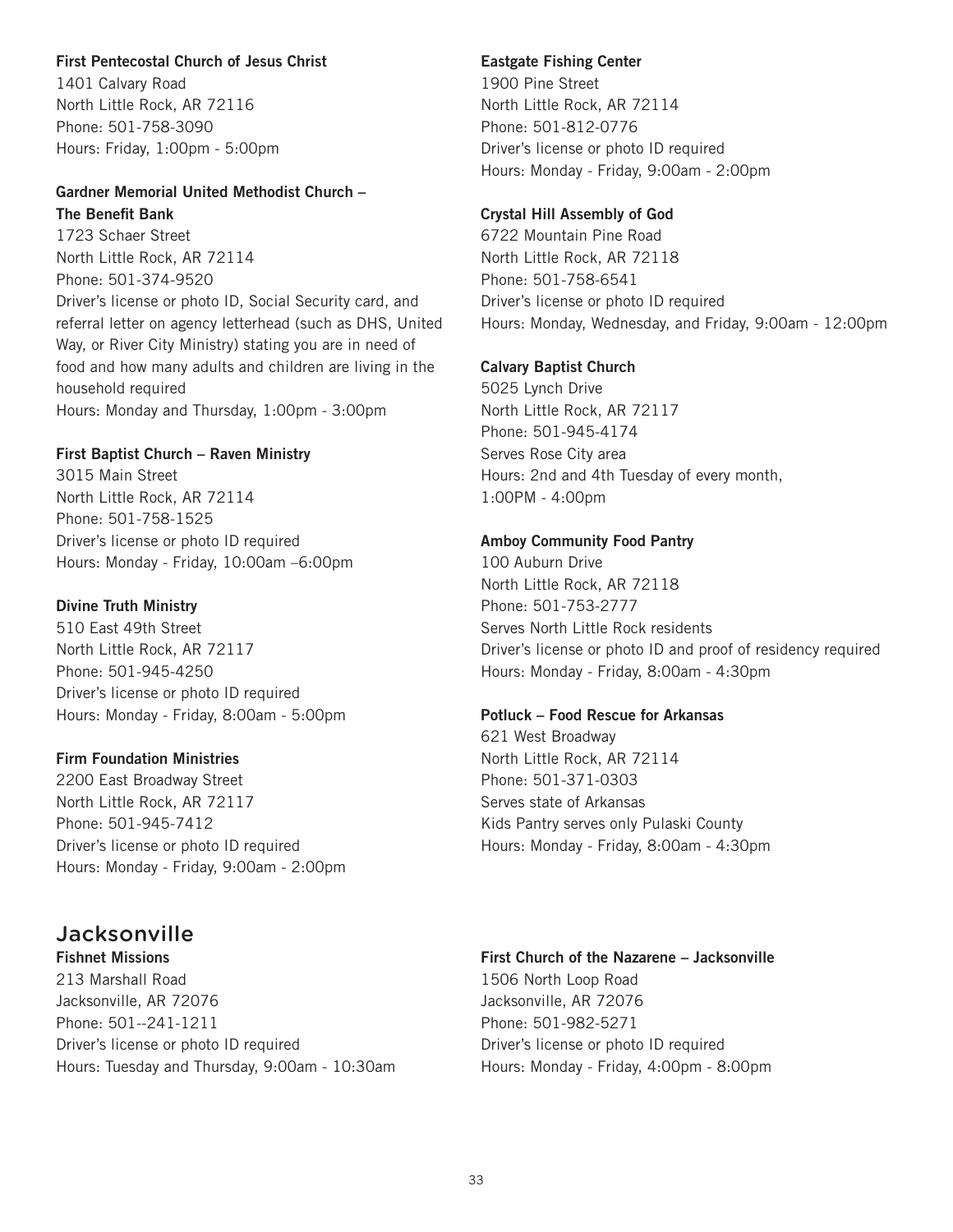**First Pentecostal Church of Jesus Christ**
1401 Calvary Road
North Little Rock, AR 72116
Phone: 501-758-3090
Hours: Friday, 1:00pm - 5:00pm

**Gardner Memorial United Methodist Church – The Benefit Bank**
1723 Schaer Street
North Little Rock, AR 72114
Phone: 501-374-9520
Driver's license or photo ID, Social Security card, and referral letter on agency letterhead (such as DHS, United Way, or River City Ministry) stating you are in need of food and how many adults and children are living in the household required
Hours: Monday and Thursday, 1:00pm - 3:00pm

**First Baptist Church – Raven Ministry**
3015 Main Street
North Little Rock, AR 72114
Phone: 501-758-1525
Driver's license or photo ID required
Hours: Monday - Friday, 10:00am –6:00pm

**Divine Truth Ministry**
510 East 49th Street
North Little Rock, AR 72117
Phone: 501-945-4250
Driver's license or photo ID required
Hours: Monday - Friday, 8:00am - 5:00pm

**Firm Foundation Ministries**
2200 East Broadway Street
North Little Rock, AR 72117
Phone: 501-945-7412
Driver's license or photo ID required
Hours: Monday - Friday, 9:00am - 2:00pm

**Eastgate Fishing Center**
1900 Pine Street
North Little Rock, AR 72114
Phone: 501-812-0776
Driver's license or photo ID required
Hours: Monday - Friday, 9:00am - 2:00pm

**Crystal Hill Assembly of God**
6722 Mountain Pine Road
North Little Rock, AR 72118
Phone: 501-758-6541
Driver's license or photo ID required
Hours: Monday, Wednesday, and Friday, 9:00am - 12:00pm

**Calvary Baptist Church**
5025 Lynch Drive
North Little Rock, AR 72117
Phone: 501-945-4174
Serves Rose City area
Hours: 2nd and 4th Tuesday of every month, 1:00PM - 4:00pm

**Amboy Community Food Pantry**
100 Auburn Drive
North Little Rock, AR 72118
Phone: 501-753-2777
Serves North Little Rock residents
Driver's license or photo ID and proof of residency required
Hours: Monday - Friday, 8:00am - 4:30pm

**Potluck – Food Rescue for Arkansas**
621 West Broadway
North Little Rock, AR 72114
Phone: 501-371-0303
Serves state of Arkansas
Kids Pantry serves only Pulaski County
Hours: Monday - Friday, 8:00am - 4:30pm

## Jacksonville

**Fishnet Missions**
213 Marshall Road
Jacksonville, AR 72076
Phone: 501--241-1211
Driver's license or photo ID required
Hours: Tuesday and Thursday, 9:00am - 10:30am

**First Church of the Nazarene – Jacksonville**
1506 North Loop Road
Jacksonville, AR 72076
Phone: 501-982-5271
Driver's license or photo ID required
Hours: Monday - Friday, 4:00pm - 8:00pm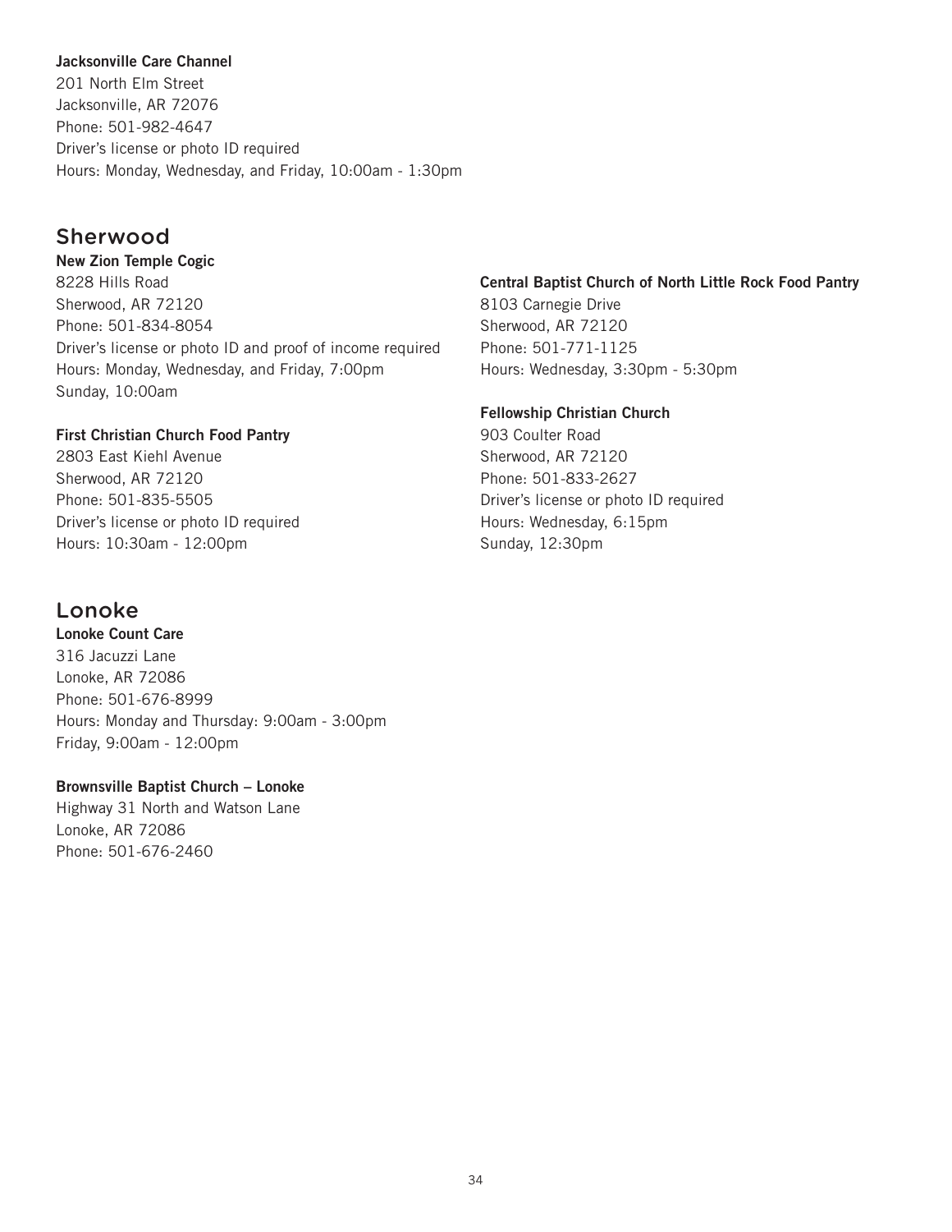**Jacksonville Care Channel**
201 North Elm Street
Jacksonville, AR 72076
Phone: 501-982-4647
Driver's license or photo ID required
Hours: Monday, Wednesday, and Friday, 10:00am - 1:30pm

## Sherwood

**New Zion Temple Cogic**
8228 Hills Road
Sherwood, AR 72120
Phone: 501-834-8054
Driver's license or photo ID and proof of income required
Hours: Monday, Wednesday, and Friday, 7:00pm
Sunday, 10:00am

**First Christian Church Food Pantry**
2803 East Kiehl Avenue
Sherwood, AR 72120
Phone: 501-835-5505
Driver's license or photo ID required
Hours: 10:30am - 12:00pm

**Central Baptist Church of North Little Rock Food Pantry**
8103 Carnegie Drive
Sherwood, AR 72120
Phone: 501-771-1125
Hours: Wednesday, 3:30pm - 5:30pm

**Fellowship Christian Church**
903 Coulter Road
Sherwood, AR 72120
Phone: 501-833-2627
Driver's license or photo ID required
Hours: Wednesday, 6:15pm
Sunday, 12:30pm

## Lonoke

**Lonoke Count Care**
316 Jacuzzi Lane
Lonoke, AR 72086
Phone: 501-676-8999
Hours: Monday and Thursday: 9:00am - 3:00pm
Friday, 9:00am - 12:00pm

**Brownsville Baptist Church – Lonoke**
Highway 31 North and Watson Lane
Lonoke, AR 72086
Phone: 501-676-2460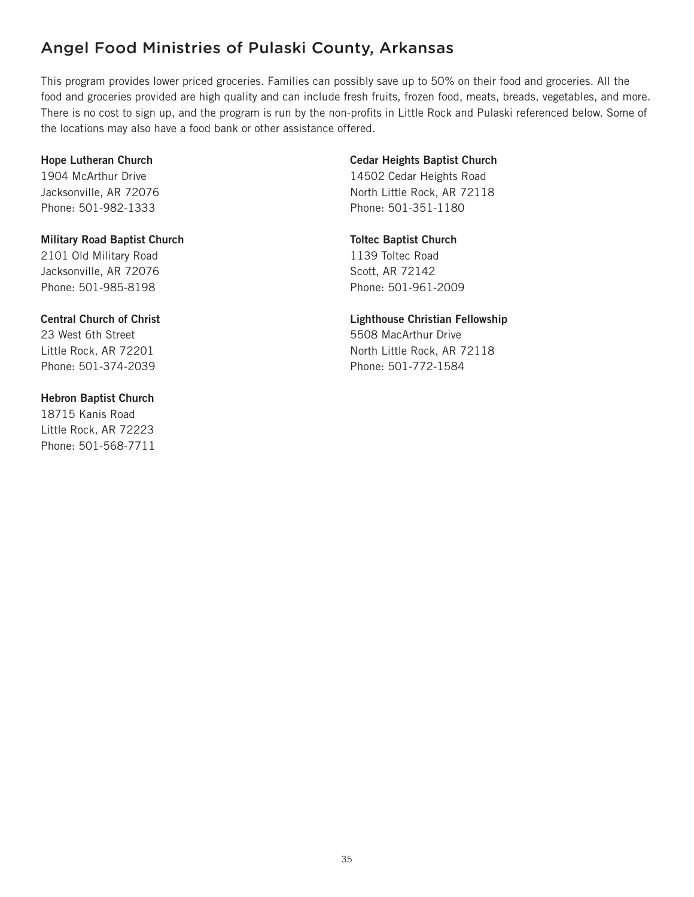## Angel Food Ministries of Pulaski County, Arkansas

This program provides lower priced groceries. Families can possibly save up to 50% on their food and groceries. All the food and groceries provided are high quality and can include fresh fruits, frozen food, meats, breads, vegetables, and more. There is no cost to sign up, and the program is run by the non-profits in Little Rock and Pulaski referenced below. Some of the locations may also have a food bank or other assistance offered.

**Hope Lutheran Church**
1904 McArthur Drive
Jacksonville, AR 72076
Phone: 501-982-1333

**Military Road Baptist Church**
2101 Old Military Road
Jacksonville, AR 72076
Phone: 501-985-8198

**Central Church of Christ**
23 West 6th Street
Little Rock, AR 72201
Phone: 501-374-2039

**Hebron Baptist Church**
18715 Kanis Road
Little Rock, AR 72223
Phone: 501-568-7711

**Cedar Heights Baptist Church**
14502 Cedar Heights Road
North Little Rock, AR 72118
Phone: 501-351-1180

**Toltec Baptist Church**
1139 Toltec Road
Scott, AR 72142
Phone: 501-961-2009

**Lighthouse Christian Fellowship**
5508 MacArthur Drive
North Little Rock, AR 72118
Phone: 501-772-1584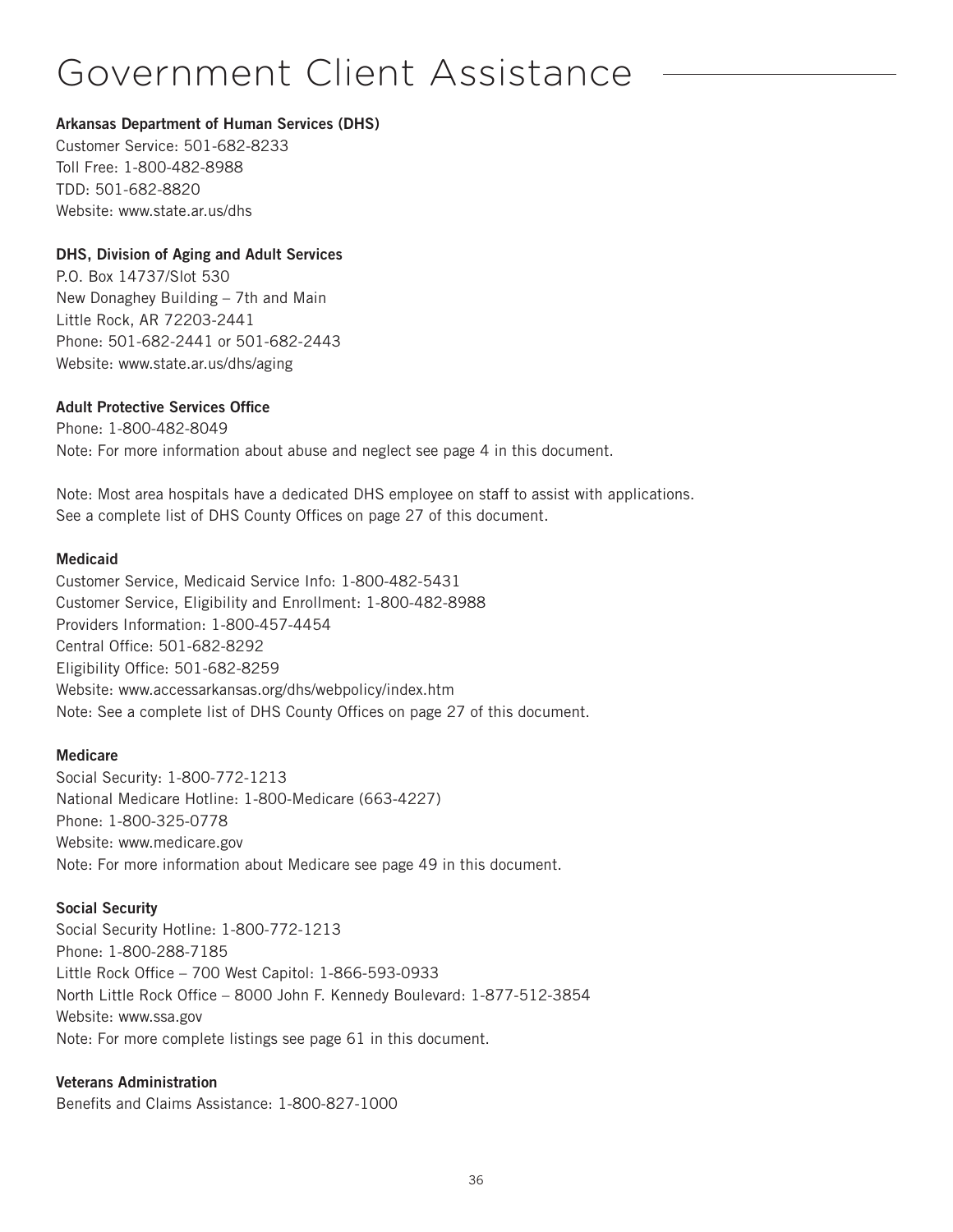# Government Client Assistance

**Arkansas Department of Human Services (DHS)**
Customer Service: 501-682-8233
Toll Free: 1-800-482-8988
TDD: 501-682-8820
Website: www.state.ar.us/dhs

**DHS, Division of Aging and Adult Services**
P.O. Box 14737/Slot 530
New Donaghey Building – 7th and Main
Little Rock, AR 72203-2441
Phone: 501-682-2441 or 501-682-2443
Website: www.state.ar.us/dhs/aging

**Adult Protective Services Office**
Phone: 1-800-482-8049
Note: For more information about abuse and neglect see page 4 in this document.

Note: Most area hospitals have a dedicated DHS employee on staff to assist with applications.
See a complete list of DHS County Offices on page 27 of this document.

**Medicaid**
Customer Service, Medicaid Service Info: 1-800-482-5431
Customer Service, Eligibility and Enrollment: 1-800-482-8988
Providers Information: 1-800-457-4454
Central Office: 501-682-8292
Eligibility Office: 501-682-8259
Website: www.accessarkansas.org/dhs/webpolicy/index.htm
Note: See a complete list of DHS County Offices on page 27 of this document.

**Medicare**
Social Security: 1-800-772-1213
National Medicare Hotline: 1-800-Medicare (663-4227)
Phone: 1-800-325-0778
Website: www.medicare.gov
Note: For more information about Medicare see page 49 in this document.

**Social Security**
Social Security Hotline: 1-800-772-1213
Phone: 1-800-288-7185
Little Rock Office – 700 West Capitol: 1-866-593-0933
North Little Rock Office – 8000 John F. Kennedy Boulevard: 1-877-512-3854
Website: www.ssa.gov
Note: For more complete listings see page 61 in this document.

**Veterans Administration**
Benefits and Claims Assistance: 1-800-827-1000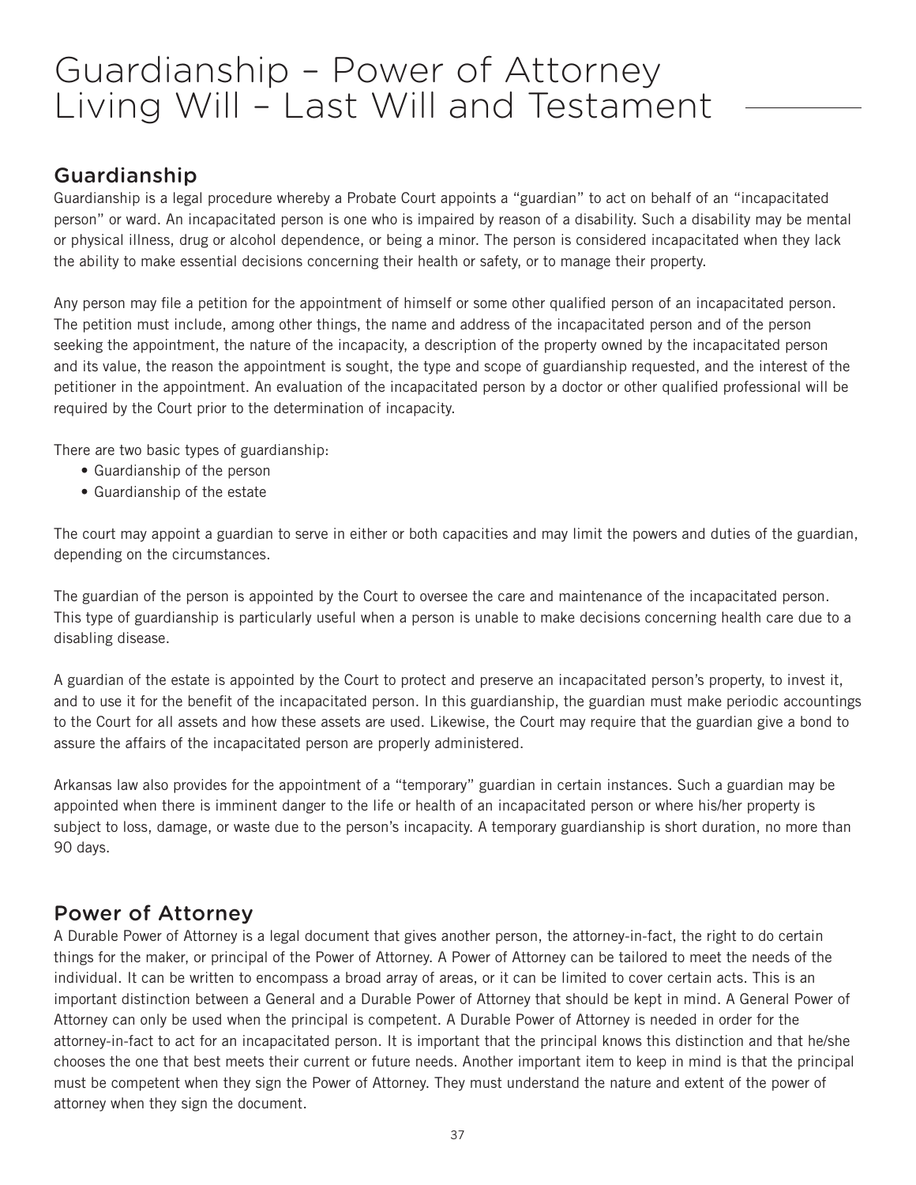# Guardianship – Power of Attorney Living Will – Last Will and Testament

## Guardianship

Guardianship is a legal procedure whereby a Probate Court appoints a "guardian" to act on behalf of an "incapacitated person" or ward. An incapacitated person is one who is impaired by reason of a disability. Such a disability may be mental or physical illness, drug or alcohol dependence, or being a minor. The person is considered incapacitated when they lack the ability to make essential decisions concerning their health or safety, or to manage their property.

Any person may file a petition for the appointment of himself or some other qualified person of an incapacitated person. The petition must include, among other things, the name and address of the incapacitated person and of the person seeking the appointment, the nature of the incapacity, a description of the property owned by the incapacitated person and its value, the reason the appointment is sought, the type and scope of guardianship requested, and the interest of the petitioner in the appointment. An evaluation of the incapacitated person by a doctor or other qualified professional will be required by the Court prior to the determination of incapacity.

There are two basic types of guardianship:

- Guardianship of the person
- Guardianship of the estate

The court may appoint a guardian to serve in either or both capacities and may limit the powers and duties of the guardian, depending on the circumstances.

The guardian of the person is appointed by the Court to oversee the care and maintenance of the incapacitated person. This type of guardianship is particularly useful when a person is unable to make decisions concerning health care due to a disabling disease.

A guardian of the estate is appointed by the Court to protect and preserve an incapacitated person's property, to invest it, and to use it for the benefit of the incapacitated person. In this guardianship, the guardian must make periodic accountings to the Court for all assets and how these assets are used. Likewise, the Court may require that the guardian give a bond to assure the affairs of the incapacitated person are properly administered.

Arkansas law also provides for the appointment of a "temporary" guardian in certain instances. Such a guardian may be appointed when there is imminent danger to the life or health of an incapacitated person or where his/her property is subject to loss, damage, or waste due to the person's incapacity. A temporary guardianship is short duration, no more than 90 days.

## Power of Attorney

A Durable Power of Attorney is a legal document that gives another person, the attorney-in-fact, the right to do certain things for the maker, or principal of the Power of Attorney. A Power of Attorney can be tailored to meet the needs of the individual. It can be written to encompass a broad array of areas, or it can be limited to cover certain acts. This is an important distinction between a General and a Durable Power of Attorney that should be kept in mind. A General Power of Attorney can only be used when the principal is competent. A Durable Power of Attorney is needed in order for the attorney-in-fact to act for an incapacitated person. It is important that the principal knows this distinction and that he/she chooses the one that best meets their current or future needs. Another important item to keep in mind is that the principal must be competent when they sign the Power of Attorney. They must understand the nature and extent of the power of attorney when they sign the document.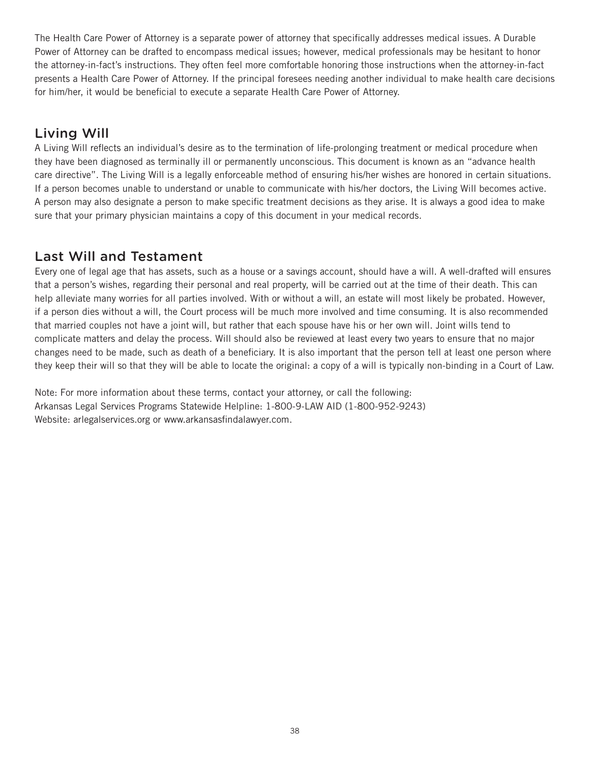The Health Care Power of Attorney is a separate power of attorney that specifically addresses medical issues. A Durable Power of Attorney can be drafted to encompass medical issues; however, medical professionals may be hesitant to honor the attorney-in-fact's instructions. They often feel more comfortable honoring those instructions when the attorney-in-fact presents a Health Care Power of Attorney. If the principal foresees needing another individual to make health care decisions for him/her, it would be beneficial to execute a separate Health Care Power of Attorney.

## Living Will

A Living Will reflects an individual's desire as to the termination of life-prolonging treatment or medical procedure when they have been diagnosed as terminally ill or permanently unconscious. This document is known as an "advance health care directive". The Living Will is a legally enforceable method of ensuring his/her wishes are honored in certain situations. If a person becomes unable to understand or unable to communicate with his/her doctors, the Living Will becomes active. A person may also designate a person to make specific treatment decisions as they arise. It is always a good idea to make sure that your primary physician maintains a copy of this document in your medical records.

## Last Will and Testament

Every one of legal age that has assets, such as a house or a savings account, should have a will. A well-drafted will ensures that a person's wishes, regarding their personal and real property, will be carried out at the time of their death. This can help alleviate many worries for all parties involved. With or without a will, an estate will most likely be probated. However, if a person dies without a will, the Court process will be much more involved and time consuming. It is also recommended that married couples not have a joint will, but rather that each spouse have his or her own will. Joint wills tend to complicate matters and delay the process. Will should also be reviewed at least every two years to ensure that no major changes need to be made, such as death of a beneficiary. It is also important that the person tell at least one person where they keep their will so that they will be able to locate the original: a copy of a will is typically non-binding in a Court of Law.

Note: For more information about these terms, contact your attorney, or call the following:
Arkansas Legal Services Programs Statewide Helpline: 1-800-9-LAW AID (1-800-952-9243)
Website: arlegalservices.org or www.arkansasfindalawyer.com.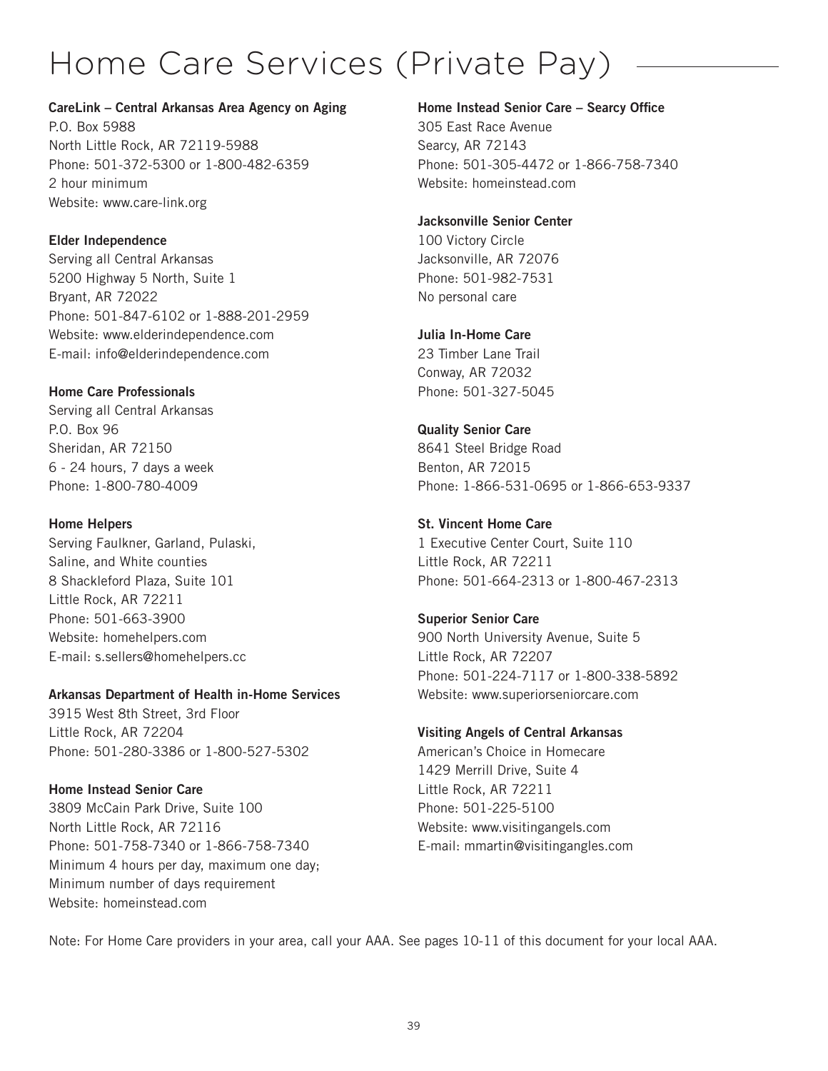# Home Care Services (Private Pay)

**CareLink – Central Arkansas Area Agency on Aging**
P.O. Box 5988
North Little Rock, AR 72119-5988
Phone: 501-372-5300 or 1-800-482-6359
2 hour minimum
Website: www.care-link.org

**Elder Independence**
Serving all Central Arkansas
5200 Highway 5 North, Suite 1
Bryant, AR 72022
Phone: 501-847-6102 or 1-888-201-2959
Website: www.elderindependence.com
E-mail: info@elderindependence.com

**Home Care Professionals**
Serving all Central Arkansas
P.O. Box 96
Sheridan, AR 72150
6 - 24 hours, 7 days a week
Phone: 1-800-780-4009

**Home Helpers**
Serving Faulkner, Garland, Pulaski, Saline, and White counties
8 Shackleford Plaza, Suite 101
Little Rock, AR 72211
Phone: 501-663-3900
Website: homehelpers.com
E-mail: s.sellers@homehelpers.cc

**Arkansas Department of Health in-Home Services**
3915 West 8th Street, 3rd Floor
Little Rock, AR 72204
Phone: 501-280-3386 or 1-800-527-5302

**Home Instead Senior Care**
3809 McCain Park Drive, Suite 100
North Little Rock, AR 72116
Phone: 501-758-7340 or 1-866-758-7340
Minimum 4 hours per day, maximum one day;
Minimum number of days requirement
Website: homeinstead.com

**Home Instead Senior Care – Searcy Office**
305 East Race Avenue
Searcy, AR 72143
Phone: 501-305-4472 or 1-866-758-7340
Website: homeinstead.com

**Jacksonville Senior Center**
100 Victory Circle
Jacksonville, AR 72076
Phone: 501-982-7531
No personal care

**Julia In-Home Care**
23 Timber Lane Trail
Conway, AR 72032
Phone: 501-327-5045

**Quality Senior Care**
8641 Steel Bridge Road
Benton, AR 72015
Phone: 1-866-531-0695 or 1-866-653-9337

**St. Vincent Home Care**
1 Executive Center Court, Suite 110
Little Rock, AR 72211
Phone: 501-664-2313 or 1-800-467-2313

**Superior Senior Care**
900 North University Avenue, Suite 5
Little Rock, AR 72207
Phone: 501-224-7117 or 1-800-338-5892
Website: www.superiorseniorcare.com

**Visiting Angels of Central Arkansas**
American's Choice in Homecare
1429 Merrill Drive, Suite 4
Little Rock, AR 72211
Phone: 501-225-5100
Website: www.visitingangels.com
E-mail: mmartin@visitingangles.com

Note: For Home Care providers in your area, call your AAA. See pages 10-11 of this document for your local AAA.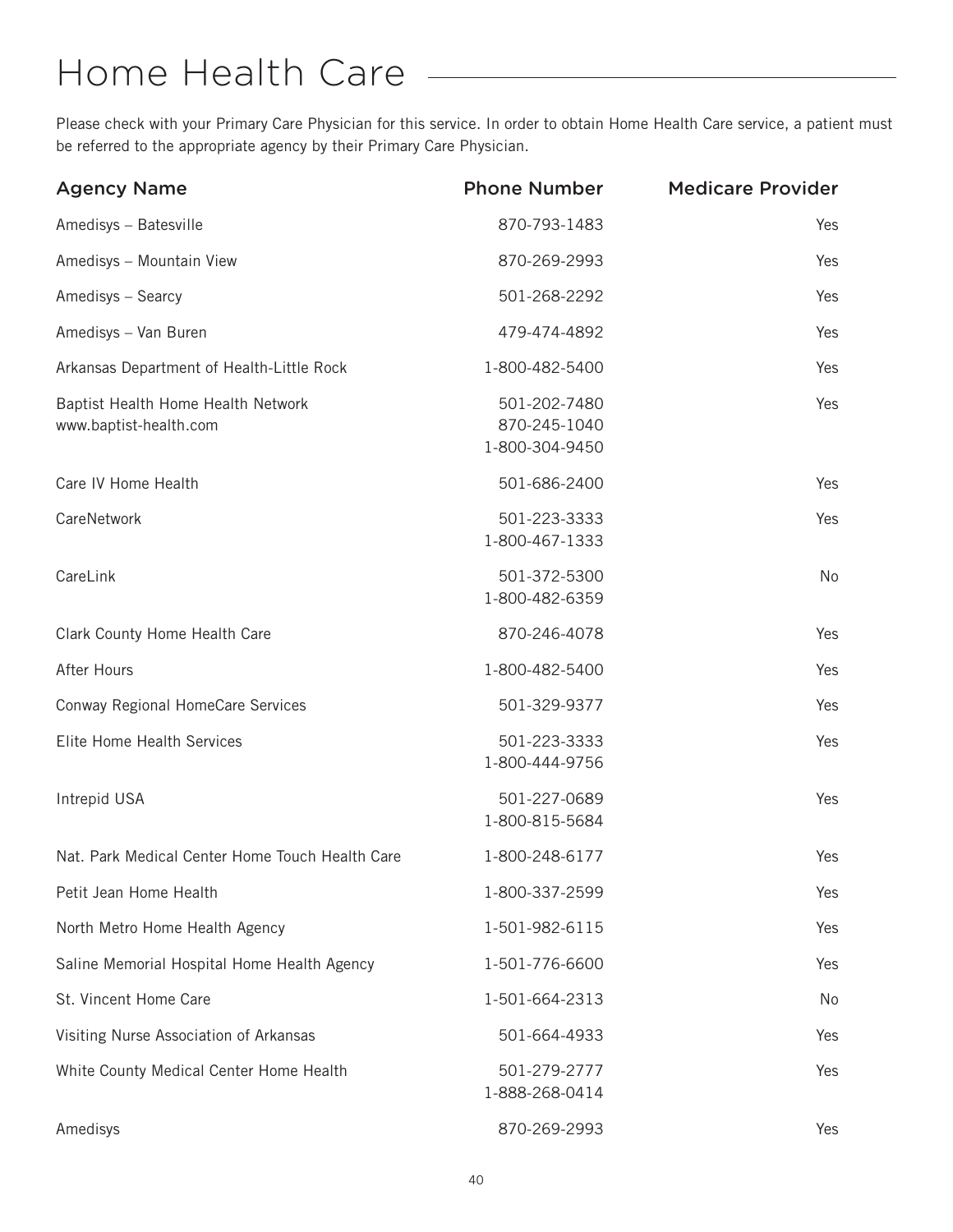# Home Health Care

Please check with your Primary Care Physician for this service. In order to obtain Home Health Care service, a patient must be referred to the appropriate agency by their Primary Care Physician.

| Agency Name | Phone Number | Medicare Provider |
|---|---|---|
| Amedisys – Batesville | 870-793-1483 | Yes |
| Amedisys – Mountain View | 870-269-2993 | Yes |
| Amedisys – Searcy | 501-268-2292 | Yes |
| Amedisys – Van Buren | 479-474-4892 | Yes |
| Arkansas Department of Health-Little Rock | 1-800-482-5400 | Yes |
| Baptist Health Home Health Network<br>www.baptist-health.com | 501-202-7480<br>870-245-1040<br>1-800-304-9450 | Yes |
| Care IV Home Health | 501-686-2400 | Yes |
| CareNetwork | 501-223-3333<br>1-800-467-1333 | Yes |
| CareLink | 501-372-5300<br>1-800-482-6359 | No |
| Clark County Home Health Care | 870-246-4078 | Yes |
| After Hours | 1-800-482-5400 | Yes |
| Conway Regional HomeCare Services | 501-329-9377 | Yes |
| Elite Home Health Services | 501-223-3333<br>1-800-444-9756 | Yes |
| Intrepid USA | 501-227-0689<br>1-800-815-5684 | Yes |
| Nat. Park Medical Center Home Touch Health Care | 1-800-248-6177 | Yes |
| Petit Jean Home Health | 1-800-337-2599 | Yes |
| North Metro Home Health Agency | 1-501-982-6115 | Yes |
| Saline Memorial Hospital Home Health Agency | 1-501-776-6600 | Yes |
| St. Vincent Home Care | 1-501-664-2313 | No |
| Visiting Nurse Association of Arkansas | 501-664-4933 | Yes |
| White County Medical Center Home Health | 501-279-2777<br>1-888-268-0414 | Yes |
| Amedisys | 870-269-2993 | Yes |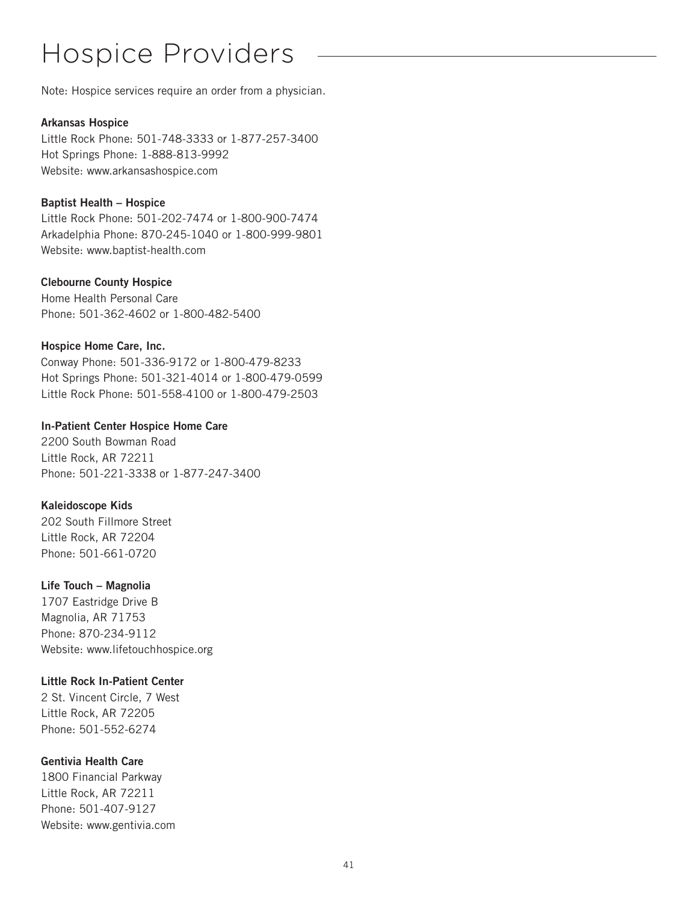# Hospice Providers

Note: Hospice services require an order from a physician.

**Arkansas Hospice**
Little Rock Phone: 501-748-3333 or 1-877-257-3400
Hot Springs Phone: 1-888-813-9992
Website: www.arkansashospice.com

**Baptist Health – Hospice**
Little Rock Phone: 501-202-7474 or 1-800-900-7474
Arkadelphia Phone: 870-245-1040 or 1-800-999-9801
Website: www.baptist-health.com

**Clebourne County Hospice**
Home Health Personal Care
Phone: 501-362-4602 or 1-800-482-5400

**Hospice Home Care, Inc.**
Conway Phone: 501-336-9172 or 1-800-479-8233
Hot Springs Phone: 501-321-4014 or 1-800-479-0599
Little Rock Phone: 501-558-4100 or 1-800-479-2503

**In-Patient Center Hospice Home Care**
2200 South Bowman Road
Little Rock, AR 72211
Phone: 501-221-3338 or 1-877-247-3400

**Kaleidoscope Kids**
202 South Fillmore Street
Little Rock, AR 72204
Phone: 501-661-0720

**Life Touch – Magnolia**
1707 Eastridge Drive B
Magnolia, AR 71753
Phone: 870-234-9112
Website: www.lifetouchhospice.org

**Little Rock In-Patient Center**
2 St. Vincent Circle, 7 West
Little Rock, AR 72205
Phone: 501-552-6274

**Gentivia Health Care**
1800 Financial Parkway
Little Rock, AR 72211
Phone: 501-407-9127
Website: www.gentivia.com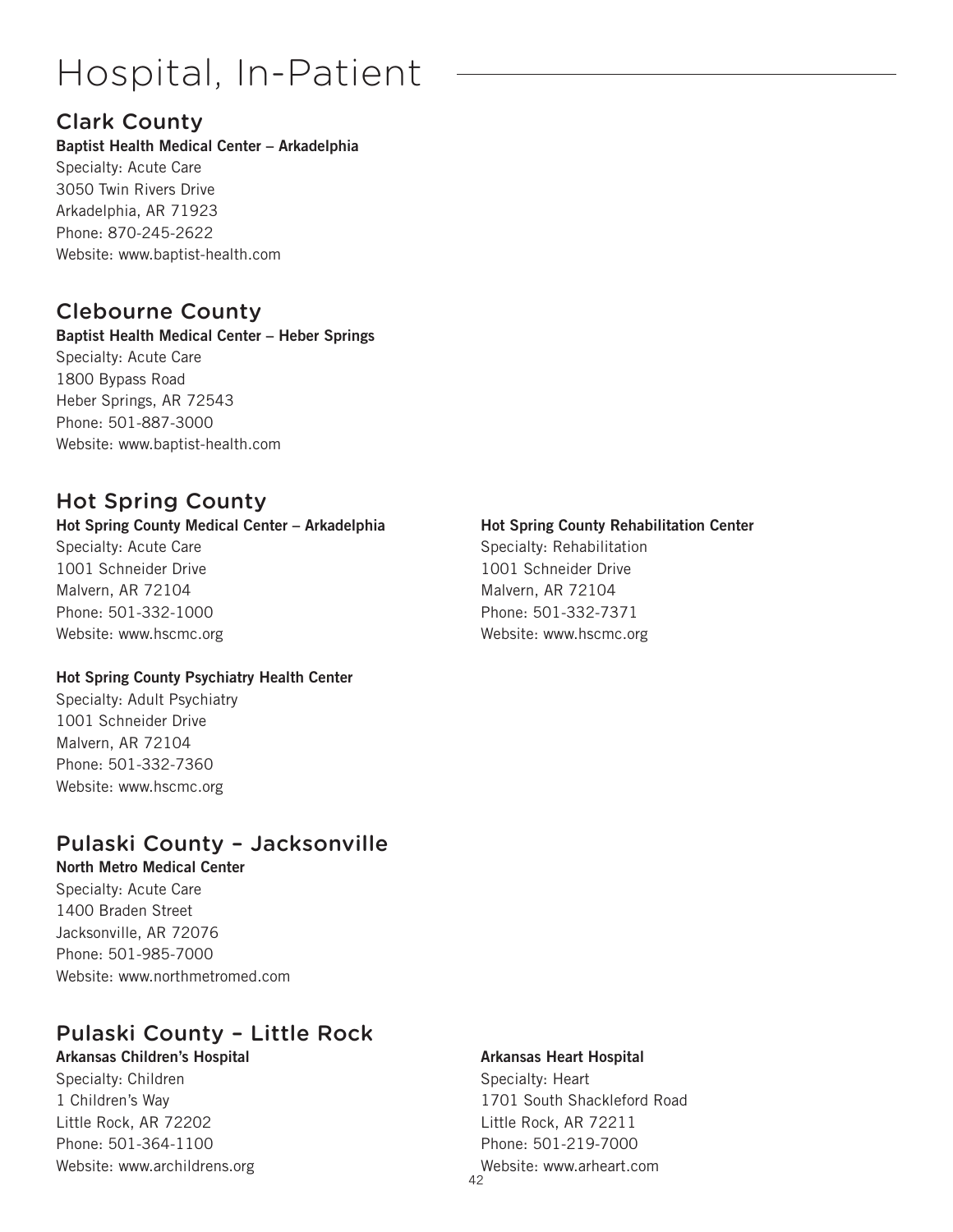# Hospital, In-Patient

## Clark County

**Baptist Health Medical Center – Arkadelphia**
Specialty: Acute Care
3050 Twin Rivers Drive
Arkadelphia, AR 71923
Phone: 870-245-2622
Website: www.baptist-health.com

## Clebourne County

**Baptist Health Medical Center – Heber Springs**
Specialty: Acute Care
1800 Bypass Road
Heber Springs, AR 72543
Phone: 501-887-3000
Website: www.baptist-health.com

## Hot Spring County

**Hot Spring County Medical Center – Arkadelphia**
Specialty: Acute Care
1001 Schneider Drive
Malvern, AR 72104
Phone: 501-332-1000
Website: www.hscmc.org

**Hot Spring County Psychiatry Health Center**
Specialty: Adult Psychiatry
1001 Schneider Drive
Malvern, AR 72104
Phone: 501-332-7360
Website: www.hscmc.org

**Hot Spring County Rehabilitation Center**
Specialty: Rehabilitation
1001 Schneider Drive
Malvern, AR 72104
Phone: 501-332-7371
Website: www.hscmc.org

## Pulaski County – Jacksonville

**North Metro Medical Center**
Specialty: Acute Care
1400 Braden Street
Jacksonville, AR 72076
Phone: 501-985-7000
Website: www.northmetromed.com

## Pulaski County – Little Rock

**Arkansas Children's Hospital**
Specialty: Children
1 Children's Way
Little Rock, AR 72202
Phone: 501-364-1100
Website: www.archildrens.org

**Arkansas Heart Hospital**
Specialty: Heart
1701 South Shackleford Road
Little Rock, AR 72211
Phone: 501-219-7000
Website: www.arheart.com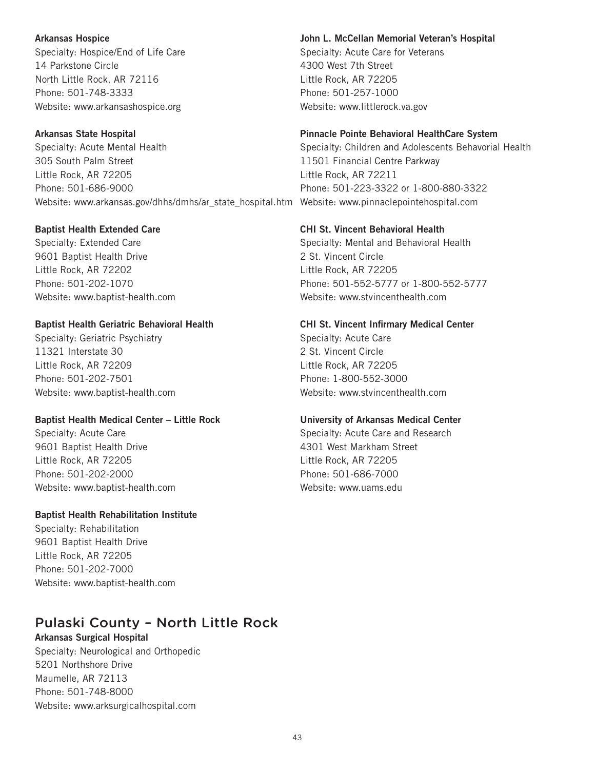**Arkansas Hospice**
Specialty: Hospice/End of Life Care
14 Parkstone Circle
North Little Rock, AR 72116
Phone: 501-748-3333
Website: www.arkansashospice.org

**Arkansas State Hospital**
Specialty: Acute Mental Health
305 South Palm Street
Little Rock, AR 72205
Phone: 501-686-9000
Website: www.arkansas.gov/dhhs/dmhs/ar_state_hospital.htm

**Baptist Health Extended Care**
Specialty: Extended Care
9601 Baptist Health Drive
Little Rock, AR 72202
Phone: 501-202-1070
Website: www.baptist-health.com

**Baptist Health Geriatric Behavioral Health**
Specialty: Geriatric Psychiatry
11321 Interstate 30
Little Rock, AR 72209
Phone: 501-202-7501
Website: www.baptist-health.com

**Baptist Health Medical Center – Little Rock**
Specialty: Acute Care
9601 Baptist Health Drive
Little Rock, AR 72205
Phone: 501-202-2000
Website: www.baptist-health.com

**Baptist Health Rehabilitation Institute**
Specialty: Rehabilitation
9601 Baptist Health Drive
Little Rock, AR 72205
Phone: 501-202-7000
Website: www.baptist-health.com

**John L. McCellan Memorial Veteran's Hospital**
Specialty: Acute Care for Veterans
4300 West 7th Street
Little Rock, AR 72205
Phone: 501-257-1000
Website: www.littlerock.va.gov

**Pinnacle Pointe Behavioral HealthCare System**
Specialty: Children and Adolescents Behavorial Health
11501 Financial Centre Parkway
Little Rock, AR 72211
Phone: 501-223-3322 or 1-800-880-3322
Website: www.pinnaclepointehospital.com

**CHI St. Vincent Behavioral Health**
Specialty: Mental and Behavioral Health
2 St. Vincent Circle
Little Rock, AR 72205
Phone: 501-552-5777 or 1-800-552-5777
Website: www.stvincenthealth.com

**CHI St. Vincent Infirmary Medical Center**
Specialty: Acute Care
2 St. Vincent Circle
Little Rock, AR 72205
Phone: 1-800-552-3000
Website: www.stvincenthealth.com

**University of Arkansas Medical Center**
Specialty: Acute Care and Research
4301 West Markham Street
Little Rock, AR 72205
Phone: 501-686-7000
Website: www.uams.edu

## Pulaski County – North Little Rock

**Arkansas Surgical Hospital**
Specialty: Neurological and Orthopedic
5201 Northshore Drive
Maumelle, AR 72113
Phone: 501-748-8000
Website: www.arksurgicalhospital.com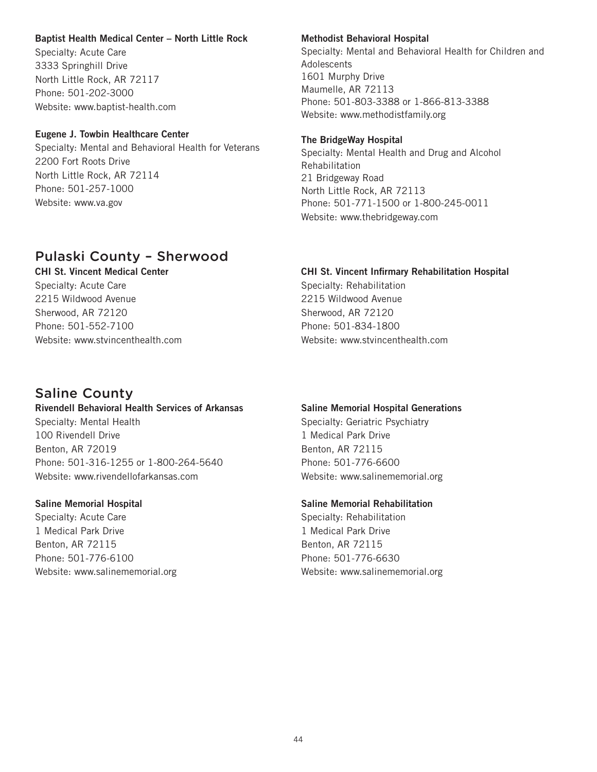**Baptist Health Medical Center – North Little Rock**
Specialty: Acute Care
3333 Springhill Drive
North Little Rock, AR 72117
Phone: 501-202-3000
Website: www.baptist-health.com

**Eugene J. Towbin Healthcare Center**
Specialty: Mental and Behavioral Health for Veterans
2200 Fort Roots Drive
North Little Rock, AR 72114
Phone: 501-257-1000
Website: www.va.gov

**Methodist Behavioral Hospital**
Specialty: Mental and Behavioral Health for Children and Adolescents
1601 Murphy Drive
Maumelle, AR 72113
Phone: 501-803-3388 or 1-866-813-3388
Website: www.methodistfamily.org

**The BridgeWay Hospital**
Specialty: Mental Health and Drug and Alcohol Rehabilitation
21 Bridgeway Road
North Little Rock, AR 72113
Phone: 501-771-1500 or 1-800-245-0011
Website: www.thebridgeway.com

## Pulaski County – Sherwood

**CHI St. Vincent Medical Center**
Specialty: Acute Care
2215 Wildwood Avenue
Sherwood, AR 72120
Phone: 501-552-7100
Website: www.stvincenthealth.com

**CHI St. Vincent Infirmary Rehabilitation Hospital**
Specialty: Rehabilitation
2215 Wildwood Avenue
Sherwood, AR 72120
Phone: 501-834-1800
Website: www.stvincenthealth.com

## Saline County

**Rivendell Behavioral Health Services of Arkansas**
Specialty: Mental Health
100 Rivendell Drive
Benton, AR 72019
Phone: 501-316-1255 or 1-800-264-5640
Website: www.rivendellofarkansas.com

**Saline Memorial Hospital**
Specialty: Acute Care
1 Medical Park Drive
Benton, AR 72115
Phone: 501-776-6100
Website: www.salinememorial.org

**Saline Memorial Hospital Generations**
Specialty: Geriatric Psychiatry
1 Medical Park Drive
Benton, AR 72115
Phone: 501-776-6600
Website: www.salinememorial.org

**Saline Memorial Rehabilitation**
Specialty: Rehabilitation
1 Medical Park Drive
Benton, AR 72115
Phone: 501-776-6630
Website: www.salinememorial.org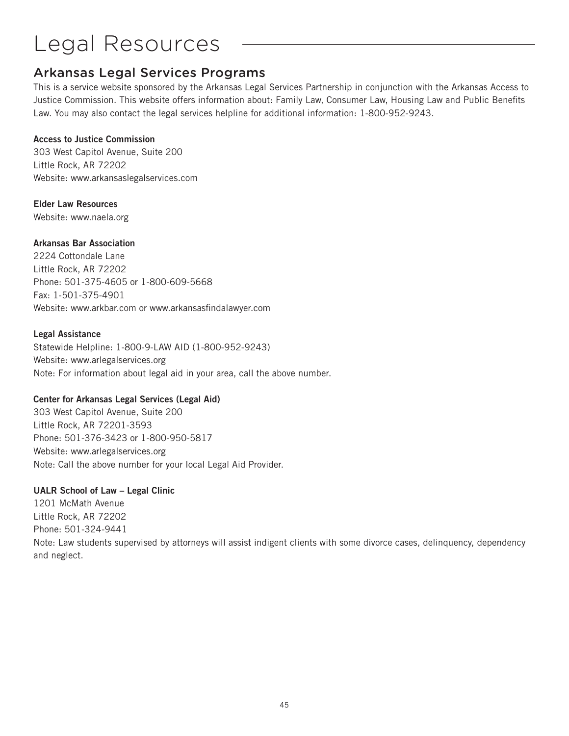# Legal Resources

## Arkansas Legal Services Programs

This is a service website sponsored by the Arkansas Legal Services Partnership in conjunction with the Arkansas Access to Justice Commission. This website offers information about: Family Law, Consumer Law, Housing Law and Public Benefits Law. You may also contact the legal services helpline for additional information: 1-800-952-9243.

**Access to Justice Commission**
303 West Capitol Avenue, Suite 200
Little Rock, AR 72202
Website: www.arkansaslegalservices.com

**Elder Law Resources**
Website: www.naela.org

**Arkansas Bar Association**
2224 Cottondale Lane
Little Rock, AR 72202
Phone: 501-375-4605 or 1-800-609-5668
Fax: 1-501-375-4901
Website: www.arkbar.com or www.arkansasfindalawyer.com

**Legal Assistance**
Statewide Helpline: 1-800-9-LAW AID (1-800-952-9243)
Website: www.arlegalservices.org
Note: For information about legal aid in your area, call the above number.

**Center for Arkansas Legal Services (Legal Aid)**
303 West Capitol Avenue, Suite 200
Little Rock, AR 72201-3593
Phone: 501-376-3423 or 1-800-950-5817
Website: www.arlegalservices.org
Note: Call the above number for your local Legal Aid Provider.

**UALR School of Law – Legal Clinic**
1201 McMath Avenue
Little Rock, AR 72202
Phone: 501-324-9441
Note: Law students supervised by attorneys will assist indigent clients with some divorce cases, delinquency, dependency and neglect.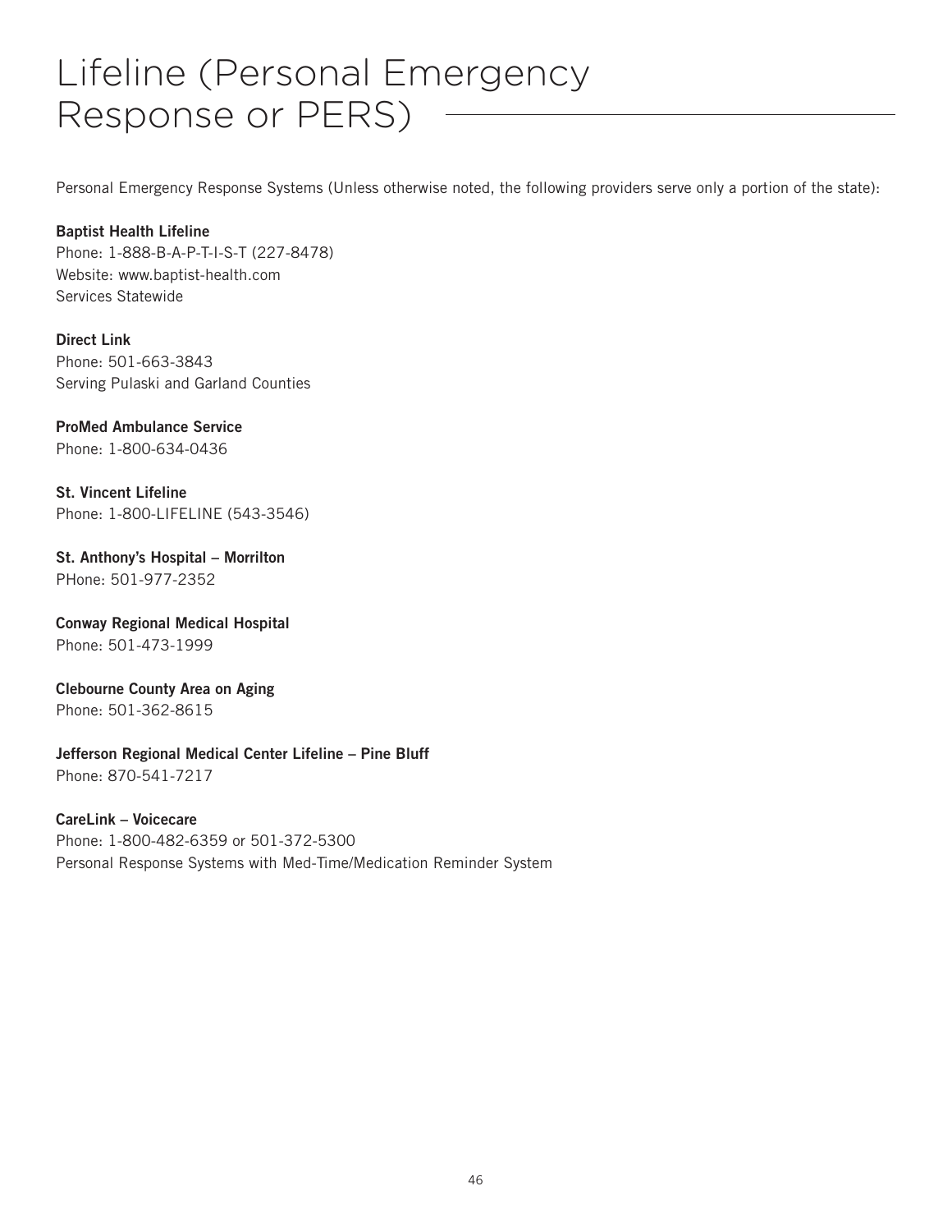# Lifeline (Personal Emergency Response or PERS)

Personal Emergency Response Systems (Unless otherwise noted, the following providers serve only a portion of the state):

**Baptist Health Lifeline**
Phone: 1-888-B-A-P-T-I-S-T (227-8478)
Website: www.baptist-health.com
Services Statewide

**Direct Link**
Phone: 501-663-3843
Serving Pulaski and Garland Counties

**ProMed Ambulance Service**
Phone: 1-800-634-0436

**St. Vincent Lifeline**
Phone: 1-800-LIFELINE (543-3546)

**St. Anthony's Hospital – Morrilton**
PHone: 501-977-2352

**Conway Regional Medical Hospital**
Phone: 501-473-1999

**Clebourne County Area on Aging**
Phone: 501-362-8615

**Jefferson Regional Medical Center Lifeline – Pine Bluff**
Phone: 870-541-7217

**CareLink – Voicecare**
Phone: 1-800-482-6359 or 501-372-5300
Personal Response Systems with Med-Time/Medication Reminder System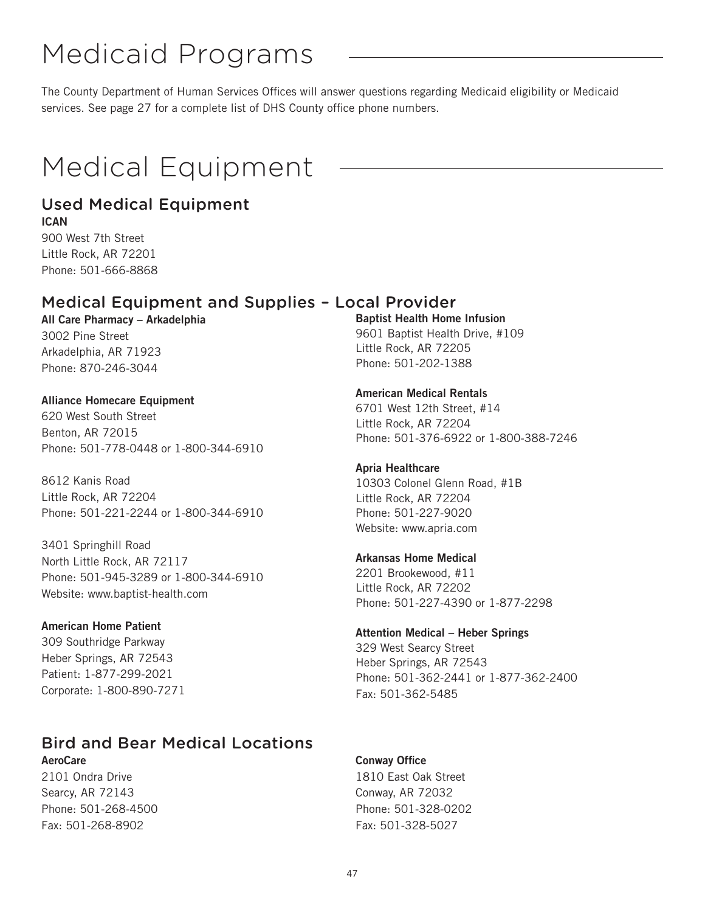# Medicaid Programs

The County Department of Human Services Offices will answer questions regarding Medicaid eligibility or Medicaid services. See page 27 for a complete list of DHS County office phone numbers.

# Medical Equipment

## Used Medical Equipment

**ICAN**
900 West 7th Street
Little Rock, AR 72201
Phone: 501-666-8868

## Medical Equipment and Supplies – Local Provider

**All Care Pharmacy – Arkadelphia**
3002 Pine Street
Arkadelphia, AR 71923
Phone: 870-246-3044

**Alliance Homecare Equipment**
620 West South Street
Benton, AR 72015
Phone: 501-778-0448 or 1-800-344-6910

8612 Kanis Road
Little Rock, AR 72204
Phone: 501-221-2244 or 1-800-344-6910

3401 Springhill Road
North Little Rock, AR 72117
Phone: 501-945-3289 or 1-800-344-6910
Website: www.baptist-health.com

**American Home Patient**
309 Southridge Parkway
Heber Springs, AR 72543
Patient: 1-877-299-2021
Corporate: 1-800-890-7271

**Baptist Health Home Infusion**
9601 Baptist Health Drive, #109
Little Rock, AR 72205
Phone: 501-202-1388

**American Medical Rentals**
6701 West 12th Street, #14
Little Rock, AR 72204
Phone: 501-376-6922 or 1-800-388-7246

**Apria Healthcare**
10303 Colonel Glenn Road, #1B
Little Rock, AR 72204
Phone: 501-227-9020
Website: www.apria.com

**Arkansas Home Medical**
2201 Brookewood, #11
Little Rock, AR 72202
Phone: 501-227-4390 or 1-877-2298

**Attention Medical – Heber Springs**
329 West Searcy Street
Heber Springs, AR 72543
Phone: 501-362-2441 or 1-877-362-2400
Fax: 501-362-5485

## Bird and Bear Medical Locations

**AeroCare**
2101 Ondra Drive
Searcy, AR 72143
Phone: 501-268-4500
Fax: 501-268-8902

**Conway Office**
1810 East Oak Street
Conway, AR 72032
Phone: 501-328-0202
Fax: 501-328-5027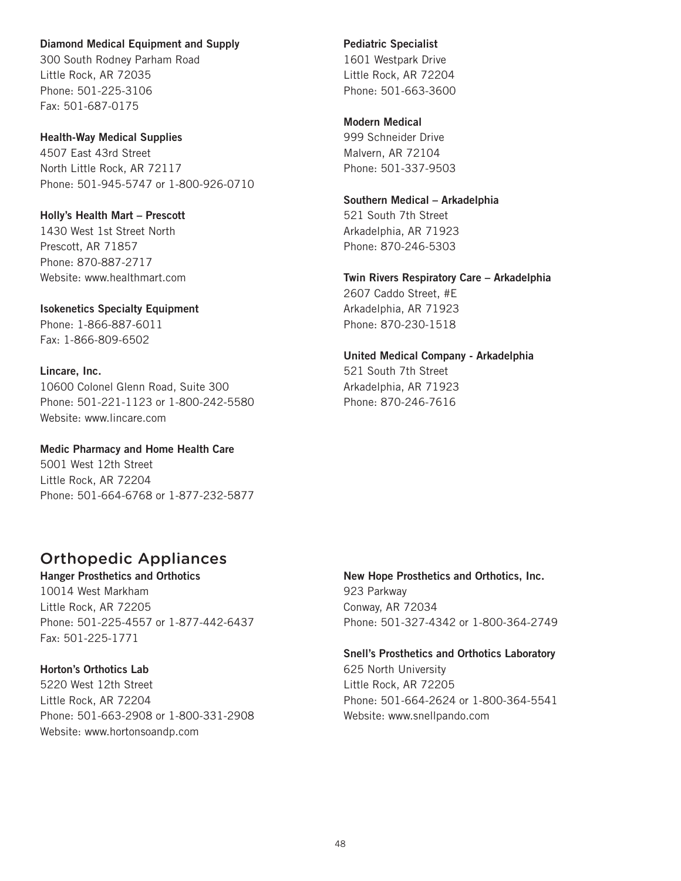**Diamond Medical Equipment and Supply**
300 South Rodney Parham Road
Little Rock, AR 72035
Phone: 501-225-3106
Fax: 501-687-0175

**Health-Way Medical Supplies**
4507 East 43rd Street
North Little Rock, AR 72117
Phone: 501-945-5747 or 1-800-926-0710

**Holly's Health Mart – Prescott**
1430 West 1st Street North
Prescott, AR 71857
Phone: 870-887-2717
Website: www.healthmart.com

**Isokenetics Specialty Equipment**
Phone: 1-866-887-6011
Fax: 1-866-809-6502

**Lincare, Inc.**
10600 Colonel Glenn Road, Suite 300
Phone: 501-221-1123 or 1-800-242-5580
Website: www.lincare.com

**Medic Pharmacy and Home Health Care**
5001 West 12th Street
Little Rock, AR 72204
Phone: 501-664-6768 or 1-877-232-5877

**Pediatric Specialist**
1601 Westpark Drive
Little Rock, AR 72204
Phone: 501-663-3600

**Modern Medical**
999 Schneider Drive
Malvern, AR 72104
Phone: 501-337-9503

**Southern Medical – Arkadelphia**
521 South 7th Street
Arkadelphia, AR 71923
Phone: 870-246-5303

**Twin Rivers Respiratory Care – Arkadelphia**
2607 Caddo Street, #E
Arkadelphia, AR 71923
Phone: 870-230-1518

**United Medical Company - Arkadelphia**
521 South 7th Street
Arkadelphia, AR 71923
Phone: 870-246-7616

## Orthopedic Appliances

**Hanger Prosthetics and Orthotics**
10014 West Markham
Little Rock, AR 72205
Phone: 501-225-4557 or 1-877-442-6437
Fax: 501-225-1771

**Horton's Orthotics Lab**
5220 West 12th Street
Little Rock, AR 72204
Phone: 501-663-2908 or 1-800-331-2908
Website: www.hortonsoandp.com

**New Hope Prosthetics and Orthotics, Inc.**
923 Parkway
Conway, AR 72034
Phone: 501-327-4342 or 1-800-364-2749

**Snell's Prosthetics and Orthotics Laboratory**
625 North University
Little Rock, AR 72205
Phone: 501-664-2624 or 1-800-364-5541
Website: www.snellpando.com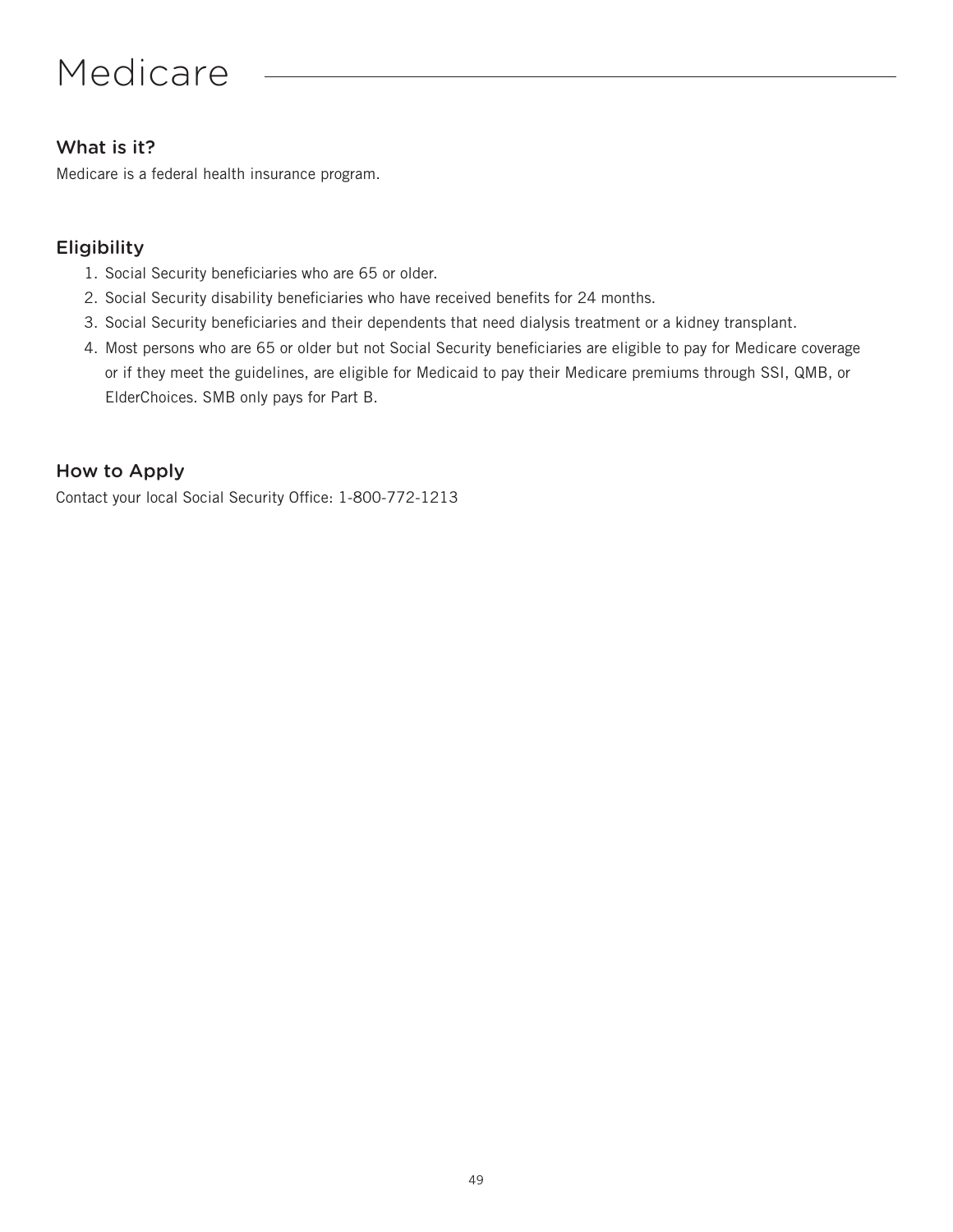# Medicare

## What is it?

Medicare is a federal health insurance program.

## Eligibility

1. Social Security beneficiaries who are 65 or older.
2. Social Security disability beneficiaries who have received benefits for 24 months.
3. Social Security beneficiaries and their dependents that need dialysis treatment or a kidney transplant.
4. Most persons who are 65 or older but not Social Security beneficiaries are eligible to pay for Medicare coverage or if they meet the guidelines, are eligible for Medicaid to pay their Medicare premiums through SSI, QMB, or ElderChoices. SMB only pays for Part B.

## How to Apply

Contact your local Social Security Office: 1-800-772-1213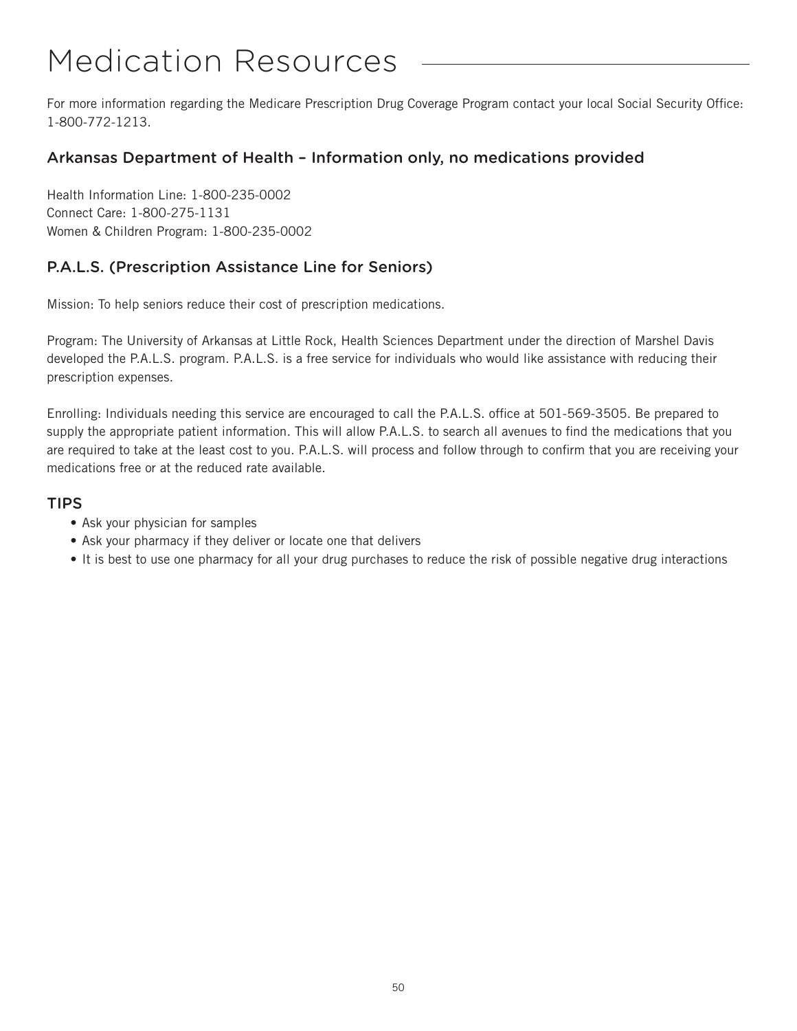# Medication Resources

For more information regarding the Medicare Prescription Drug Coverage Program contact your local Social Security Office: 1-800-772-1213.

## Arkansas Department of Health – Information only, no medications provided

Health Information Line: 1-800-235-0002
Connect Care: 1-800-275-1131
Women & Children Program: 1-800-235-0002

## P.A.L.S. (Prescription Assistance Line for Seniors)

Mission: To help seniors reduce their cost of prescription medications.

Program: The University of Arkansas at Little Rock, Health Sciences Department under the direction of Marshel Davis developed the P.A.L.S. program. P.A.L.S. is a free service for individuals who would like assistance with reducing their prescription expenses.

Enrolling: Individuals needing this service are encouraged to call the P.A.L.S. office at 501-569-3505. Be prepared to supply the appropriate patient information. This will allow P.A.L.S. to search all avenues to find the medications that you are required to take at the least cost to you. P.A.L.S. will process and follow through to confirm that you are receiving your medications free or at the reduced rate available.

## TIPS

- Ask your physician for samples
- Ask your pharmacy if they deliver or locate one that delivers
- It is best to use one pharmacy for all your drug purchases to reduce the risk of possible negative drug interactions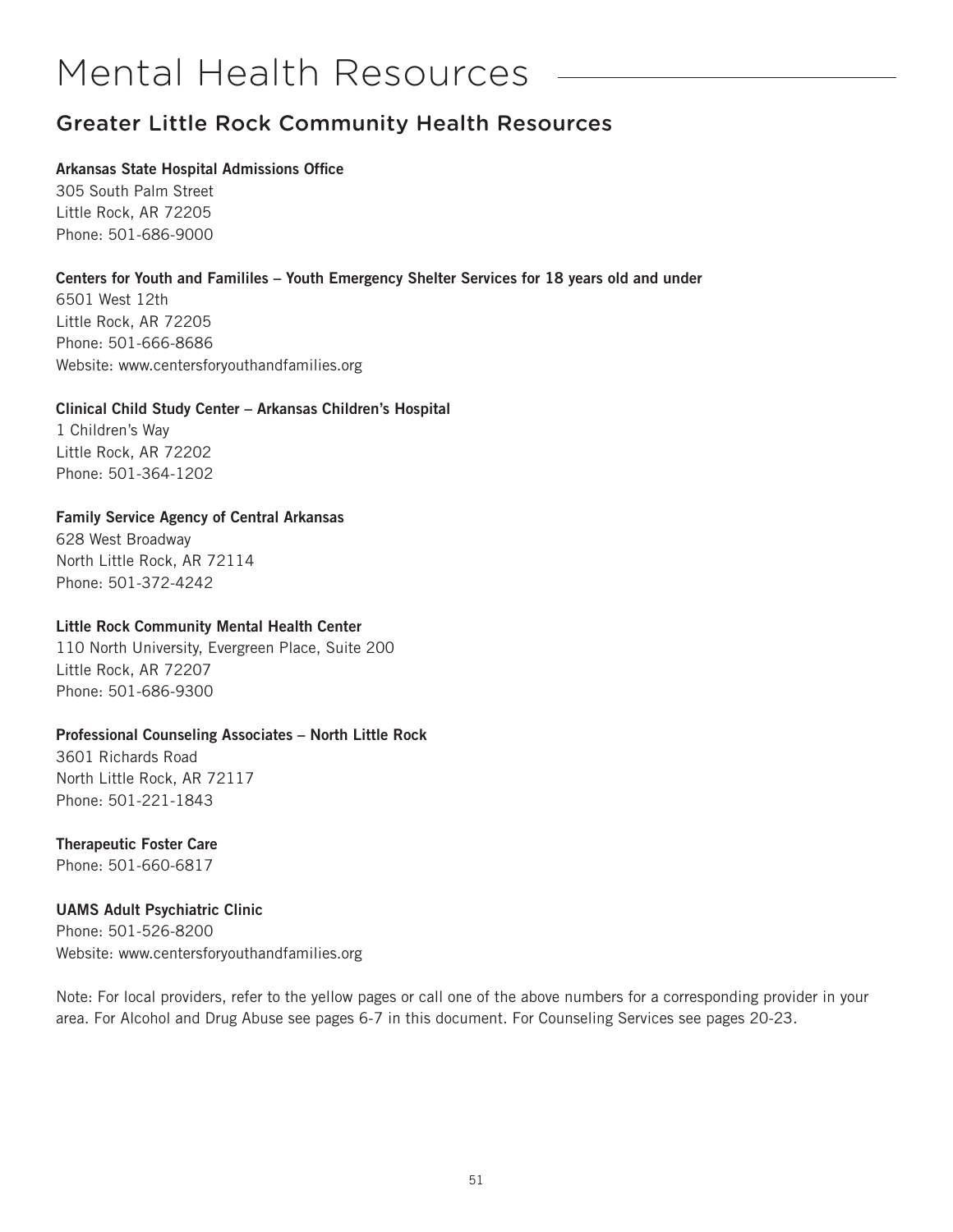# Mental Health Resources

## Greater Little Rock Community Health Resources

**Arkansas State Hospital Admissions Office**
305 South Palm Street
Little Rock, AR 72205
Phone: 501-686-9000

**Centers for Youth and Famililes – Youth Emergency Shelter Services for 18 years old and under**
6501 West 12th
Little Rock, AR 72205
Phone: 501-666-8686
Website: www.centersforyouthandfamilies.org

**Clinical Child Study Center – Arkansas Children's Hospital**
1 Children's Way
Little Rock, AR 72202
Phone: 501-364-1202

**Family Service Agency of Central Arkansas**
628 West Broadway
North Little Rock, AR 72114
Phone: 501-372-4242

**Little Rock Community Mental Health Center**
110 North University, Evergreen Place, Suite 200
Little Rock, AR 72207
Phone: 501-686-9300

**Professional Counseling Associates – North Little Rock**
3601 Richards Road
North Little Rock, AR 72117
Phone: 501-221-1843

**Therapeutic Foster Care**
Phone: 501-660-6817

**UAMS Adult Psychiatric Clinic**
Phone: 501-526-8200
Website: www.centersforyouthandfamilies.org

Note: For local providers, refer to the yellow pages or call one of the above numbers for a corresponding provider in your area. For Alcohol and Drug Abuse see pages 6-7 in this document. For Counseling Services see pages 20-23.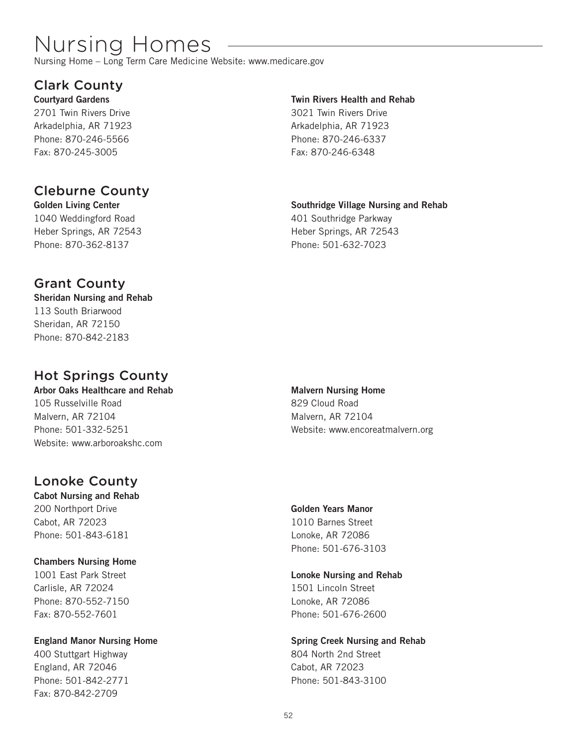# Nursing Homes

Nursing Home – Long Term Care Medicine Website: www.medicare.gov

## Clark County

**Courtyard Gardens**
2701 Twin Rivers Drive
Arkadelphia, AR 71923
Phone: 870-246-5566
Fax: 870-245-3005

**Twin Rivers Health and Rehab**
3021 Twin Rivers Drive
Arkadelphia, AR 71923
Phone: 870-246-6337
Fax: 870-246-6348

## Cleburne County

**Golden Living Center**
1040 Weddingford Road
Heber Springs, AR 72543
Phone: 870-362-8137

**Southridge Village Nursing and Rehab**
401 Southridge Parkway
Heber Springs, AR 72543
Phone: 501-632-7023

## Grant County

**Sheridan Nursing and Rehab**
113 South Briarwood
Sheridan, AR 72150
Phone: 870-842-2183

## Hot Springs County

**Arbor Oaks Healthcare and Rehab**
105 Russelville Road
Malvern, AR 72104
Phone: 501-332-5251
Website: www.arboroakshc.com

**Malvern Nursing Home**
829 Cloud Road
Malvern, AR 72104
Website: www.encoreatmalvern.org

## Lonoke County

**Cabot Nursing and Rehab**
200 Northport Drive
Cabot, AR 72023
Phone: 501-843-6181

**Chambers Nursing Home**
1001 East Park Street
Carlisle, AR 72024
Phone: 870-552-7150
Fax: 870-552-7601

**England Manor Nursing Home**
400 Stuttgart Highway
England, AR 72046
Phone: 501-842-2771
Fax: 870-842-2709

**Golden Years Manor**
1010 Barnes Street
Lonoke, AR 72086
Phone: 501-676-3103

**Lonoke Nursing and Rehab**
1501 Lincoln Street
Lonoke, AR 72086
Phone: 501-676-2600

**Spring Creek Nursing and Rehab**
804 North 2nd Street
Cabot, AR 72023
Phone: 501-843-3100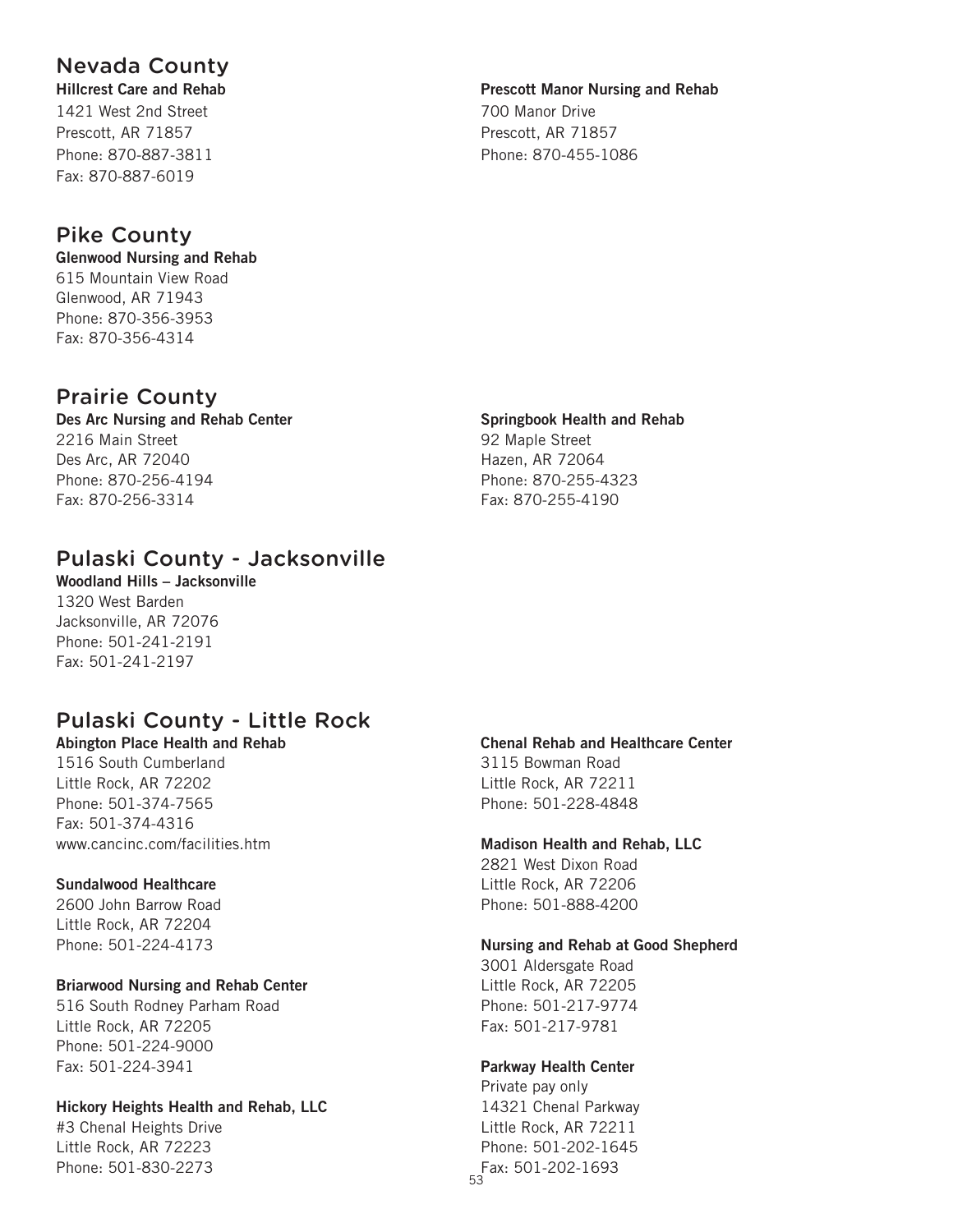## Nevada County

**Hillcrest Care and Rehab**
1421 West 2nd Street
Prescott, AR 71857
Phone: 870-887-3811
Fax: 870-887-6019

**Prescott Manor Nursing and Rehab**
700 Manor Drive
Prescott, AR 71857
Phone: 870-455-1086

## Pike County

**Glenwood Nursing and Rehab**
615 Mountain View Road
Glenwood, AR 71943
Phone: 870-356-3953
Fax: 870-356-4314

## Prairie County

**Des Arc Nursing and Rehab Center**
2216 Main Street
Des Arc, AR 72040
Phone: 870-256-4194
Fax: 870-256-3314

**Springbook Health and Rehab**
92 Maple Street
Hazen, AR 72064
Phone: 870-255-4323
Fax: 870-255-4190

## Pulaski County - Jacksonville

**Woodland Hills – Jacksonville**
1320 West Barden
Jacksonville, AR 72076
Phone: 501-241-2191
Fax: 501-241-2197

## Pulaski County - Little Rock

**Abington Place Health and Rehab**
1516 South Cumberland
Little Rock, AR 72202
Phone: 501-374-7565
Fax: 501-374-4316
www.cancinc.com/facilities.htm

**Sundalwood Healthcare**
2600 John Barrow Road
Little Rock, AR 72204
Phone: 501-224-4173

**Briarwood Nursing and Rehab Center**
516 South Rodney Parham Road
Little Rock, AR 72205
Phone: 501-224-9000
Fax: 501-224-3941

**Hickory Heights Health and Rehab, LLC**
#3 Chenal Heights Drive
Little Rock, AR 72223
Phone: 501-830-2273

**Chenal Rehab and Healthcare Center**
3115 Bowman Road
Little Rock, AR 72211
Phone: 501-228-4848

**Madison Health and Rehab, LLC**
2821 West Dixon Road
Little Rock, AR 72206
Phone: 501-888-4200

**Nursing and Rehab at Good Shepherd**
3001 Aldersgate Road
Little Rock, AR 72205
Phone: 501-217-9774
Fax: 501-217-9781

**Parkway Health Center**
Private pay only
14321 Chenal Parkway
Little Rock, AR 72211
Phone: 501-202-1645
Fax: 501-202-1693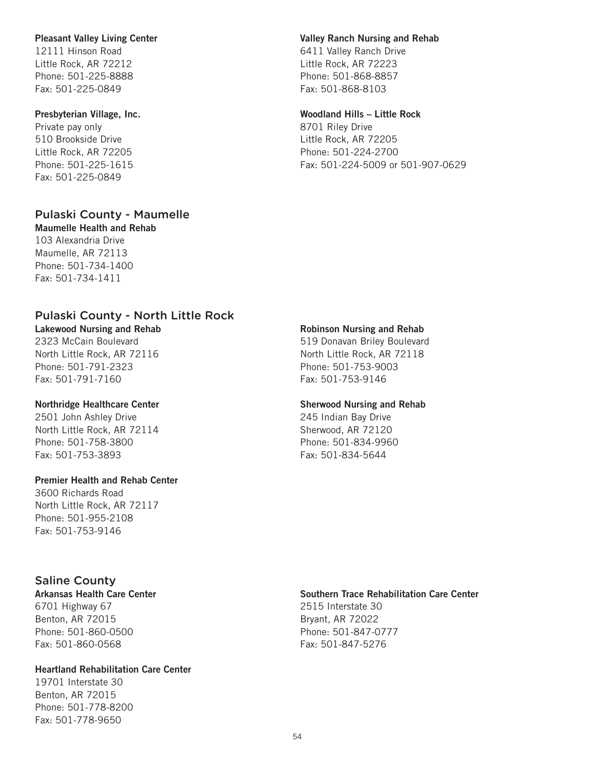**Pleasant Valley Living Center**
12111 Hinson Road
Little Rock, AR 72212
Phone: 501-225-8888
Fax: 501-225-0849

**Presbyterian Village, Inc.**
Private pay only
510 Brookside Drive
Little Rock, AR 72205
Phone: 501-225-1615
Fax: 501-225-0849

**Valley Ranch Nursing and Rehab**
6411 Valley Ranch Drive
Little Rock, AR 72223
Phone: 501-868-8857
Fax: 501-868-8103

**Woodland Hills – Little Rock**
8701 Riley Drive
Little Rock, AR 72205
Phone: 501-224-2700
Fax: 501-224-5009 or 501-907-0629

## Pulaski County - Maumelle

**Maumelle Health and Rehab**
103 Alexandria Drive
Maumelle, AR 72113
Phone: 501-734-1400
Fax: 501-734-1411

## Pulaski County - North Little Rock

**Lakewood Nursing and Rehab**
2323 McCain Boulevard
North Little Rock, AR 72116
Phone: 501-791-2323
Fax: 501-791-7160

**Northridge Healthcare Center**
2501 John Ashley Drive
North Little Rock, AR 72114
Phone: 501-758-3800
Fax: 501-753-3893

**Premier Health and Rehab Center**
3600 Richards Road
North Little Rock, AR 72117
Phone: 501-955-2108
Fax: 501-753-9146

**Robinson Nursing and Rehab**
519 Donavan Briley Boulevard
North Little Rock, AR 72118
Phone: 501-753-9003
Fax: 501-753-9146

**Sherwood Nursing and Rehab**
245 Indian Bay Drive
Sherwood, AR 72120
Phone: 501-834-9960
Fax: 501-834-5644

## Saline County

**Arkansas Health Care Center**
6701 Highway 67
Benton, AR 72015
Phone: 501-860-0500
Fax: 501-860-0568

**Heartland Rehabilitation Care Center**
19701 Interstate 30
Benton, AR 72015
Phone: 501-778-8200
Fax: 501-778-9650

**Southern Trace Rehabilitation Care Center**
2515 Interstate 30
Bryant, AR 72022
Phone: 501-847-0777
Fax: 501-847-5276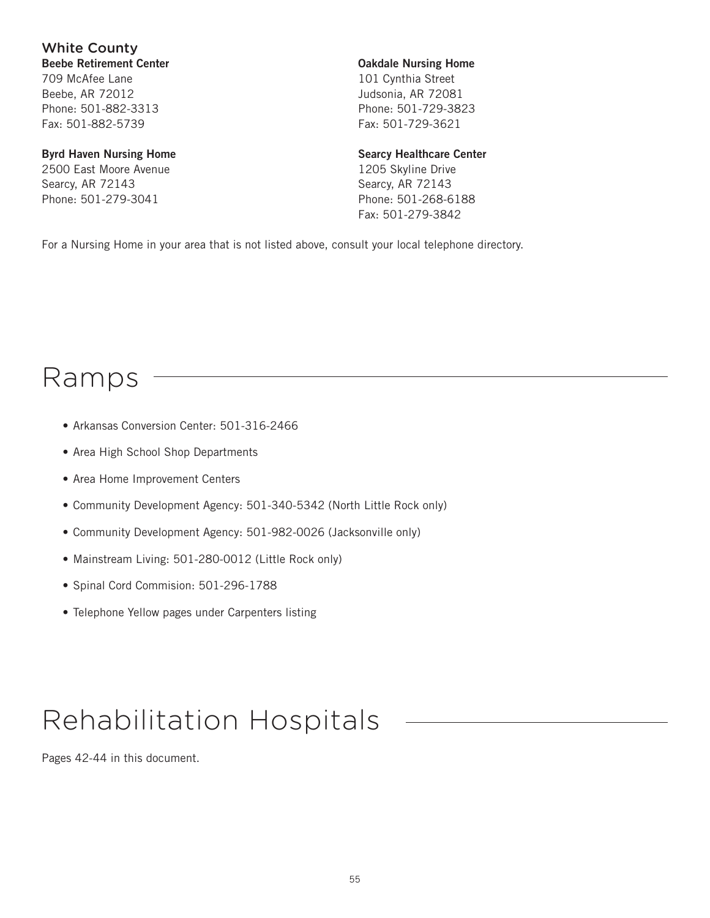### White County

**Beebe Retirement Center**
709 McAfee Lane
Beebe, AR 72012
Phone: 501-882-3313
Fax: 501-882-5739

**Byrd Haven Nursing Home**
2500 East Moore Avenue
Searcy, AR 72143
Phone: 501-279-3041

**Oakdale Nursing Home**
101 Cynthia Street
Judsonia, AR 72081
Phone: 501-729-3823
Fax: 501-729-3621

**Searcy Healthcare Center**
1205 Skyline Drive
Searcy, AR 72143
Phone: 501-268-6188
Fax: 501-279-3842

For a Nursing Home in your area that is not listed above, consult your local telephone directory.

# Ramps

- Arkansas Conversion Center: 501-316-2466
- Area High School Shop Departments
- Area Home Improvement Centers
- Community Development Agency: 501-340-5342 (North Little Rock only)
- Community Development Agency: 501-982-0026 (Jacksonville only)
- Mainstream Living: 501-280-0012 (Little Rock only)
- Spinal Cord Commision: 501-296-1788
- Telephone Yellow pages under Carpenters listing

# Rehabilitation Hospitals

Pages 42-44 in this document.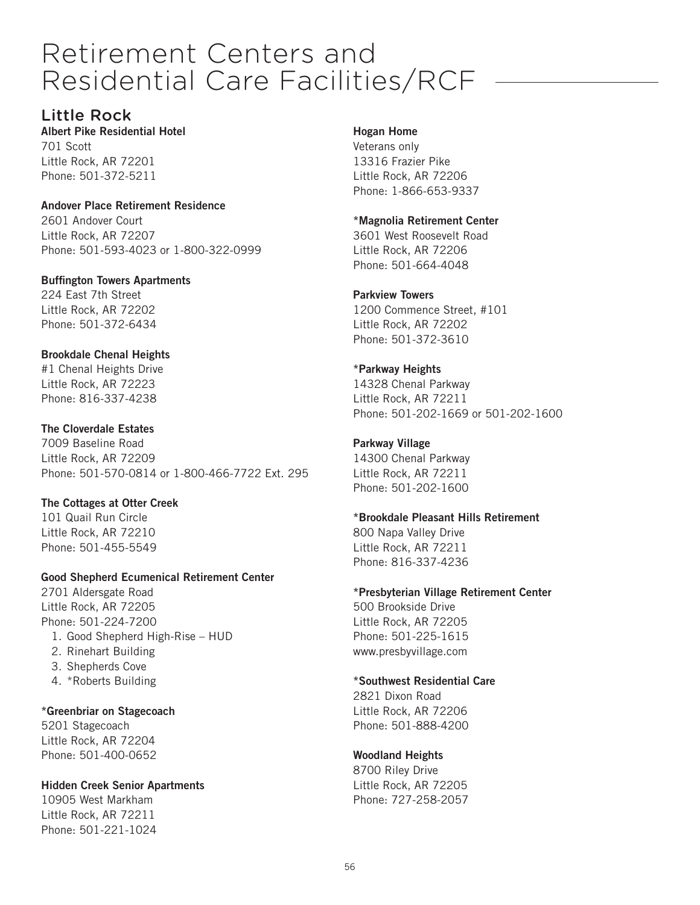# Retirement Centers and Residential Care Facilities/RCF

## Little Rock

**Albert Pike Residential Hotel**
701 Scott
Little Rock, AR 72201
Phone: 501-372-5211

**Andover Place Retirement Residence**
2601 Andover Court
Little Rock, AR 72207
Phone: 501-593-4023 or 1-800-322-0999

**Buffington Towers Apartments**
224 East 7th Street
Little Rock, AR 72202
Phone: 501-372-6434

**Brookdale Chenal Heights**
#1 Chenal Heights Drive
Little Rock, AR 72223
Phone: 816-337-4238

**The Cloverdale Estates**
7009 Baseline Road
Little Rock, AR 72209
Phone: 501-570-0814 or 1-800-466-7722 Ext. 295

**The Cottages at Otter Creek**
101 Quail Run Circle
Little Rock, AR 72210
Phone: 501-455-5549

**Good Shepherd Ecumenical Retirement Center**
2701 Aldersgate Road
Little Rock, AR 72205
Phone: 501-224-7200

1. Good Shepherd High-Rise – HUD
2. Rinehart Building
3. Shepherds Cove
4. *Roberts Building

***Greenbriar on Stagecoach**
5201 Stagecoach
Little Rock, AR 72204
Phone: 501-400-0652

**Hidden Creek Senior Apartments**
10905 West Markham
Little Rock, AR 72211
Phone: 501-221-1024

**Hogan Home**
Veterans only
13316 Frazier Pike
Little Rock, AR 72206
Phone: 1-866-653-9337

***Magnolia Retirement Center**
3601 West Roosevelt Road
Little Rock, AR 72206
Phone: 501-664-4048

**Parkview Towers**
1200 Commence Street, #101
Little Rock, AR 72202
Phone: 501-372-3610

***Parkway Heights**
14328 Chenal Parkway
Little Rock, AR 72211
Phone: 501-202-1669 or 501-202-1600

**Parkway Village**
14300 Chenal Parkway
Little Rock, AR 72211
Phone: 501-202-1600

***Brookdale Pleasant Hills Retirement**
800 Napa Valley Drive
Little Rock, AR 72211
Phone: 816-337-4236

***Presbyterian Village Retirement Center**
500 Brookside Drive
Little Rock, AR 72205
Phone: 501-225-1615
www.presbyvillage.com

***Southwest Residential Care**
2821 Dixon Road
Little Rock, AR 72206
Phone: 501-888-4200

**Woodland Heights**
8700 Riley Drive
Little Rock, AR 72205
Phone: 727-258-2057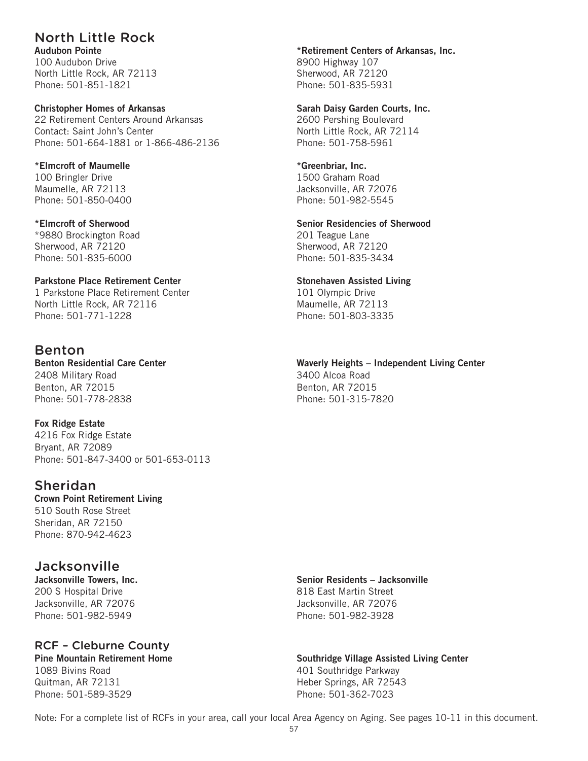## North Little Rock

**Audubon Pointe**
100 Audubon Drive
North Little Rock, AR 72113
Phone: 501-851-1821

**Christopher Homes of Arkansas**
22 Retirement Centers Around Arkansas
Contact: Saint John's Center
Phone: 501-664-1881 or 1-866-486-2136

***Elmcroft of Maumelle**
100 Bringler Drive
Maumelle, AR 72113
Phone: 501-850-0400

***Elmcroft of Sherwood**
*9880 Brockington Road
Sherwood, AR 72120
Phone: 501-835-6000

**Parkstone Place Retirement Center**
1 Parkstone Place Retirement Center
North Little Rock, AR 72116
Phone: 501-771-1228

***Retirement Centers of Arkansas, Inc.**
8900 Highway 107
Sherwood, AR 72120
Phone: 501-835-5931

**Sarah Daisy Garden Courts, Inc.**
2600 Pershing Boulevard
North Little Rock, AR 72114
Phone: 501-758-5961

***Greenbriar, Inc.**
1500 Graham Road
Jacksonville, AR 72076
Phone: 501-982-5545

**Senior Residencies of Sherwood**
201 Teague Lane
Sherwood, AR 72120
Phone: 501-835-3434

**Stonehaven Assisted Living**
101 Olympic Drive
Maumelle, AR 72113
Phone: 501-803-3335

## Benton

**Benton Residential Care Center**
2408 Military Road
Benton, AR 72015
Phone: 501-778-2838

**Fox Ridge Estate**
4216 Fox Ridge Estate
Bryant, AR 72089
Phone: 501-847-3400 or 501-653-0113

**Waverly Heights – Independent Living Center**
3400 Alcoa Road
Benton, AR 72015
Phone: 501-315-7820

## Sheridan

**Crown Point Retirement Living**
510 South Rose Street
Sheridan, AR 72150
Phone: 870-942-4623

## Jacksonville

**Jacksonville Towers, Inc.**
200 S Hospital Drive
Jacksonville, AR 72076
Phone: 501-982-5949

**Senior Residents – Jacksonville**
818 East Martin Street
Jacksonville, AR 72076
Phone: 501-982-3928

## RCF – Cleburne County

**Pine Mountain Retirement Home**
1089 Bivins Road
Quitman, AR 72131
Phone: 501-589-3529

**Southridge Village Assisted Living Center**
401 Southridge Parkway
Heber Springs, AR 72543
Phone: 501-362-7023

Note: For a complete list of RCFs in your area, call your local Area Agency on Aging. See pages 10-11 in this document.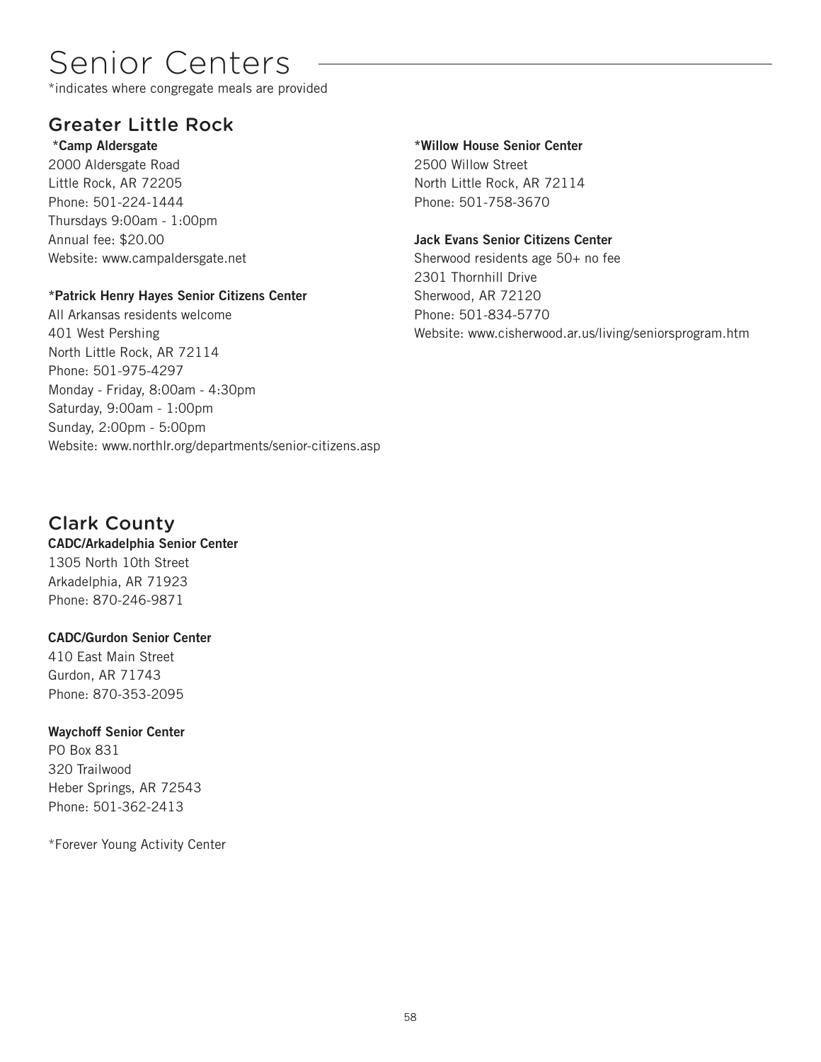# Senior Centers

*indicates where congregate meals are provided

## Greater Little Rock

**\*Camp Aldersgate**
2000 Aldersgate Road
Little Rock, AR 72205
Phone: 501-224-1444
Thursdays 9:00am - 1:00pm
Annual fee: $20.00
Website: www.campaldersgate.net

**\*Patrick Henry Hayes Senior Citizens Center**
All Arkansas residents welcome
401 West Pershing
North Little Rock, AR 72114
Phone: 501-975-4297
Monday - Friday, 8:00am - 4:30pm
Saturday, 9:00am - 1:00pm
Sunday, 2:00pm - 5:00pm
Website: www.northlr.org/departments/senior-citizens.asp

**\*Willow House Senior Center**
2500 Willow Street
North Little Rock, AR 72114
Phone: 501-758-3670

**Jack Evans Senior Citizens Center**
Sherwood residents age 50+ no fee
2301 Thornhill Drive
Sherwood, AR 72120
Phone: 501-834-5770
Website: www.cisherwood.ar.us/living/seniorsprogram.htm

## Clark County

**CADC/Arkadelphia Senior Center**
1305 North 10th Street
Arkadelphia, AR 71923
Phone: 870-246-9871

**CADC/Gurdon Senior Center**
410 East Main Street
Gurdon, AR 71743
Phone: 870-353-2095

**Waychoff Senior Center**
PO Box 831
320 Trailwood
Heber Springs, AR 72543
Phone: 501-362-2413

*Forever Young Activity Center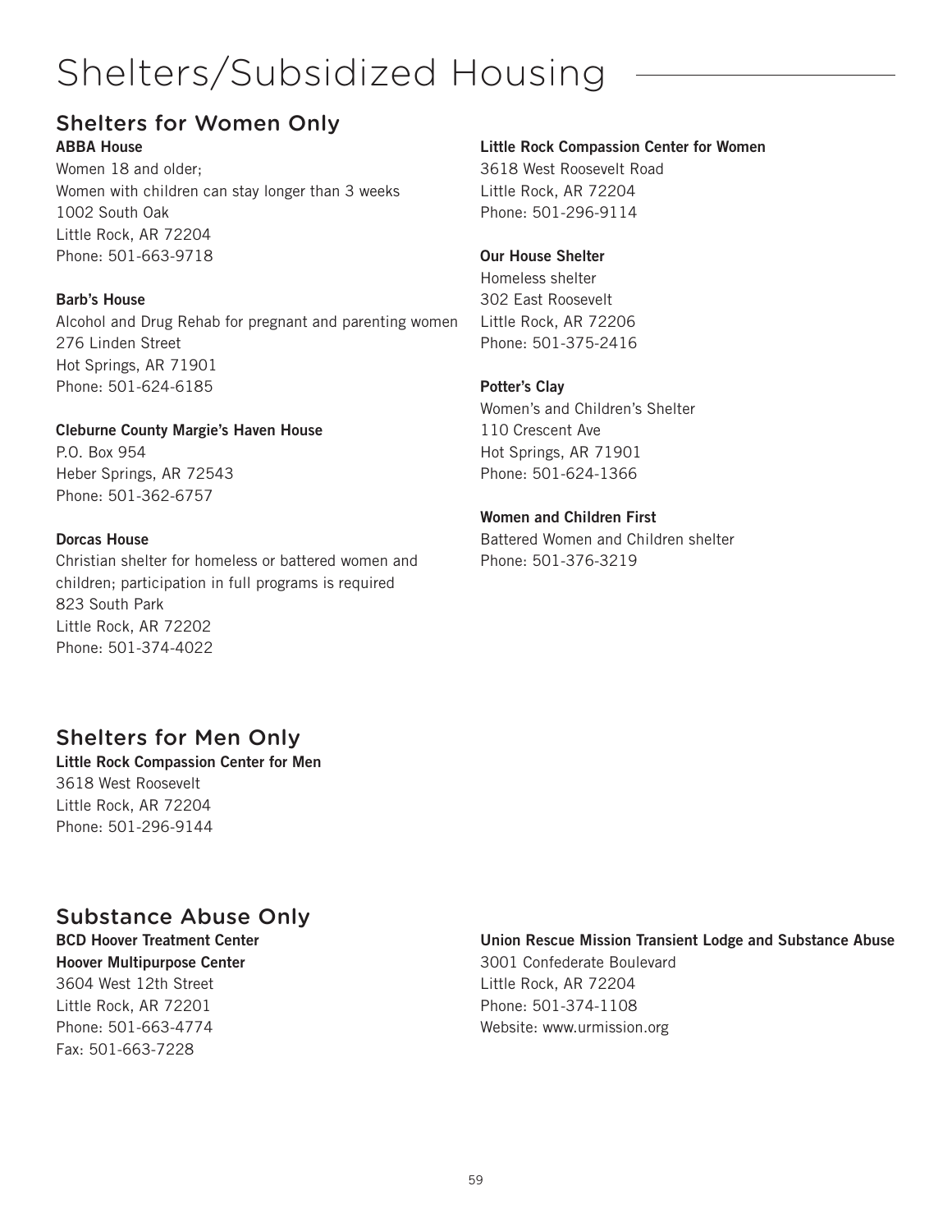# Shelters/Subsidized Housing

## Shelters for Women Only

**ABBA House**
Women 18 and older;
Women with children can stay longer than 3 weeks
1002 South Oak
Little Rock, AR 72204
Phone: 501-663-9718

**Barb's House**
Alcohol and Drug Rehab for pregnant and parenting women
276 Linden Street
Hot Springs, AR 71901
Phone: 501-624-6185

**Cleburne County Margie's Haven House**
P.O. Box 954
Heber Springs, AR 72543
Phone: 501-362-6757

**Dorcas House**
Christian shelter for homeless or battered women and children; participation in full programs is required
823 South Park
Little Rock, AR 72202
Phone: 501-374-4022

**Little Rock Compassion Center for Women**
3618 West Roosevelt Road
Little Rock, AR 72204
Phone: 501-296-9114

**Our House Shelter**
Homeless shelter
302 East Roosevelt
Little Rock, AR 72206
Phone: 501-375-2416

**Potter's Clay**
Women's and Children's Shelter
110 Crescent Ave
Hot Springs, AR 71901
Phone: 501-624-1366

**Women and Children First**
Battered Women and Children shelter
Phone: 501-376-3219

## Shelters for Men Only

**Little Rock Compassion Center for Men**
3618 West Roosevelt
Little Rock, AR 72204
Phone: 501-296-9144

## Substance Abuse Only

**BCD Hoover Treatment Center**
**Hoover Multipurpose Center**
3604 West 12th Street
Little Rock, AR 72201
Phone: 501-663-4774
Fax: 501-663-7228

**Union Rescue Mission Transient Lodge and Substance Abuse**
3001 Confederate Boulevard
Little Rock, AR 72204
Phone: 501-374-1108
Website: www.urmission.org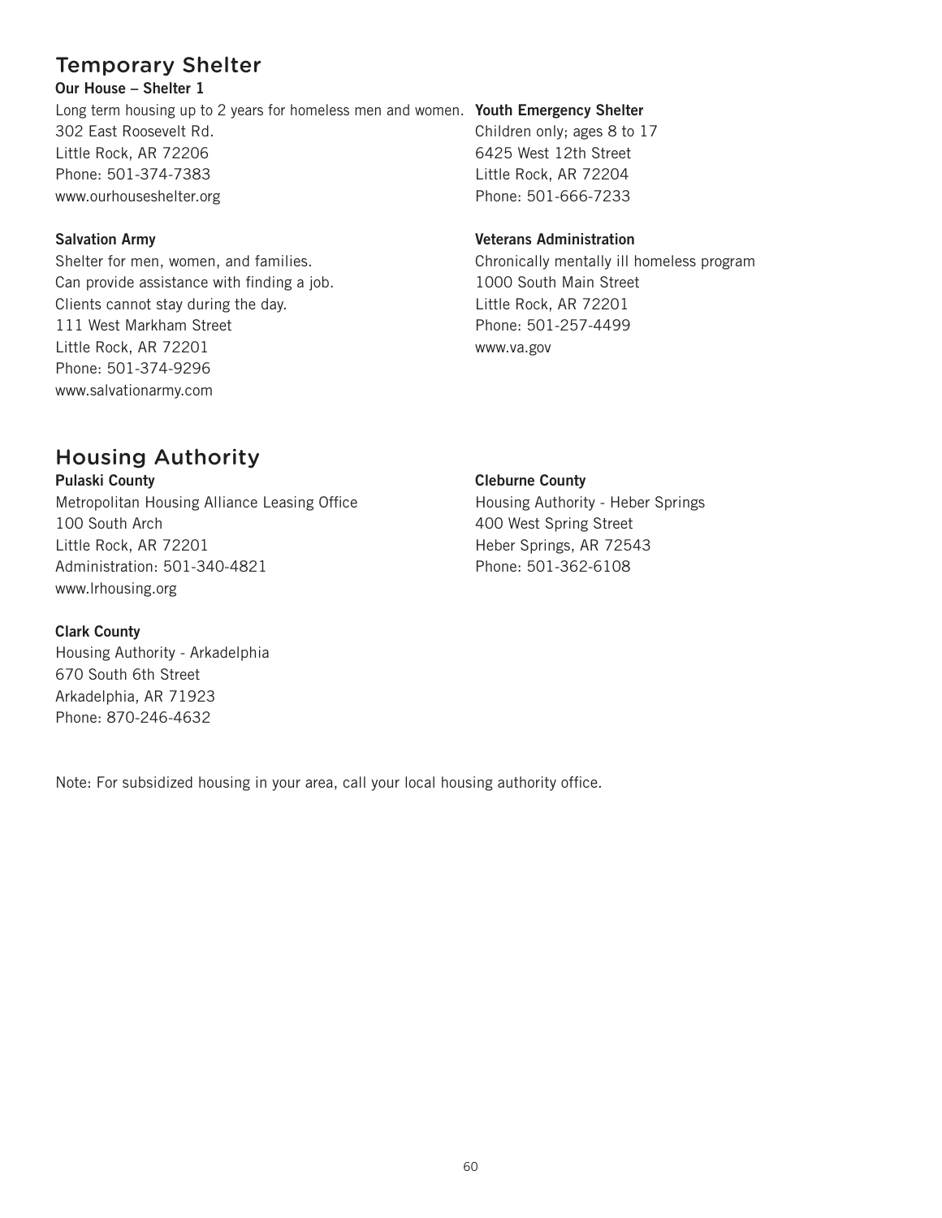# Temporary Shelter

**Our House – Shelter 1**

Long term housing up to 2 years for homeless men and women.
302 East Roosevelt Rd.
Little Rock, AR 72206
Phone: 501-374-7383
www.ourhouseshelter.org

**Salvation Army**

Shelter for men, women, and families.
Can provide assistance with finding a job.
Clients cannot stay during the day.
111 West Markham Street
Little Rock, AR 72201
Phone: 501-374-9296
www.salvationarmy.com

**Youth Emergency Shelter**

Children only; ages 8 to 17
6425 West 12th Street
Little Rock, AR 72204
Phone: 501-666-7233

**Veterans Administration**

Chronically mentally ill homeless program
1000 South Main Street
Little Rock, AR 72201
Phone: 501-257-4499
www.va.gov

# Housing Authority

**Pulaski County**

Metropolitan Housing Alliance Leasing Office
100 South Arch
Little Rock, AR 72201
Administration: 501-340-4821
www.lrhousing.org

**Clark County**

Housing Authority - Arkadelphia
670 South 6th Street
Arkadelphia, AR 71923
Phone: 870-246-4632

**Cleburne County**

Housing Authority - Heber Springs
400 West Spring Street
Heber Springs, AR 72543
Phone: 501-362-6108

Note: For subsidized housing in your area, call your local housing authority office.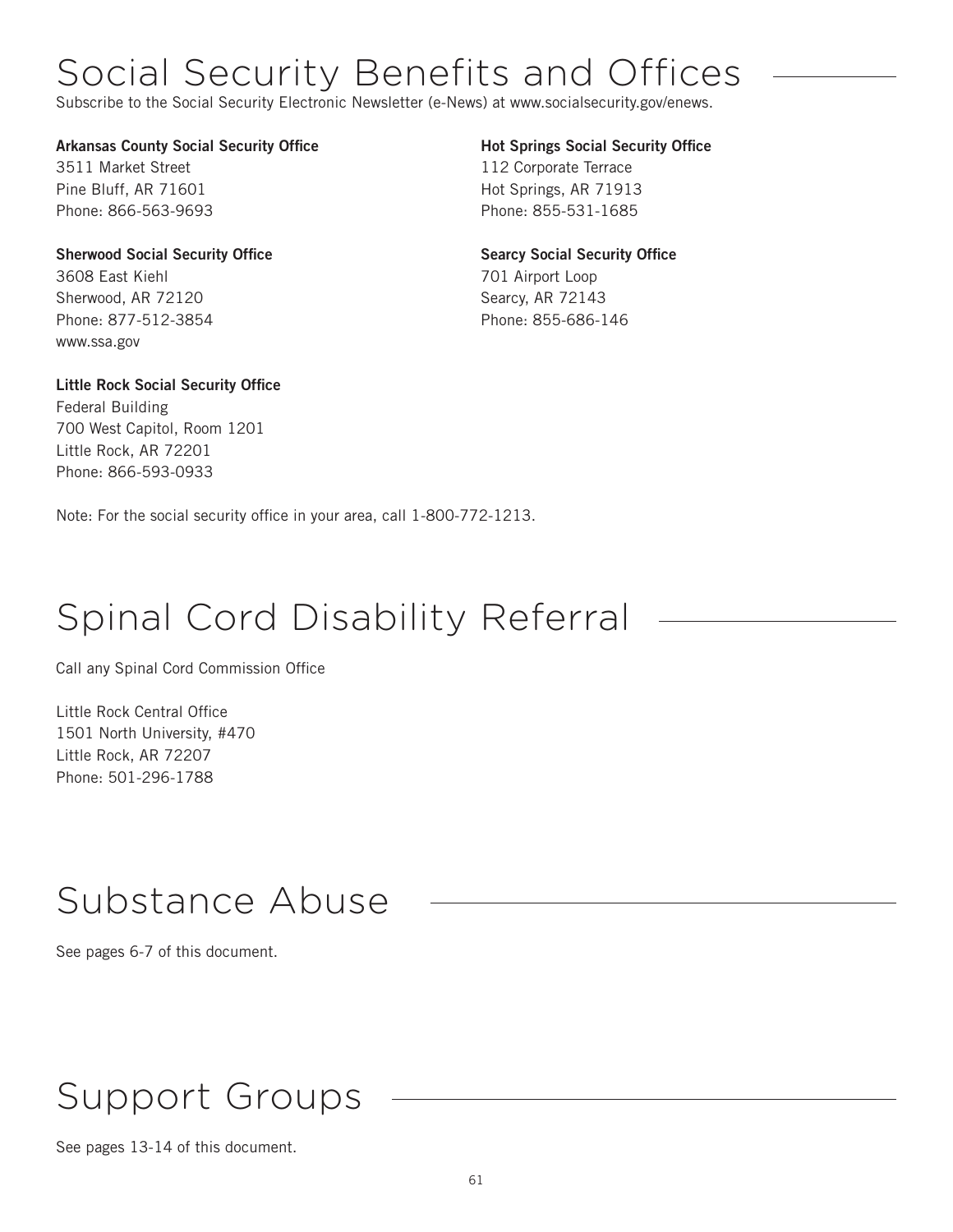# Social Security Benefits and Offices

Subscribe to the Social Security Electronic Newsletter (e-News) at www.socialsecurity.gov/enews.

**Arkansas County Social Security Office**
3511 Market Street
Pine Bluff, AR 71601
Phone: 866-563-9693

**Sherwood Social Security Office**
3608 East Kiehl
Sherwood, AR 72120
Phone: 877-512-3854
www.ssa.gov

**Little Rock Social Security Office**
Federal Building
700 West Capitol, Room 1201
Little Rock, AR 72201
Phone: 866-593-0933

**Hot Springs Social Security Office**
112 Corporate Terrace
Hot Springs, AR 71913
Phone: 855-531-1685

**Searcy Social Security Office**
701 Airport Loop
Searcy, AR 72143
Phone: 855-686-146

Note: For the social security office in your area, call 1-800-772-1213.

# Spinal Cord Disability Referral

Call any Spinal Cord Commission Office

Little Rock Central Office
1501 North University, #470
Little Rock, AR 72207
Phone: 501-296-1788

# Substance Abuse

See pages 6-7 of this document.

# Support Groups

See pages 13-14 of this document.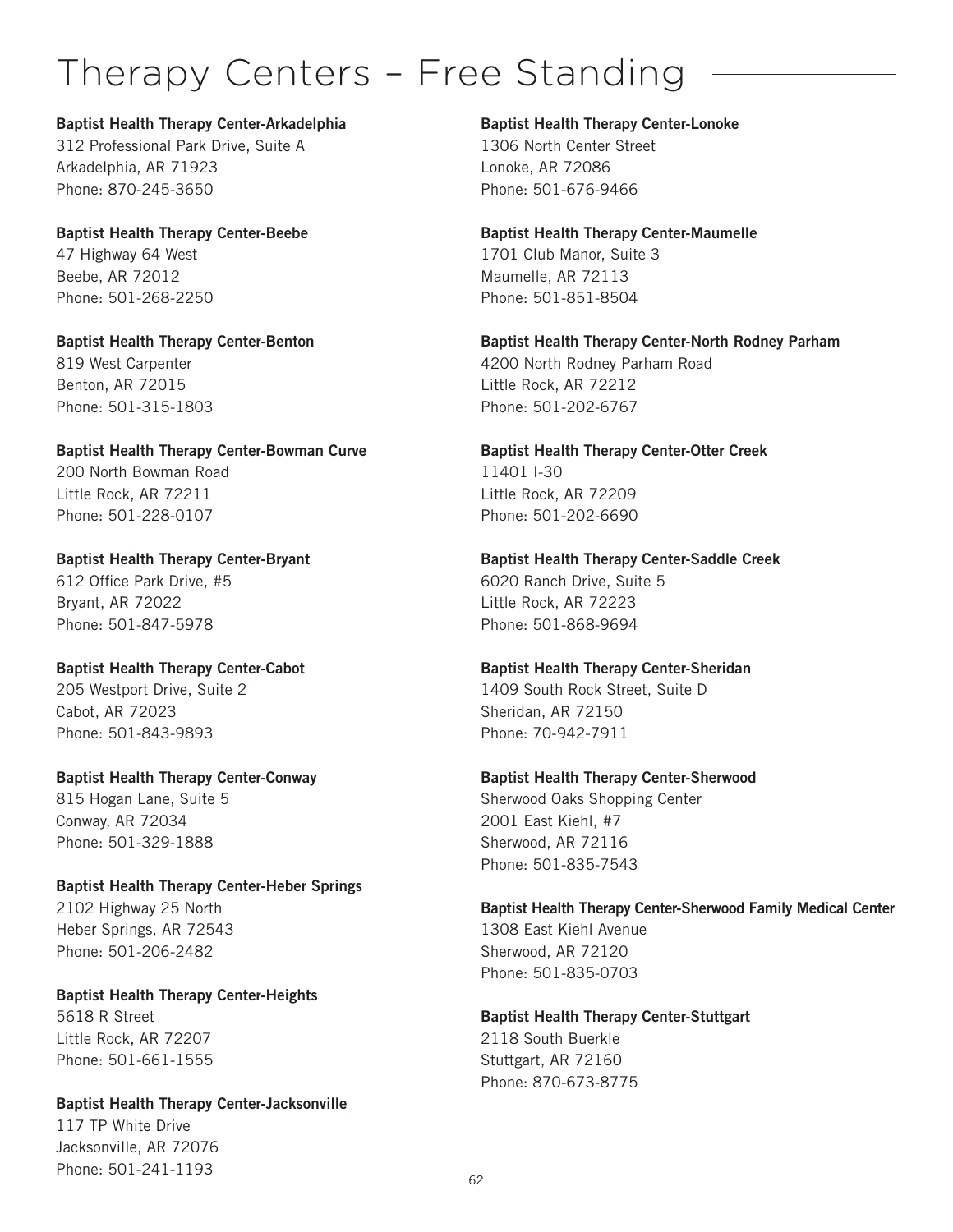# Therapy Centers – Free Standing

**Baptist Health Therapy Center-Arkadelphia**
312 Professional Park Drive, Suite A
Arkadelphia, AR 71923
Phone: 870-245-3650

**Baptist Health Therapy Center-Beebe**
47 Highway 64 West
Beebe, AR 72012
Phone: 501-268-2250

**Baptist Health Therapy Center-Benton**
819 West Carpenter
Benton, AR 72015
Phone: 501-315-1803

**Baptist Health Therapy Center-Bowman Curve**
200 North Bowman Road
Little Rock, AR 72211
Phone: 501-228-0107

**Baptist Health Therapy Center-Bryant**
612 Office Park Drive, #5
Bryant, AR 72022
Phone: 501-847-5978

**Baptist Health Therapy Center-Cabot**
205 Westport Drive, Suite 2
Cabot, AR 72023
Phone: 501-843-9893

**Baptist Health Therapy Center-Conway**
815 Hogan Lane, Suite 5
Conway, AR 72034
Phone: 501-329-1888

**Baptist Health Therapy Center-Heber Springs**
2102 Highway 25 North
Heber Springs, AR 72543
Phone: 501-206-2482

**Baptist Health Therapy Center-Heights**
5618 R Street
Little Rock, AR 72207
Phone: 501-661-1555

**Baptist Health Therapy Center-Jacksonville**
117 TP White Drive
Jacksonville, AR 72076
Phone: 501-241-1193

**Baptist Health Therapy Center-Lonoke**
1306 North Center Street
Lonoke, AR 72086
Phone: 501-676-9466

**Baptist Health Therapy Center-Maumelle**
1701 Club Manor, Suite 3
Maumelle, AR 72113
Phone: 501-851-8504

**Baptist Health Therapy Center-North Rodney Parham**
4200 North Rodney Parham Road
Little Rock, AR 72212
Phone: 501-202-6767

**Baptist Health Therapy Center-Otter Creek**
11401 I-30
Little Rock, AR 72209
Phone: 501-202-6690

**Baptist Health Therapy Center-Saddle Creek**
6020 Ranch Drive, Suite 5
Little Rock, AR 72223
Phone: 501-868-9694

**Baptist Health Therapy Center-Sheridan**
1409 South Rock Street, Suite D
Sheridan, AR 72150
Phone: 70-942-7911

**Baptist Health Therapy Center-Sherwood**
Sherwood Oaks Shopping Center
2001 East Kiehl, #7
Sherwood, AR 72116
Phone: 501-835-7543

**Baptist Health Therapy Center-Sherwood Family Medical Center**
1308 East Kiehl Avenue
Sherwood, AR 72120
Phone: 501-835-0703

**Baptist Health Therapy Center-Stuttgart**
2118 South Buerkle
Stuttgart, AR 72160
Phone: 870-673-8775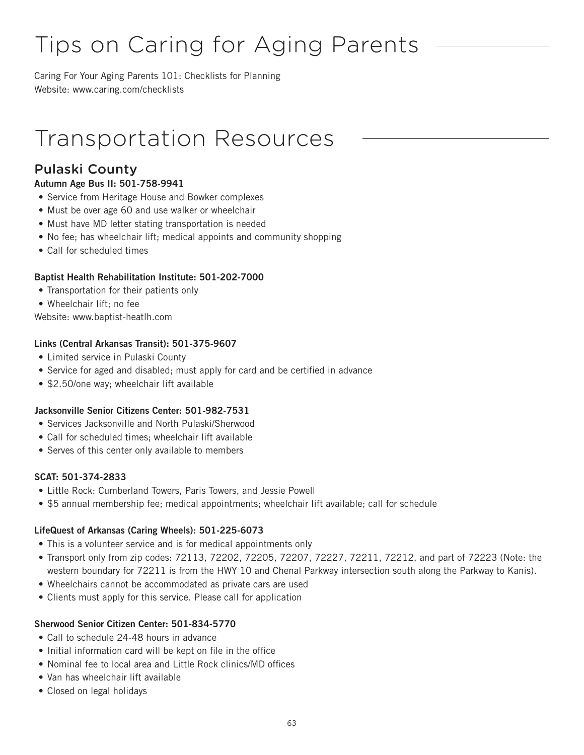# Tips on Caring for Aging Parents

Caring For Your Aging Parents 101: Checklists for Planning
Website: www.caring.com/checklists

# Transportation Resources

## Pulaski County

**Autumn Age Bus II: 501-758-9941**

- Service from Heritage House and Bowker complexes
- Must be over age 60 and use walker or wheelchair
- Must have MD letter stating transportation is needed
- No fee; has wheelchair lift; medical appoints and community shopping
- Call for scheduled times

**Baptist Health Rehabilitation Institute: 501-202-7000**

- Transportation for their patients only
- Wheelchair lift; no fee

Website: www.baptist-heatlh.com

**Links (Central Arkansas Transit): 501-375-9607**

- Limited service in Pulaski County
- Service for aged and disabled; must apply for card and be certified in advance
- $2.50/one way; wheelchair lift available

**Jacksonville Senior Citizens Center: 501-982-7531**

- Services Jacksonville and North Pulaski/Sherwood
- Call for scheduled times; wheelchair lift available
- Serves of this center only available to members

**SCAT: 501-374-2833**

- Little Rock: Cumberland Towers, Paris Towers, and Jessie Powell
- $5 annual membership fee; medical appointments; wheelchair lift available; call for schedule

**LifeQuest of Arkansas (Caring Wheels): 501-225-6073**

- This is a volunteer service and is for medical appointments only
- Transport only from zip codes: 72113, 72202, 72205, 72207, 72227, 72211, 72212, and part of 72223 (Note: the western boundary for 72211 is from the HWY 10 and Chenal Parkway intersection south along the Parkway to Kanis).
- Wheelchairs cannot be accommodated as private cars are used
- Clients must apply for this service. Please call for application

**Sherwood Senior Citizen Center: 501-834-5770**

- Call to schedule 24-48 hours in advance
- Initial information card will be kept on file in the office
- Nominal fee to local area and Little Rock clinics/MD offices
- Van has wheelchair lift available
- Closed on legal holidays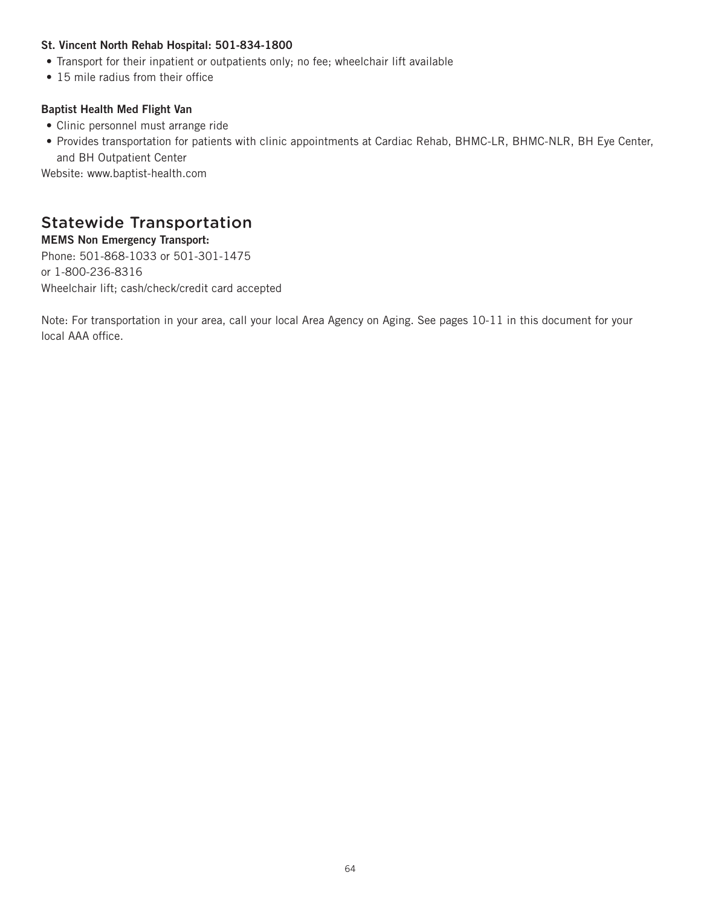**St. Vincent North Rehab Hospital: 501-834-1800**

- Transport for their inpatient or outpatients only; no fee; wheelchair lift available
- 15 mile radius from their office

**Baptist Health Med Flight Van**

- Clinic personnel must arrange ride
- Provides transportation for patients with clinic appointments at Cardiac Rehab, BHMC-LR, BHMC-NLR, BH Eye Center, and BH Outpatient Center

Website: www.baptist-health.com

## Statewide Transportation

**MEMS Non Emergency Transport:**

Phone: 501-868-1033 or 501-301-1475
or 1-800-236-8316
Wheelchair lift; cash/check/credit card accepted

Note: For transportation in your area, call your local Area Agency on Aging. See pages 10-11 in this document for your local AAA office.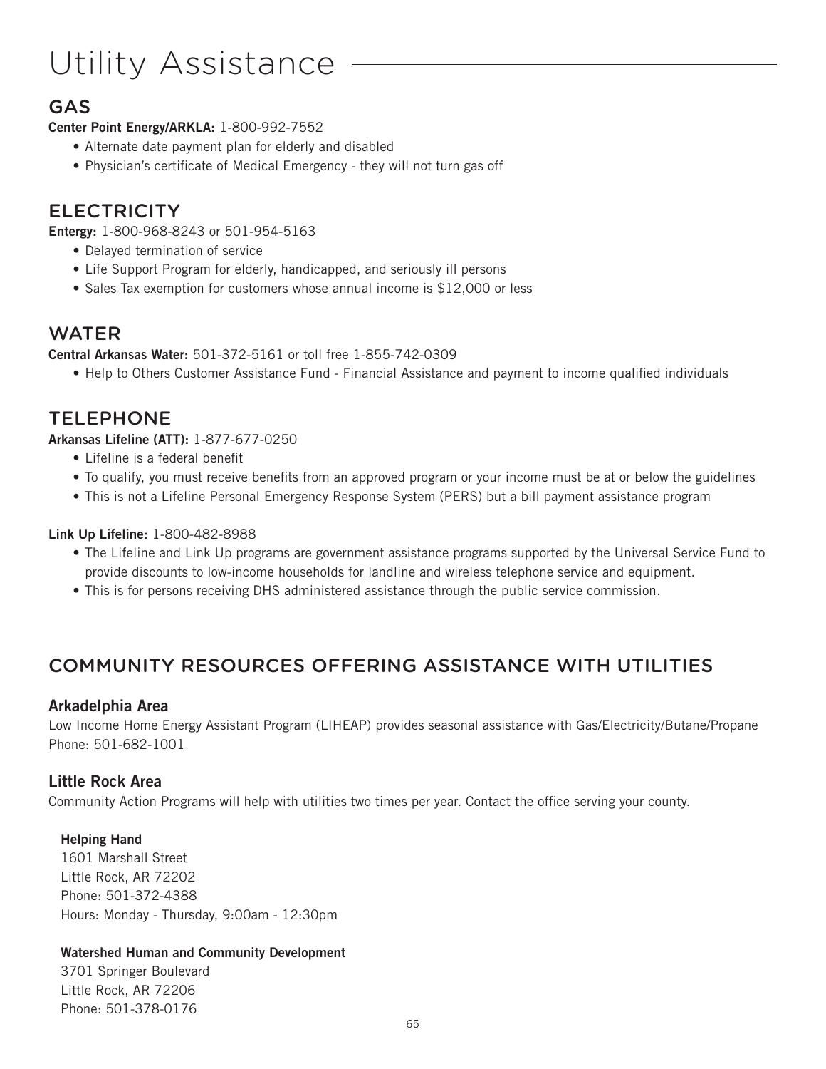# Utility Assistance

## GAS

**Center Point Energy/ARKLA:** 1-800-992-7552

- Alternate date payment plan for elderly and disabled
- Physician's certificate of Medical Emergency - they will not turn gas off

## ELECTRICITY

**Entergy:** 1-800-968-8243 or 501-954-5163

- Delayed termination of service
- Life Support Program for elderly, handicapped, and seriously ill persons
- Sales Tax exemption for customers whose annual income is $12,000 or less

## WATER

**Central Arkansas Water:** 501-372-5161 or toll free 1-855-742-0309

- Help to Others Customer Assistance Fund - Financial Assistance and payment to income qualified individuals

## TELEPHONE

**Arkansas Lifeline (ATT):** 1-877-677-0250

- Lifeline is a federal benefit
- To qualify, you must receive benefits from an approved program or your income must be at or below the guidelines
- This is not a Lifeline Personal Emergency Response System (PERS) but a bill payment assistance program

**Link Up Lifeline:** 1-800-482-8988

- The Lifeline and Link Up programs are government assistance programs supported by the Universal Service Fund to provide discounts to low-income households for landline and wireless telephone service and equipment.
- This is for persons receiving DHS administered assistance through the public service commission.

## COMMUNITY RESOURCES OFFERING ASSISTANCE WITH UTILITIES

### Arkadelphia Area

Low Income Home Energy Assistant Program (LIHEAP) provides seasonal assistance with Gas/Electricity/Butane/Propane
Phone: 501-682-1001

### Little Rock Area

Community Action Programs will help with utilities two times per year. Contact the office serving your county.

**Helping Hand**
1601 Marshall Street
Little Rock, AR 72202
Phone: 501-372-4388
Hours: Monday - Thursday, 9:00am - 12:30pm

**Watershed Human and Community Development**
3701 Springer Boulevard
Little Rock, AR 72206
Phone: 501-378-0176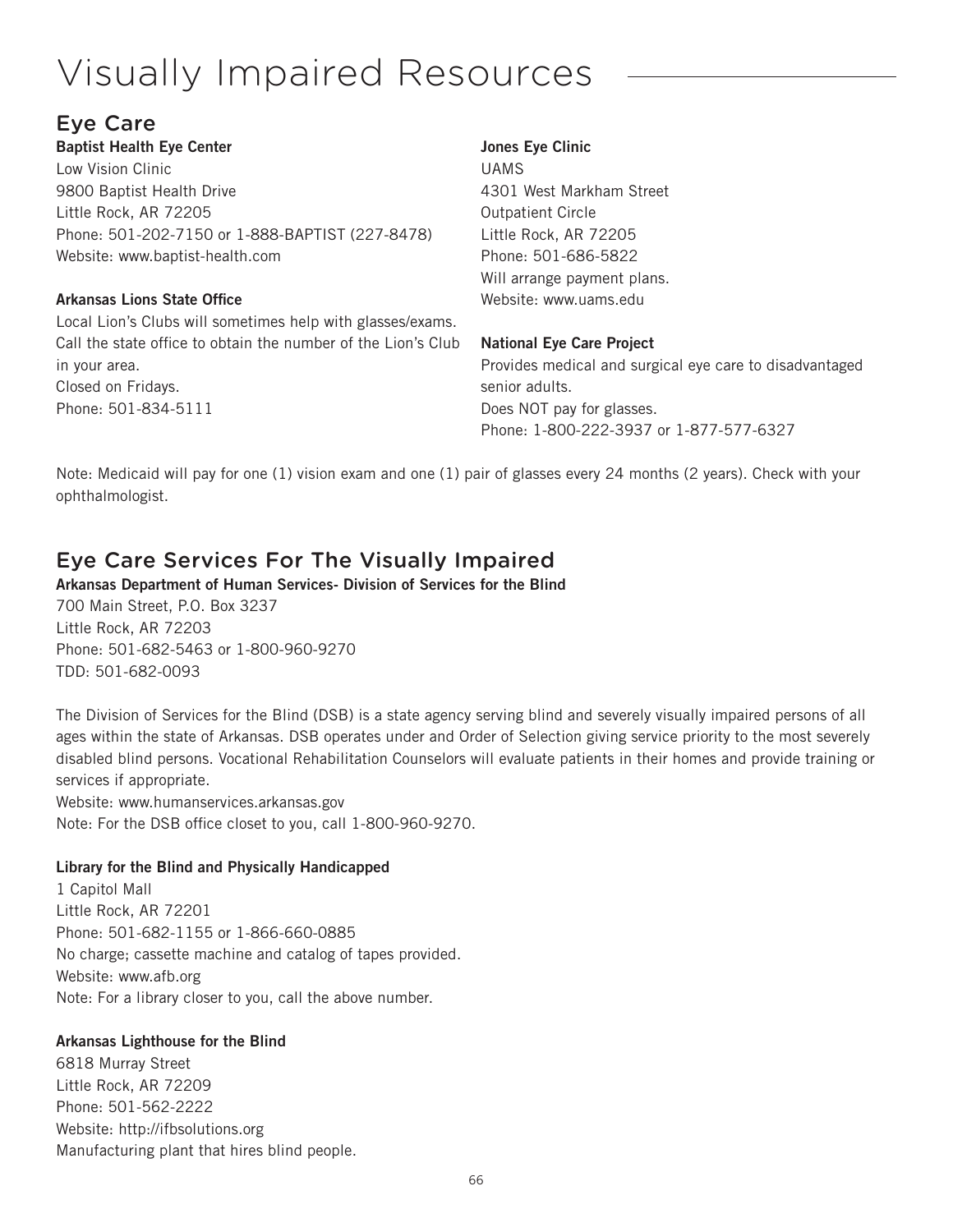# Visually Impaired Resources

## Eye Care

**Baptist Health Eye Center**
Low Vision Clinic
9800 Baptist Health Drive
Little Rock, AR 72205
Phone: 501-202-7150 or 1-888-BAPTIST (227-8478)
Website: www.baptist-health.com

**Arkansas Lions State Office**
Local Lion's Clubs will sometimes help with glasses/exams. Call the state office to obtain the number of the Lion's Club in your area.
Closed on Fridays.
Phone: 501-834-5111

**Jones Eye Clinic**
UAMS
4301 West Markham Street
Outpatient Circle
Little Rock, AR 72205
Phone: 501-686-5822
Will arrange payment plans.
Website: www.uams.edu

**National Eye Care Project**
Provides medical and surgical eye care to disadvantaged senior adults.
Does NOT pay for glasses.
Phone: 1-800-222-3937 or 1-877-577-6327

Note: Medicaid will pay for one (1) vision exam and one (1) pair of glasses every 24 months (2 years). Check with your ophthalmologist.

## Eye Care Services For The Visually Impaired

**Arkansas Department of Human Services- Division of Services for the Blind**
700 Main Street, P.O. Box 3237
Little Rock, AR 72203
Phone: 501-682-5463 or 1-800-960-9270
TDD: 501-682-0093

The Division of Services for the Blind (DSB) is a state agency serving blind and severely visually impaired persons of all ages within the state of Arkansas. DSB operates under and Order of Selection giving service priority to the most severely disabled blind persons. Vocational Rehabilitation Counselors will evaluate patients in their homes and provide training or services if appropriate.
Website: www.humanservices.arkansas.gov
Note: For the DSB office closet to you, call 1-800-960-9270.

**Library for the Blind and Physically Handicapped**
1 Capitol Mall
Little Rock, AR 72201
Phone: 501-682-1155 or 1-866-660-0885
No charge; cassette machine and catalog of tapes provided.
Website: www.afb.org
Note: For a library closer to you, call the above number.

**Arkansas Lighthouse for the Blind**
6818 Murray Street
Little Rock, AR 72209
Phone: 501-562-2222
Website: http://ifbsolutions.org
Manufacturing plant that hires blind people.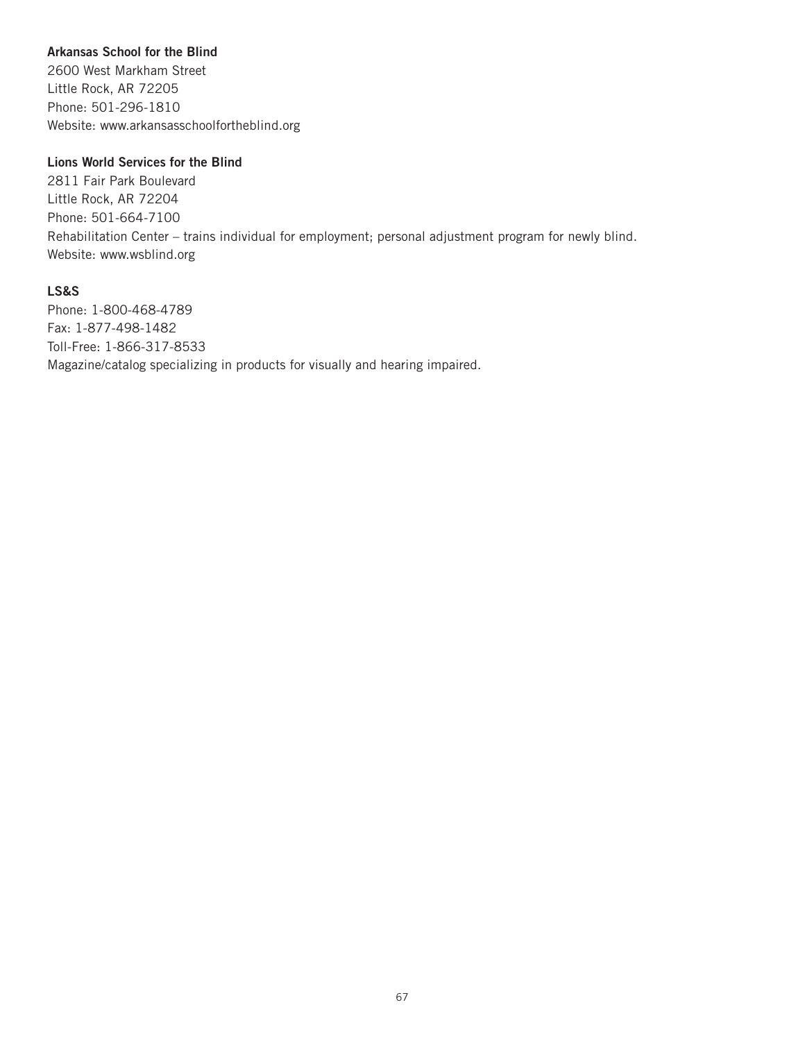**Arkansas School for the Blind**
2600 West Markham Street
Little Rock, AR 72205
Phone: 501-296-1810
Website: www.arkansasschoolfortheblind.org

**Lions World Services for the Blind**
2811 Fair Park Boulevard
Little Rock, AR 72204
Phone: 501-664-7100
Rehabilitation Center – trains individual for employment; personal adjustment program for newly blind.
Website: www.wsblind.org

**LS&S**
Phone: 1-800-468-4789
Fax: 1-877-498-1482
Toll-Free: 1-866-317-8533
Magazine/catalog specializing in products for visually and hearing impaired.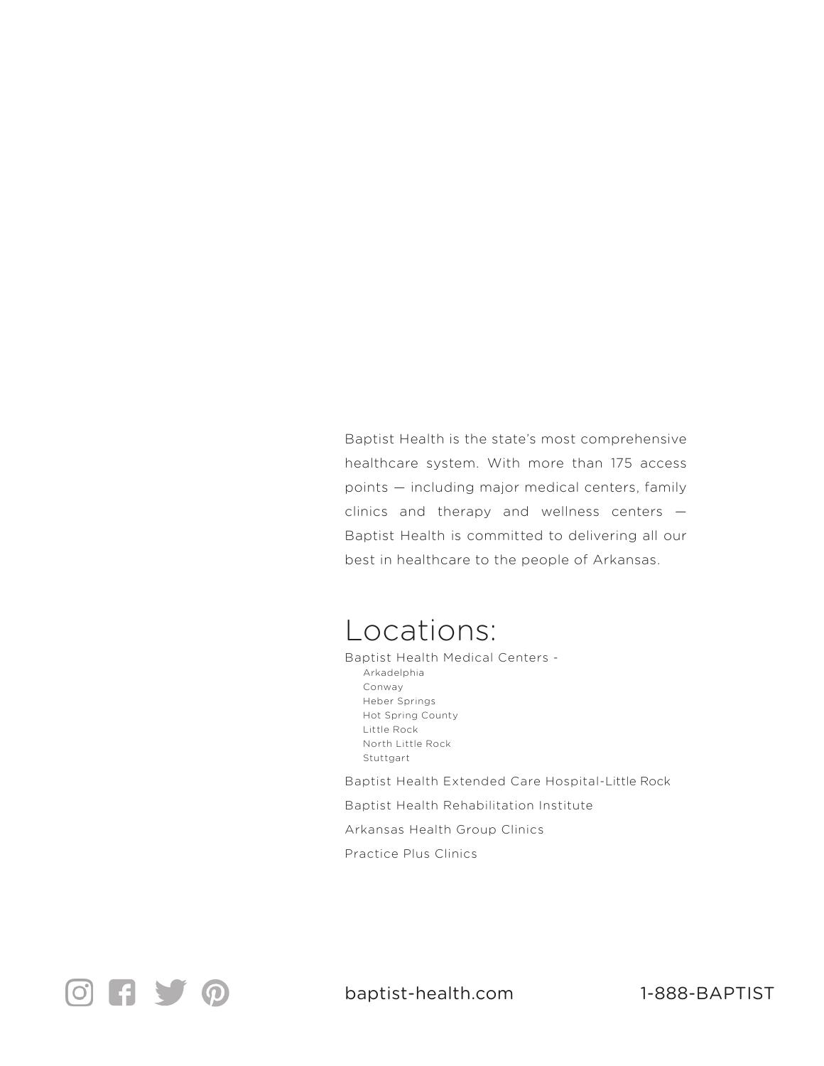Baptist Health is the state's most comprehensive healthcare system. With more than 175 access points — including major medical centers, family clinics and therapy and wellness centers — Baptist Health is committed to delivering all our best in healthcare to the people of Arkansas.

# Locations:

Baptist Health Medical Centers -

- Arkadelphia
- Conway
- Heber Springs
- Hot Spring County
- Little Rock
- North Little Rock
- Stuttgart

Baptist Health Extended Care Hospital-Little Rock

Baptist Health Rehabilitation Institute

Arkansas Health Group Clinics

Practice Plus Clinics

baptist-health.com

1-888-BAPTIST